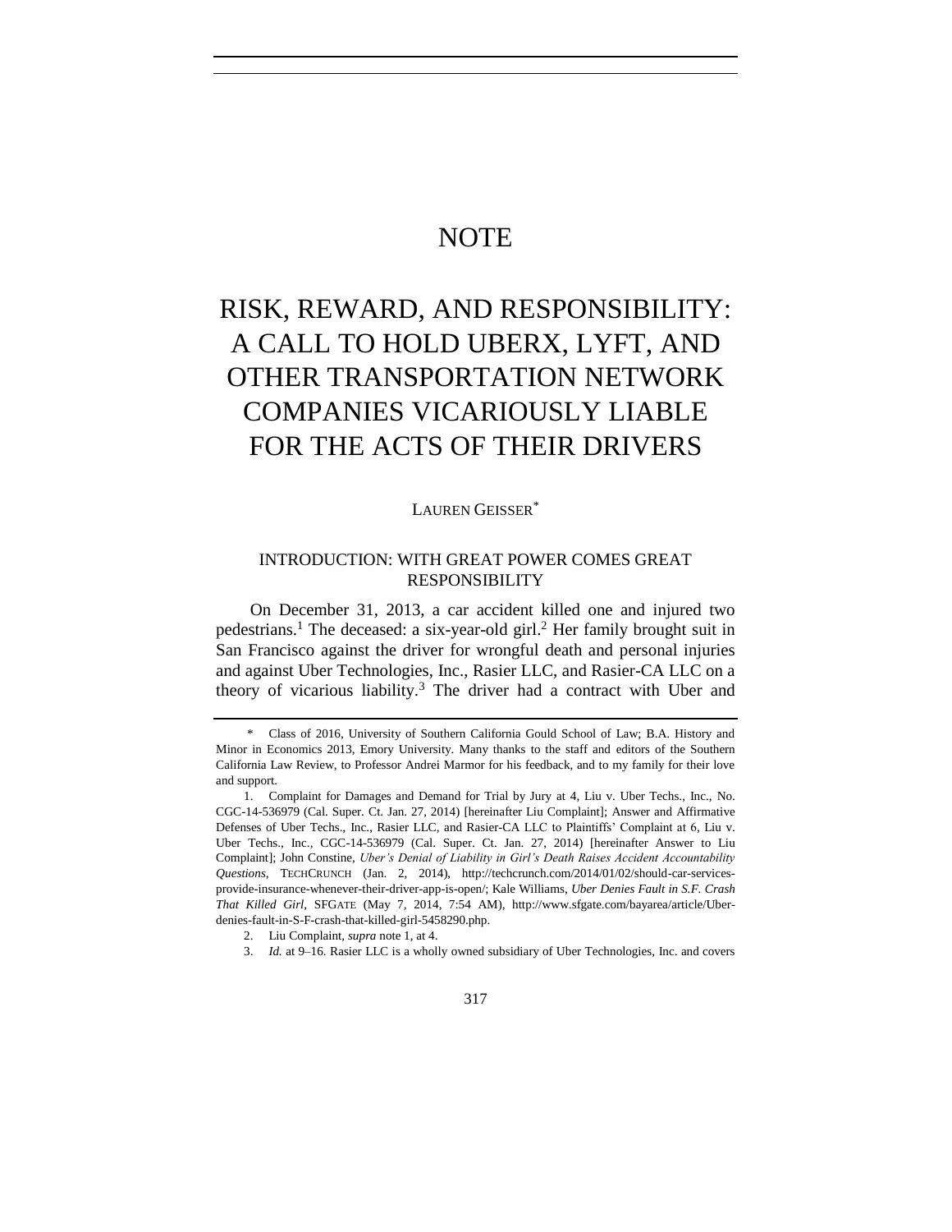# NOTE

# RISK, REWARD, AND RESPONSIBILITY: A CALL TO HOLD UBERX, LYFT, AND OTHER TRANSPORTATION NETWORK COMPANIES VICARIOUSLY LIABLE FOR THE ACTS OF THEIR DRIVERS

LAUREN GEISSER[*]

## INTRODUCTION: WITH GREAT POWER COMES GREAT RESPONSIBILITY

On December 31, 2013, a car accident killed one and injured two pedestrians.[1] The deceased: a six-year-old girl.[2] Her family brought suit in San Francisco against the driver for wrongful death and personal injuries and against Uber Technologies, Inc., Rasier LLC, and Rasier-CA LLC on a theory of vicarious liability.[3] The driver had a contract with Uber and

---

\* Class of 2016, University of Southern California Gould School of Law; B.A. History and Minor in Economics 2013, Emory University. Many thanks to the staff and editors of the Southern California Law Review, to Professor Andrei Marmor for his feedback, and to my family for their love and support.

1. Complaint for Damages and Demand for Trial by Jury at 4, Liu v. Uber Techs., Inc., No. CGC-14-536979 (Cal. Super. Ct. Jan. 27, 2014) [hereinafter Liu Complaint]; Answer and Affirmative Defenses of Uber Techs., Inc., Rasier LLC, and Rasier-CA LLC to Plaintiffs' Complaint at 6, Liu v. Uber Techs., Inc., CGC-14-536979 (Cal. Super. Ct. Jan. 27, 2014) [hereinafter Answer to Liu Complaint]; John Constine, *Uber's Denial of Liability in Girl's Death Raises Accident Accountability Questions*, TECHCRUNCH (Jan. 2, 2014), http://techcrunch.com/2014/01/02/should-car-services-provide-insurance-whenever-their-driver-app-is-open/; Kale Williams, *Uber Denies Fault in S.F. Crash That Killed Girl*, SFGATE (May 7, 2014, 7:54 AM), http://www.sfgate.com/bayarea/article/Uber-denies-fault-in-S-F-crash-that-killed-girl-5458290.php.

2. Liu Complaint, *supra* note 1, at 4.

3. *Id.* at 9–16. Rasier LLC is a wholly owned subsidiary of Uber Technologies, Inc. and covers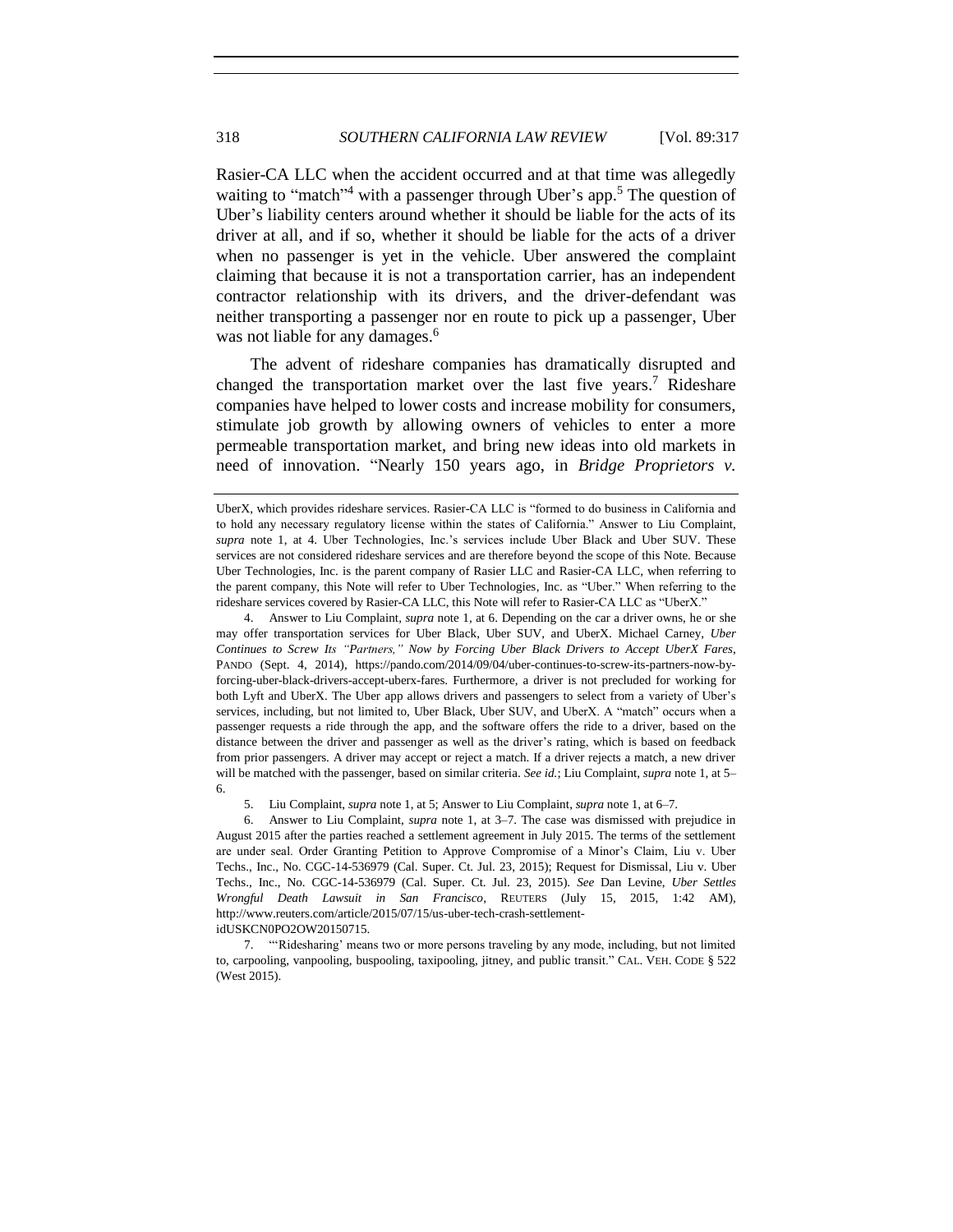Rasier-CA LLC when the accident occurred and at that time was allegedly waiting to "match"[4] with a passenger through Uber's app.[5] The question of Uber's liability centers around whether it should be liable for the acts of its driver at all, and if so, whether it should be liable for the acts of a driver when no passenger is yet in the vehicle. Uber answered the complaint claiming that because it is not a transportation carrier, has an independent contractor relationship with its drivers, and the driver-defendant was neither transporting a passenger nor en route to pick up a passenger, Uber was not liable for any damages.[6]

The advent of rideshare companies has dramatically disrupted and changed the transportation market over the last five years.[7] Rideshare companies have helped to lower costs and increase mobility for consumers, stimulate job growth by allowing owners of vehicles to enter a more permeable transportation market, and bring new ideas into old markets in need of innovation. "Nearly 150 years ago, in *Bridge Proprietors v.*

---

UberX, which provides rideshare services. Rasier-CA LLC is "formed to do business in California and to hold any necessary regulatory license within the states of California." Answer to Liu Complaint, *supra* note 1, at 4. Uber Technologies, Inc.'s services include Uber Black and Uber SUV. These services are not considered rideshare services and are therefore beyond the scope of this Note. Because Uber Technologies, Inc. is the parent company of Rasier LLC and Rasier-CA LLC, when referring to the parent company, this Note will refer to Uber Technologies, Inc. as "Uber." When referring to the rideshare services covered by Rasier-CA LLC, this Note will refer to Rasier-CA LLC as "UberX."

4. Answer to Liu Complaint, *supra* note 1, at 6. Depending on the car a driver owns, he or she may offer transportation services for Uber Black, Uber SUV, and UberX. Michael Carney, *Uber Continues to Screw Its "Partners," Now by Forcing Uber Black Drivers to Accept UberX Fares*, PANDO (Sept. 4, 2014), https://pando.com/2014/09/04/uber-continues-to-screw-its-partners-now-by-forcing-uber-black-drivers-accept-uberx-fares. Furthermore, a driver is not precluded for working for both Lyft and UberX. The Uber app allows drivers and passengers to select from a variety of Uber's services, including, but not limited to, Uber Black, Uber SUV, and UberX. A "match" occurs when a passenger requests a ride through the app, and the software offers the ride to a driver, based on the distance between the driver and passenger as well as the driver's rating, which is based on feedback from prior passengers. A driver may accept or reject a match. If a driver rejects a match, a new driver will be matched with the passenger, based on similar criteria. *See id.*; Liu Complaint, *supra* note 1, at 5–6.

5. Liu Complaint, *supra* note 1, at 5; Answer to Liu Complaint, *supra* note 1, at 6–7.

6. Answer to Liu Complaint, *supra* note 1, at 3–7. The case was dismissed with prejudice in August 2015 after the parties reached a settlement agreement in July 2015. The terms of the settlement are under seal. Order Granting Petition to Approve Compromise of a Minor's Claim, Liu v. Uber Techs., Inc., No. CGC-14-536979 (Cal. Super. Ct. Jul. 23, 2015); Request for Dismissal, Liu v. Uber Techs., Inc., No. CGC-14-536979 (Cal. Super. Ct. Jul. 23, 2015). *See* Dan Levine, *Uber Settles Wrongful Death Lawsuit in San Francisco*, REUTERS (July 15, 2015, 1:42 AM), http://www.reuters.com/article/2015/07/15/us-uber-tech-crash-settlement-idUSKCN0PO2OW20150715.

7. "'Ridesharing' means two or more persons traveling by any mode, including, but not limited to, carpooling, vanpooling, buspooling, taxipooling, jitney, and public transit." CAL. VEH. CODE § 522 (West 2015).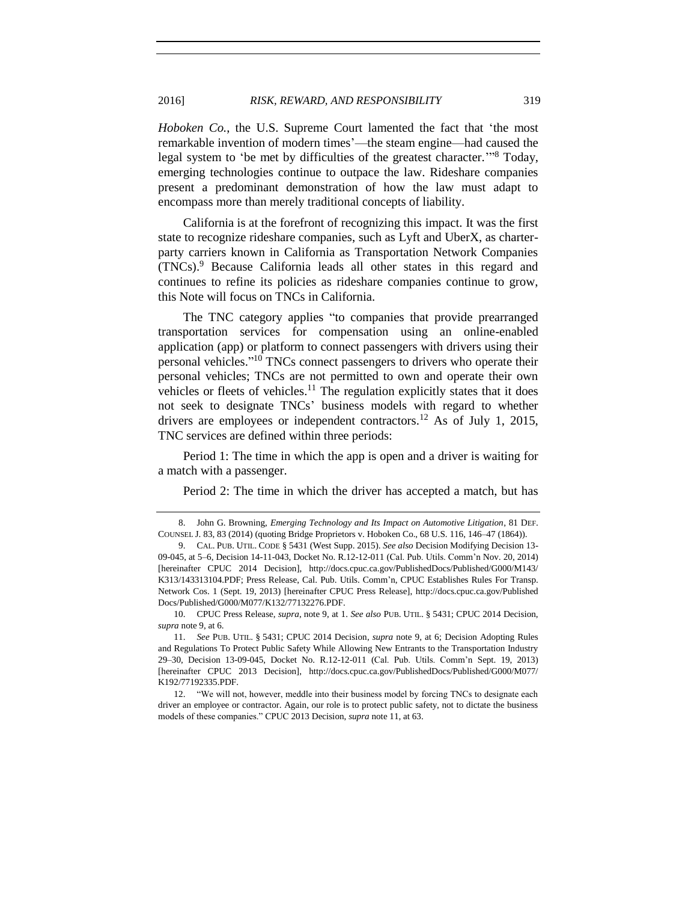*Hoboken Co.*, the U.S. Supreme Court lamented the fact that 'the most remarkable invention of modern times'—the steam engine—had caused the legal system to 'be met by difficulties of the greatest character.'"[8] Today, emerging technologies continue to outpace the law. Rideshare companies present a predominant demonstration of how the law must adapt to encompass more than merely traditional concepts of liability.

California is at the forefront of recognizing this impact. It was the first state to recognize rideshare companies, such as Lyft and UberX, as charter-party carriers known in California as Transportation Network Companies (TNCs).[9] Because California leads all other states in this regard and continues to refine its policies as rideshare companies continue to grow, this Note will focus on TNCs in California.

The TNC category applies "to companies that provide prearranged transportation services for compensation using an online-enabled application (app) or platform to connect passengers with drivers using their personal vehicles."[10] TNCs connect passengers to drivers who operate their personal vehicles; TNCs are not permitted to own and operate their own vehicles or fleets of vehicles.[11] The regulation explicitly states that it does not seek to designate TNCs' business models with regard to whether drivers are employees or independent contractors.[12] As of July 1, 2015, TNC services are defined within three periods:

Period 1: The time in which the app is open and a driver is waiting for a match with a passenger.

Period 2: The time in which the driver has accepted a match, but has

---

8. John G. Browning, *Emerging Technology and Its Impact on Automotive Litigation*, 81 DEF. COUNSEL J. 83, 83 (2014) (quoting Bridge Proprietors v. Hoboken Co., 68 U.S. 116, 146–47 (1864)).

9. CAL. PUB. UTIL. CODE § 5431 (West Supp. 2015). *See also* Decision Modifying Decision 13-09-045, at 5–6, Decision 14-11-043, Docket No. R.12-12-011 (Cal. Pub. Utils. Comm'n Nov. 20, 2014) [hereinafter CPUC 2014 Decision], http://docs.cpuc.ca.gov/PublishedDocs/Published/G000/M143/K313/143313104.PDF; Press Release, Cal. Pub. Utils. Comm'n, CPUC Establishes Rules For Transp. Network Cos. 1 (Sept. 19, 2013) [hereinafter CPUC Press Release], http://docs.cpuc.ca.gov/Published Docs/Published/G000/M077/K132/77132276.PDF.

10. CPUC Press Release, *supra*, note 9, at 1. *See also* PUB. UTIL. § 5431; CPUC 2014 Decision, *supra* note 9, at 6.

11. *See* PUB. UTIL. § 5431; CPUC 2014 Decision, *supra* note 9, at 6; Decision Adopting Rules and Regulations To Protect Public Safety While Allowing New Entrants to the Transportation Industry 29–30, Decision 13-09-045, Docket No. R.12-12-011 (Cal. Pub. Utils. Comm'n Sept. 19, 2013) [hereinafter CPUC 2013 Decision], http://docs.cpuc.ca.gov/PublishedDocs/Published/G000/M077/K192/77192335.PDF.

12. "We will not, however, meddle into their business model by forcing TNCs to designate each driver an employee or contractor. Again, our role is to protect public safety, not to dictate the business models of these companies." CPUC 2013 Decision, *supra* note 11, at 63.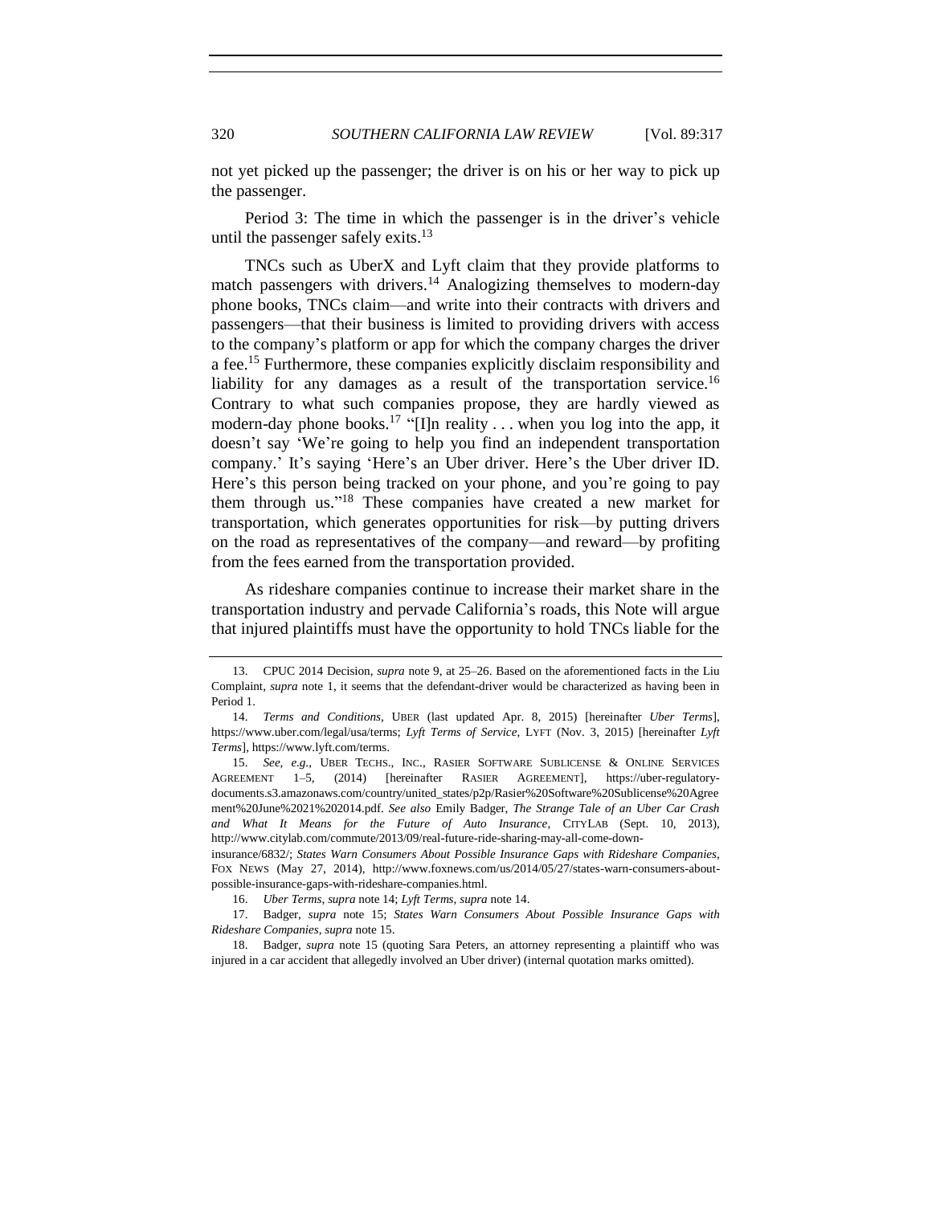not yet picked up the passenger; the driver is on his or her way to pick up the passenger.

Period 3: The time in which the passenger is in the driver's vehicle until the passenger safely exits.[13]

TNCs such as UberX and Lyft claim that they provide platforms to match passengers with drivers.[14] Analogizing themselves to modern-day phone books, TNCs claim—and write into their contracts with drivers and passengers—that their business is limited to providing drivers with access to the company's platform or app for which the company charges the driver a fee.[15] Furthermore, these companies explicitly disclaim responsibility and liability for any damages as a result of the transportation service.[16] Contrary to what such companies propose, they are hardly viewed as modern-day phone books.[17] "[I]n reality . . . when you log into the app, it doesn't say 'We're going to help you find an independent transportation company.' It's saying 'Here's an Uber driver. Here's the Uber driver ID. Here's this person being tracked on your phone, and you're going to pay them through us.'"[18] These companies have created a new market for transportation, which generates opportunities for risk—by putting drivers on the road as representatives of the company—and reward—by profiting from the fees earned from the transportation provided.

As rideshare companies continue to increase their market share in the transportation industry and pervade California's roads, this Note will argue that injured plaintiffs must have the opportunity to hold TNCs liable for the

---

13. CPUC 2014 Decision, *supra* note 9, at 25–26. Based on the aforementioned facts in the Liu Complaint, *supra* note 1, it seems that the defendant-driver would be characterized as having been in Period 1.

14. *Terms and Conditions*, UBER (last updated Apr. 8, 2015) [hereinafter *Uber Terms*], https://www.uber.com/legal/usa/terms; *Lyft Terms of Service*, LYFT (Nov. 3, 2015) [hereinafter *Lyft Terms*], https://www.lyft.com/terms.

15. *See, e.g.*, UBER TECHS., INC., RASIER SOFTWARE SUBLICENSE & ONLINE SERVICES AGREEMENT 1–5, (2014) [hereinafter RASIER AGREEMENT], https://uber-regulatory-documents.s3.amazonaws.com/country/united_states/p2p/Rasier%20Software%20Sublicense%20Agreement%20June%2021%202014.pdf. *See also* Emily Badger, *The Strange Tale of an Uber Car Crash and What It Means for the Future of Auto Insurance*, CITYLAB (Sept. 10, 2013), http://www.citylab.com/commute/2013/09/real-future-ride-sharing-may-all-come-down-insurance/6832/; *States Warn Consumers About Possible Insurance Gaps with Rideshare Companies*, FOX NEWS (May 27, 2014), http://www.foxnews.com/us/2014/05/27/states-warn-consumers-about-possible-insurance-gaps-with-rideshare-companies.html.

16. *Uber Terms*, *supra* note 14; *Lyft Terms*, *supra* note 14.

17. Badger, *supra* note 15; *States Warn Consumers About Possible Insurance Gaps with Rideshare Companies*, *supra* note 15.

18. Badger, *supra* note 15 (quoting Sara Peters, an attorney representing a plaintiff who was injured in a car accident that allegedly involved an Uber driver) (internal quotation marks omitted).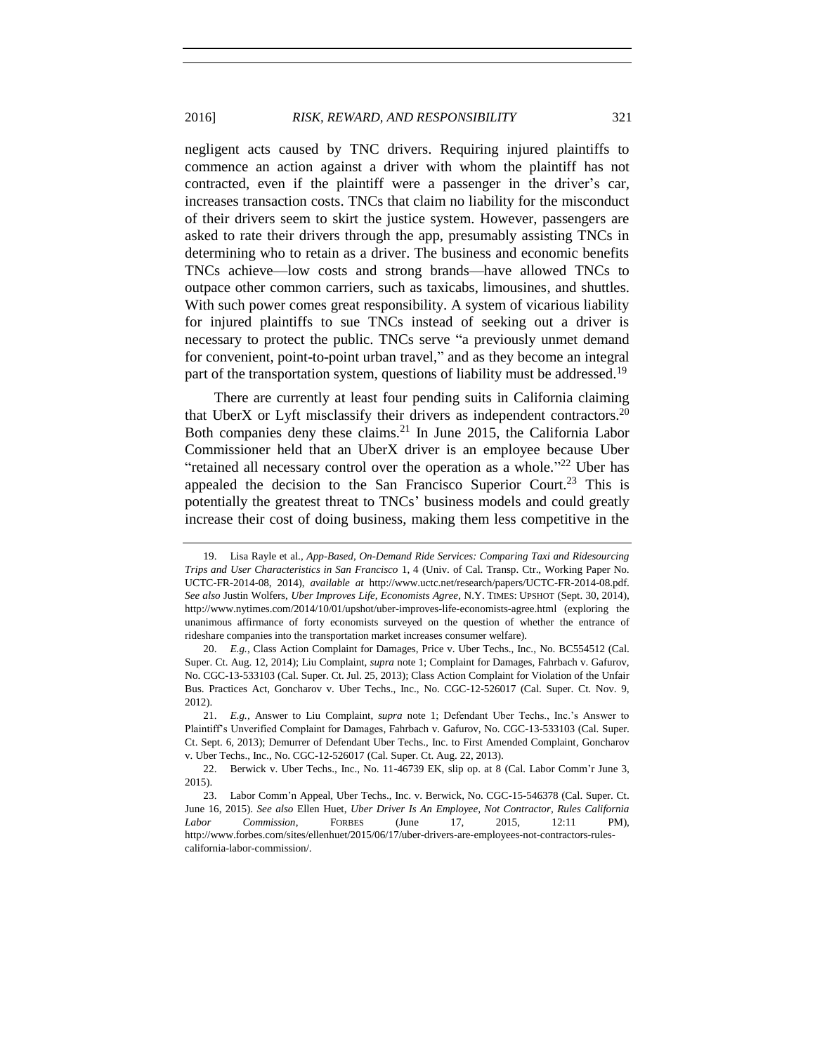negligent acts caused by TNC drivers. Requiring injured plaintiffs to commence an action against a driver with whom the plaintiff has not contracted, even if the plaintiff were a passenger in the driver's car, increases transaction costs. TNCs that claim no liability for the misconduct of their drivers seem to skirt the justice system. However, passengers are asked to rate their drivers through the app, presumably assisting TNCs in determining who to retain as a driver. The business and economic benefits TNCs achieve—low costs and strong brands—have allowed TNCs to outpace other common carriers, such as taxicabs, limousines, and shuttles. With such power comes great responsibility. A system of vicarious liability for injured plaintiffs to sue TNCs instead of seeking out a driver is necessary to protect the public. TNCs serve "a previously unmet demand for convenient, point-to-point urban travel," and as they become an integral part of the transportation system, questions of liability must be addressed.[19]

There are currently at least four pending suits in California claiming that UberX or Lyft misclassify their drivers as independent contractors.[20] Both companies deny these claims.[21] In June 2015, the California Labor Commissioner held that an UberX driver is an employee because Uber "retained all necessary control over the operation as a whole."[22] Uber has appealed the decision to the San Francisco Superior Court.[23] This is potentially the greatest threat to TNCs' business models and could greatly increase their cost of doing business, making them less competitive in the

---

19. Lisa Rayle et al., *App-Based, On-Demand Ride Services: Comparing Taxi and Ridesourcing Trips and User Characteristics in San Francisco* 1, 4 (Univ. of Cal. Transp. Ctr., Working Paper No. UCTC-FR-2014-08, 2014), *available at* http://www.uctc.net/research/papers/UCTC-FR-2014-08.pdf. *See also* Justin Wolfers, *Uber Improves Life, Economists Agree*, N.Y. TIMES: UPSHOT (Sept. 30, 2014), http://www.nytimes.com/2014/10/01/upshot/uber-improves-life-economists-agree.html (exploring the unanimous affirmance of forty economists surveyed on the question of whether the entrance of rideshare companies into the transportation market increases consumer welfare).

20. *E.g.*, Class Action Complaint for Damages, Price v. Uber Techs., Inc., No. BC554512 (Cal. Super. Ct. Aug. 12, 2014); Liu Complaint, *supra* note 1; Complaint for Damages, Fahrbach v. Gafurov, No. CGC-13-533103 (Cal. Super. Ct. Jul. 25, 2013); Class Action Complaint for Violation of the Unfair Bus. Practices Act, Goncharov v. Uber Techs., Inc., No. CGC-12-526017 (Cal. Super. Ct. Nov. 9, 2012).

21. *E.g.*, Answer to Liu Complaint, *supra* note 1; Defendant Uber Techs., Inc.'s Answer to Plaintiff's Unverified Complaint for Damages, Fahrbach v. Gafurov, No. CGC-13-533103 (Cal. Super. Ct. Sept. 6, 2013); Demurrer of Defendant Uber Techs., Inc. to First Amended Complaint, Goncharov v. Uber Techs., Inc., No. CGC-12-526017 (Cal. Super. Ct. Aug. 22, 2013).

22. Berwick v. Uber Techs., Inc., No. 11-46739 EK, slip op. at 8 (Cal. Labor Comm'r June 3, 2015).

23. Labor Comm'n Appeal, Uber Techs., Inc. v. Berwick, No. CGC-15-546378 (Cal. Super. Ct. June 16, 2015). *See also* Ellen Huet, *Uber Driver Is An Employee, Not Contractor, Rules California Labor Commission*, FORBES (June 17, 2015, 12:11 PM), http://www.forbes.com/sites/ellenhuet/2015/06/17/uber-drivers-are-employees-not-contractors-rules-california-labor-commission/.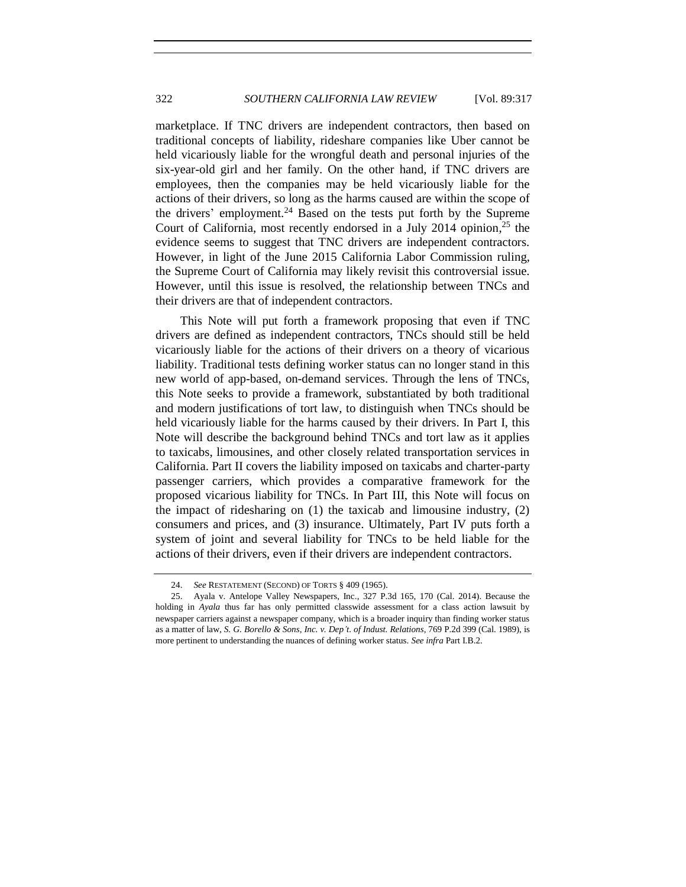marketplace. If TNC drivers are independent contractors, then based on traditional concepts of liability, rideshare companies like Uber cannot be held vicariously liable for the wrongful death and personal injuries of the six-year-old girl and her family. On the other hand, if TNC drivers are employees, then the companies may be held vicariously liable for the actions of their drivers, so long as the harms caused are within the scope of the drivers' employment.[24] Based on the tests put forth by the Supreme Court of California, most recently endorsed in a July 2014 opinion,[25] the evidence seems to suggest that TNC drivers are independent contractors. However, in light of the June 2015 California Labor Commission ruling, the Supreme Court of California may likely revisit this controversial issue. However, until this issue is resolved, the relationship between TNCs and their drivers are that of independent contractors.

This Note will put forth a framework proposing that even if TNC drivers are defined as independent contractors, TNCs should still be held vicariously liable for the actions of their drivers on a theory of vicarious liability. Traditional tests defining worker status can no longer stand in this new world of app-based, on-demand services. Through the lens of TNCs, this Note seeks to provide a framework, substantiated by both traditional and modern justifications of tort law, to distinguish when TNCs should be held vicariously liable for the harms caused by their drivers. In Part I, this Note will describe the background behind TNCs and tort law as it applies to taxicabs, limousines, and other closely related transportation services in California. Part II covers the liability imposed on taxicabs and charter-party passenger carriers, which provides a comparative framework for the proposed vicarious liability for TNCs. In Part III, this Note will focus on the impact of ridesharing on (1) the taxicab and limousine industry, (2) consumers and prices, and (3) insurance. Ultimately, Part IV puts forth a system of joint and several liability for TNCs to be held liable for the actions of their drivers, even if their drivers are independent contractors.

---

24. *See* RESTATEMENT (SECOND) OF TORTS § 409 (1965).

25. Ayala v. Antelope Valley Newspapers, Inc., 327 P.3d 165, 170 (Cal. 2014). Because the holding in *Ayala* thus far has only permitted classwide assessment for a class action lawsuit by newspaper carriers against a newspaper company, which is a broader inquiry than finding worker status as a matter of law, *S. G. Borello & Sons, Inc. v. Dep't. of Indust. Relations*, 769 P.2d 399 (Cal. 1989), is more pertinent to understanding the nuances of defining worker status. *See infra* Part I.B.2.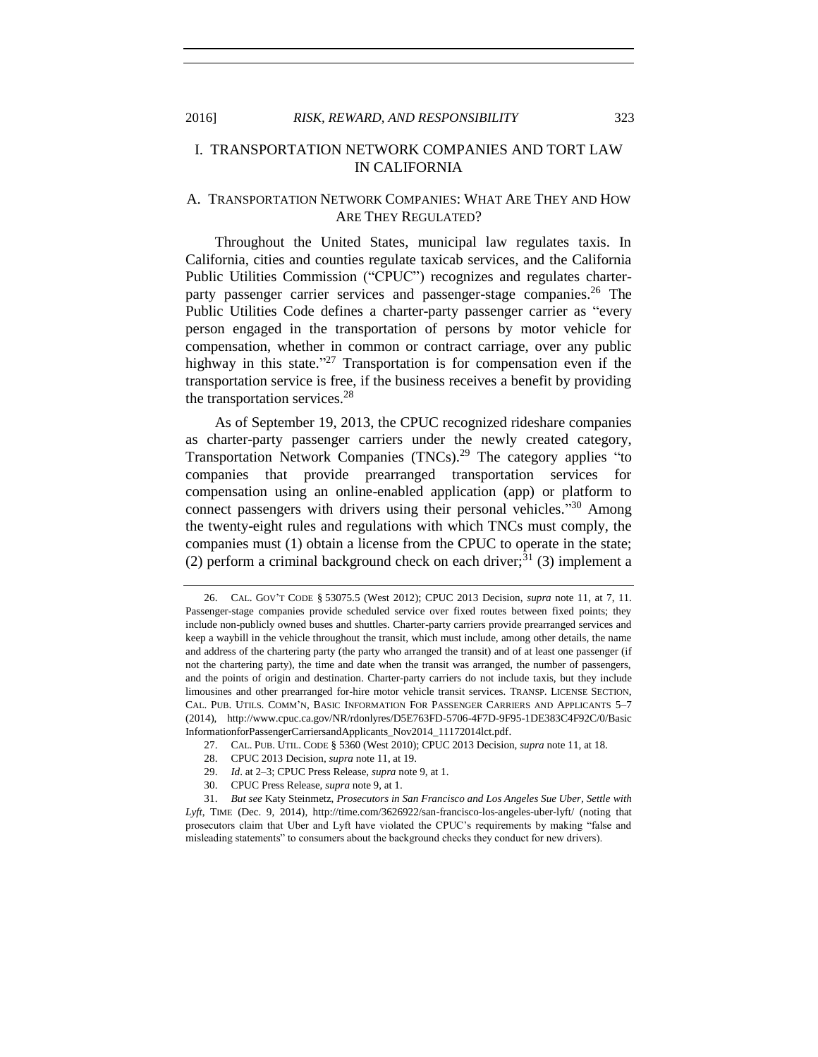# I. TRANSPORTATION NETWORK COMPANIES AND TORT LAW IN CALIFORNIA

## A. TRANSPORTATION NETWORK COMPANIES: WHAT ARE THEY AND HOW ARE THEY REGULATED?

Throughout the United States, municipal law regulates taxis. In California, cities and counties regulate taxicab services, and the California Public Utilities Commission ("CPUC") recognizes and regulates charter-party passenger carrier services and passenger-stage companies.[26] The Public Utilities Code defines a charter-party passenger carrier as "every person engaged in the transportation of persons by motor vehicle for compensation, whether in common or contract carriage, over any public highway in this state."[27] Transportation is for compensation even if the transportation service is free, if the business receives a benefit by providing the transportation services.[28]

As of September 19, 2013, the CPUC recognized rideshare companies as charter-party passenger carriers under the newly created category, Transportation Network Companies (TNCs).[29] The category applies "to companies that provide prearranged transportation services for compensation using an online-enabled application (app) or platform to connect passengers with drivers using their personal vehicles."[30] Among the twenty-eight rules and regulations with which TNCs must comply, the companies must (1) obtain a license from the CPUC to operate in the state; (2) perform a criminal background check on each driver;[31] (3) implement a

---

26. CAL. GOV'T CODE § 53075.5 (West 2012); CPUC 2013 Decision, *supra* note 11, at 7, 11. Passenger-stage companies provide scheduled service over fixed routes between fixed points; they include non-publicly owned buses and shuttles. Charter-party carriers provide prearranged services and keep a waybill in the vehicle throughout the transit, which must include, among other details, the name and address of the chartering party (the party who arranged the transit) and of at least one passenger (if not the chartering party), the time and date when the transit was arranged, the number of passengers, and the points of origin and destination. Charter-party carriers do not include taxis, but they include limousines and other prearranged for-hire motor vehicle transit services. TRANSP. LICENSE SECTION, CAL. PUB. UTILS. COMM'N, BASIC INFORMATION FOR PASSENGER CARRIERS AND APPLICANTS 5–7 (2014), http://www.cpuc.ca.gov/NR/rdonlyres/D5E763FD-5706-4F7D-9F95-1DE383C4F92C/0/BasicInformationforPassengerCarriersandApplicants_Nov2014_11172014lct.pdf.

27. CAL. PUB. UTIL. CODE § 5360 (West 2010); CPUC 2013 Decision, *supra* note 11, at 18.

28. CPUC 2013 Decision, *supra* note 11, at 19.

29. *Id*. at 2–3; CPUC Press Release, *supra* note 9, at 1.

30. CPUC Press Release, *supra* note 9, at 1.

31. *But see* Katy Steinmetz, *Prosecutors in San Francisco and Los Angeles Sue Uber, Settle with Lyft*, TIME (Dec. 9, 2014), http://time.com/3626922/san-francisco-los-angeles-uber-lyft/ (noting that prosecutors claim that Uber and Lyft have violated the CPUC's requirements by making "false and misleading statements" to consumers about the background checks they conduct for new drivers).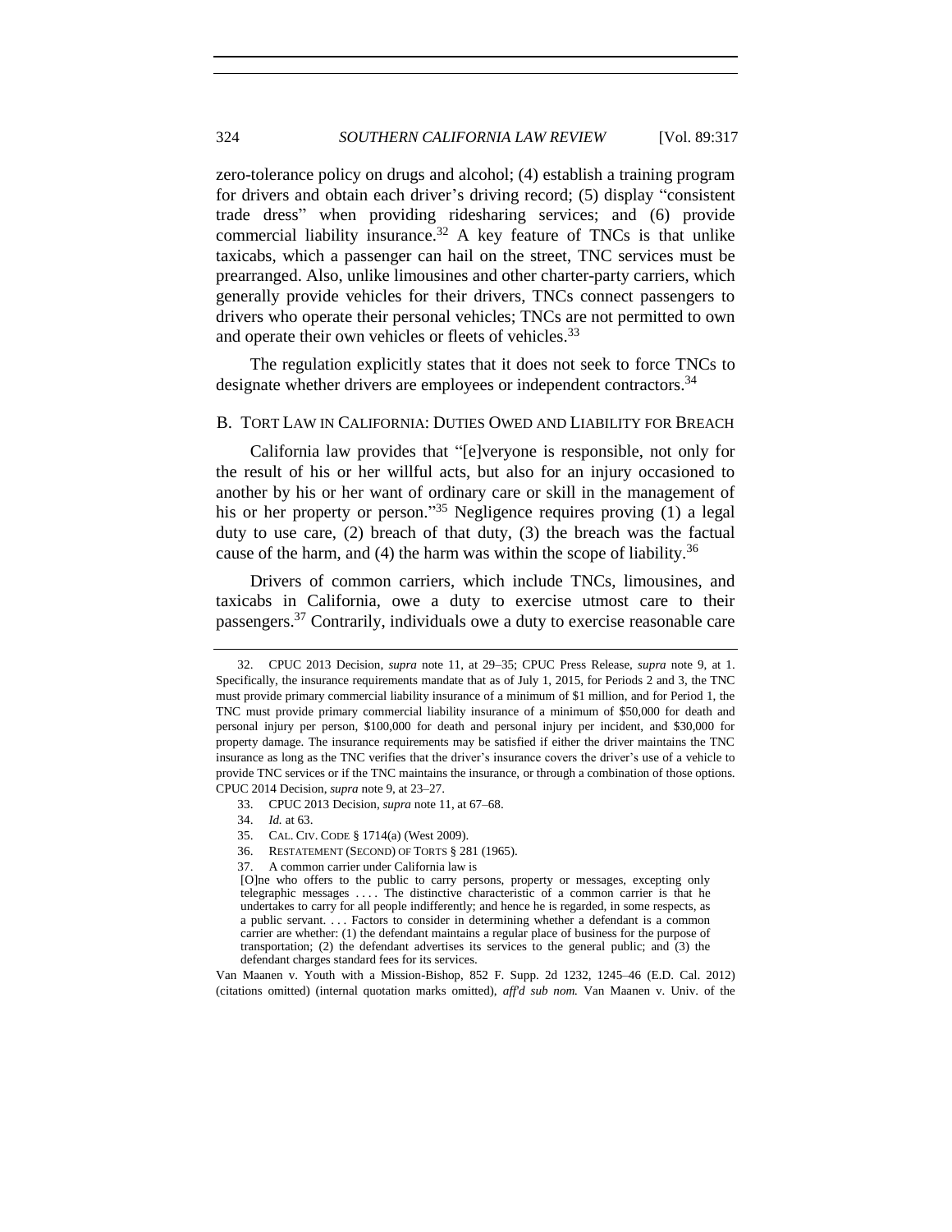zero-tolerance policy on drugs and alcohol; (4) establish a training program for drivers and obtain each driver's driving record; (5) display "consistent trade dress" when providing ridesharing services; and (6) provide commercial liability insurance.[32] A key feature of TNCs is that unlike taxicabs, which a passenger can hail on the street, TNC services must be prearranged. Also, unlike limousines and other charter-party carriers, which generally provide vehicles for their drivers, TNCs connect passengers to drivers who operate their personal vehicles; TNCs are not permitted to own and operate their own vehicles or fleets of vehicles.[33]

The regulation explicitly states that it does not seek to force TNCs to designate whether drivers are employees or independent contractors.[34]

### B. Tort Law in California: Duties Owed and Liability for Breach

California law provides that "[e]veryone is responsible, not only for the result of his or her willful acts, but also for an injury occasioned to another by his or her want of ordinary care or skill in the management of his or her property or person."[35] Negligence requires proving (1) a legal duty to use care, (2) breach of that duty, (3) the breach was the factual cause of the harm, and (4) the harm was within the scope of liability.[36]

Drivers of common carriers, which include TNCs, limousines, and taxicabs in California, owe a duty to exercise utmost care to their passengers.[37] Contrarily, individuals owe a duty to exercise reasonable care

---

32. CPUC 2013 Decision, *supra* note 11, at 29–35; CPUC Press Release, *supra* note 9, at 1. Specifically, the insurance requirements mandate that as of July 1, 2015, for Periods 2 and 3, the TNC must provide primary commercial liability insurance of a minimum of $1 million, and for Period 1, the TNC must provide primary commercial liability insurance of a minimum of $50,000 for death and personal injury per person, $100,000 for death and personal injury per incident, and $30,000 for property damage. The insurance requirements may be satisfied if either the driver maintains the TNC insurance as long as the TNC verifies that the driver's insurance covers the driver's use of a vehicle to provide TNC services or if the TNC maintains the insurance, or through a combination of those options. CPUC 2014 Decision, *supra* note 9, at 23–27.

33. CPUC 2013 Decision, *supra* note 11, at 67–68.

34. *Id.* at 63.

35. CAL. CIV. CODE § 1714(a) (West 2009).

36. RESTATEMENT (SECOND) OF TORTS § 281 (1965).

37. A common carrier under California law is

> [O]ne who offers to the public to carry persons, property or messages, excepting only telegraphic messages . . . . The distinctive characteristic of a common carrier is that he undertakes to carry for all people indifferently; and hence he is regarded, in some respects, as a public servant. . . . Factors to consider in determining whether a defendant is a common carrier are whether: (1) the defendant maintains a regular place of business for the purpose of transportation; (2) the defendant advertises its services to the general public; and (3) the defendant charges standard fees for its services.

Van Maanen v. Youth with a Mission-Bishop, 852 F. Supp. 2d 1232, 1245–46 (E.D. Cal. 2012) (citations omitted) (internal quotation marks omitted), *aff'd sub nom.* Van Maanen v. Univ. of the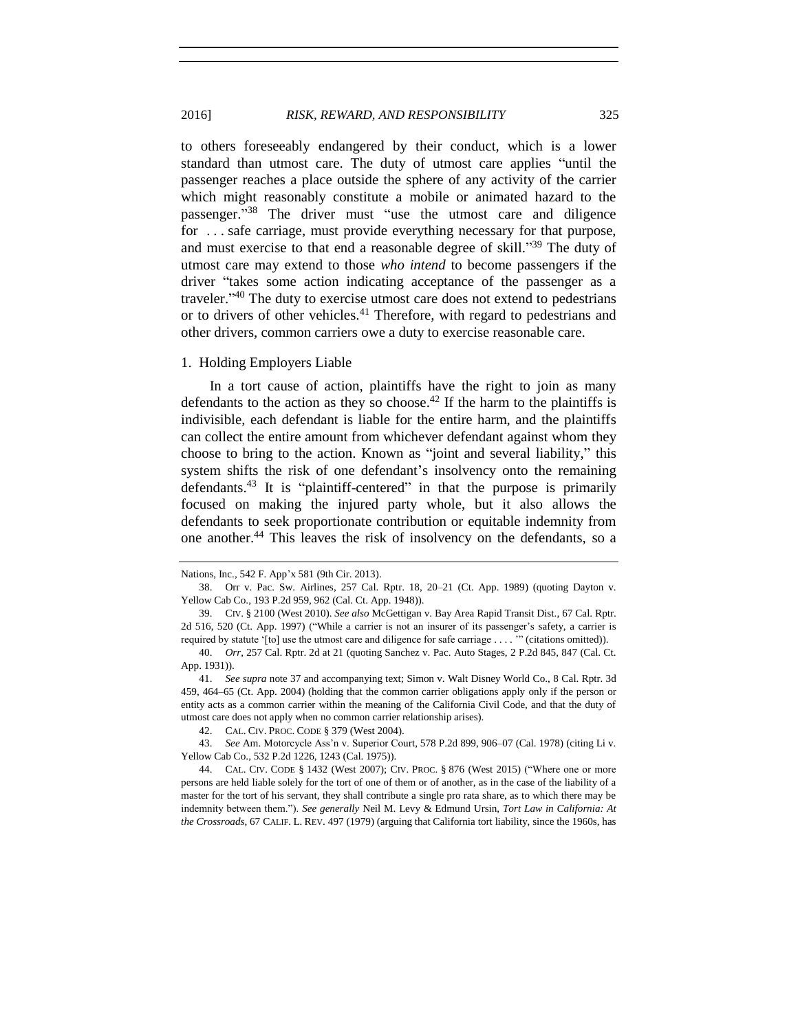to others foreseeably endangered by their conduct, which is a lower standard than utmost care. The duty of utmost care applies "until the passenger reaches a place outside the sphere of any activity of the carrier which might reasonably constitute a mobile or animated hazard to the passenger."[38] The driver must "use the utmost care and diligence for . . . safe carriage, must provide everything necessary for that purpose, and must exercise to that end a reasonable degree of skill."[39] The duty of utmost care may extend to those *who intend* to become passengers if the driver "takes some action indicating acceptance of the passenger as a traveler."[40] The duty to exercise utmost care does not extend to pedestrians or to drivers of other vehicles.[41] Therefore, with regard to pedestrians and other drivers, common carriers owe a duty to exercise reasonable care.

### 1. Holding Employers Liable

In a tort cause of action, plaintiffs have the right to join as many defendants to the action as they so choose.[42] If the harm to the plaintiffs is indivisible, each defendant is liable for the entire harm, and the plaintiffs can collect the entire amount from whichever defendant against whom they choose to bring to the action. Known as "joint and several liability," this system shifts the risk of one defendant's insolvency onto the remaining defendants.[43] It is "plaintiff-centered" in that the purpose is primarily focused on making the injured party whole, but it also allows the defendants to seek proportionate contribution or equitable indemnity from one another.[44] This leaves the risk of insolvency on the defendants, so a

---

Nations, Inc., 542 F. App'x 581 (9th Cir. 2013).

38. Orr v. Pac. Sw. Airlines, 257 Cal. Rptr. 18, 20–21 (Ct. App. 1989) (quoting Dayton v. Yellow Cab Co., 193 P.2d 959, 962 (Cal. Ct. App. 1948)).

39. CIV. § 2100 (West 2010). *See also* McGettigan v. Bay Area Rapid Transit Dist., 67 Cal. Rptr. 2d 516, 520 (Ct. App. 1997) ("While a carrier is not an insurer of its passenger's safety, a carrier is required by statute '[to] use the utmost care and diligence for safe carriage . . . . '" (citations omitted)).

40. *Orr*, 257 Cal. Rptr. 2d at 21 (quoting Sanchez v. Pac. Auto Stages, 2 P.2d 845, 847 (Cal. Ct. App. 1931)).

41. *See supra* note 37 and accompanying text; Simon v. Walt Disney World Co., 8 Cal. Rptr. 3d 459, 464–65 (Ct. App. 2004) (holding that the common carrier obligations apply only if the person or entity acts as a common carrier within the meaning of the California Civil Code, and that the duty of utmost care does not apply when no common carrier relationship arises).

42. CAL. CIV. PROC. CODE § 379 (West 2004).

43. *See* Am. Motorcycle Ass'n v. Superior Court, 578 P.2d 899, 906–07 (Cal. 1978) (citing Li v. Yellow Cab Co., 532 P.2d 1226, 1243 (Cal. 1975)).

44. CAL. CIV. CODE § 1432 (West 2007); CIV. PROC. § 876 (West 2015) ("Where one or more persons are held liable solely for the tort of one of them or of another, as in the case of the liability of a master for the tort of his servant, they shall contribute a single pro rata share, as to which there may be indemnity between them."). *See generally* Neil M. Levy & Edmund Ursin, *Tort Law in California: At the Crossroads*, 67 CALIF. L. REV. 497 (1979) (arguing that California tort liability, since the 1960s, has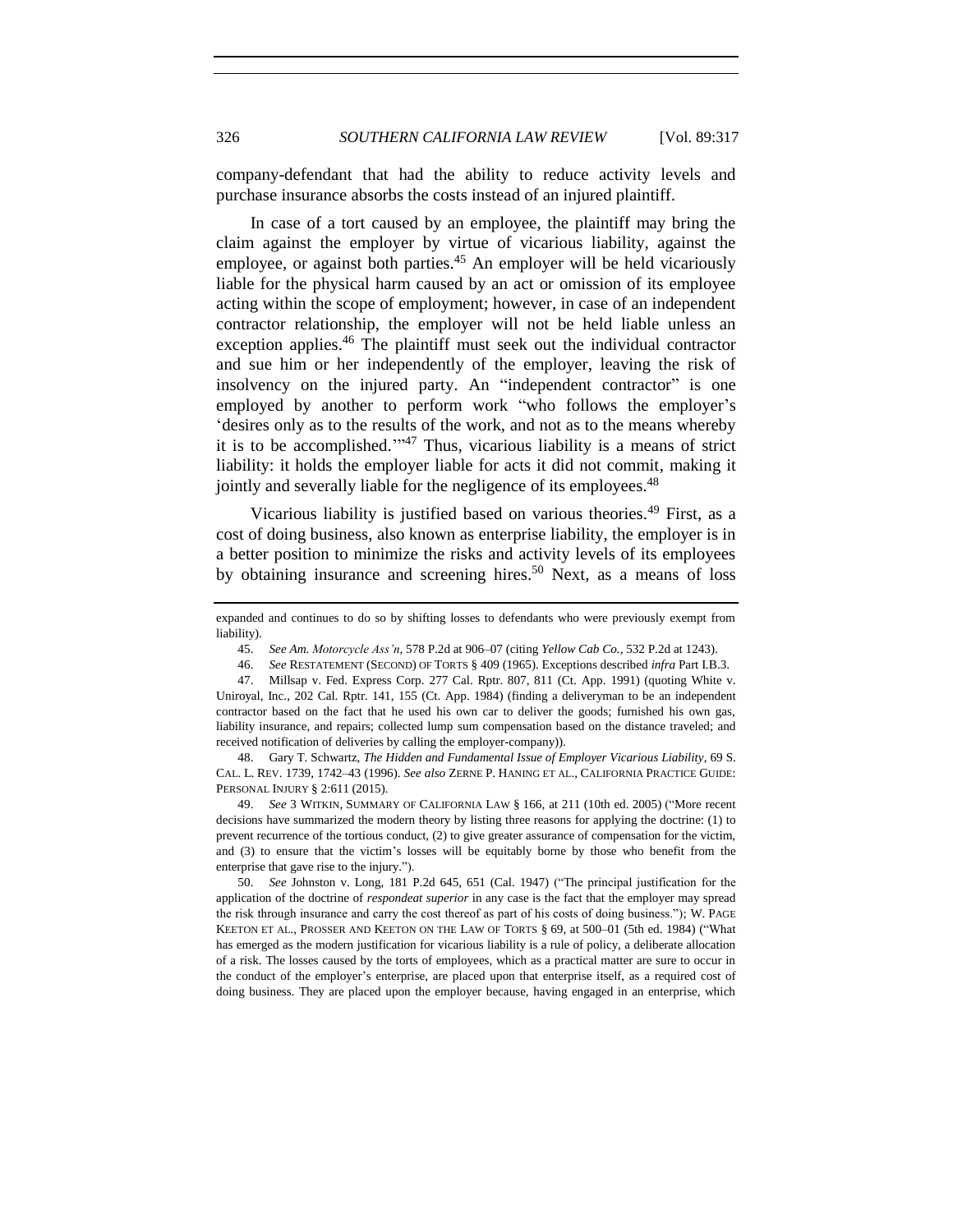company-defendant that had the ability to reduce activity levels and purchase insurance absorbs the costs instead of an injured plaintiff.

In case of a tort caused by an employee, the plaintiff may bring the claim against the employer by virtue of vicarious liability, against the employee, or against both parties.[45] An employer will be held vicariously liable for the physical harm caused by an act or omission of its employee acting within the scope of employment; however, in case of an independent contractor relationship, the employer will not be held liable unless an exception applies.[46] The plaintiff must seek out the individual contractor and sue him or her independently of the employer, leaving the risk of insolvency on the injured party. An "independent contractor" is one employed by another to perform work "who follows the employer's 'desires only as to the results of the work, and not as to the means whereby it is to be accomplished.'"[47] Thus, vicarious liability is a means of strict liability: it holds the employer liable for acts it did not commit, making it jointly and severally liable for the negligence of its employees.[48]

Vicarious liability is justified based on various theories.[49] First, as a cost of doing business, also known as enterprise liability, the employer is in a better position to minimize the risks and activity levels of its employees by obtaining insurance and screening hires.[50] Next, as a means of loss

---

expanded and continues to do so by shifting losses to defendants who were previously exempt from liability).

45. *See Am. Motorcycle Ass'n*, 578 P.2d at 906–07 (citing *Yellow Cab Co.*, 532 P.2d at 1243).

46. *See* RESTATEMENT (SECOND) OF TORTS § 409 (1965). Exceptions described *infra* Part I.B.3.

47. Millsap v. Fed. Express Corp. 277 Cal. Rptr. 807, 811 (Ct. App. 1991) (quoting White v. Uniroyal, Inc., 202 Cal. Rptr. 141, 155 (Ct. App. 1984) (finding a deliveryman to be an independent contractor based on the fact that he used his own car to deliver the goods; furnished his own gas, liability insurance, and repairs; collected lump sum compensation based on the distance traveled; and received notification of deliveries by calling the employer-company)).

48. Gary T. Schwartz, *The Hidden and Fundamental Issue of Employer Vicarious Liability*, 69 S. CAL. L. REV. 1739, 1742–43 (1996). *See also* ZERNE P. HANING ET AL., CALIFORNIA PRACTICE GUIDE: PERSONAL INJURY § 2:611 (2015).

49. *See* 3 WITKIN, SUMMARY OF CALIFORNIA LAW § 166, at 211 (10th ed. 2005) ("More recent decisions have summarized the modern theory by listing three reasons for applying the doctrine: (1) to prevent recurrence of the tortious conduct, (2) to give greater assurance of compensation for the victim, and (3) to ensure that the victim's losses will be equitably borne by those who benefit from the enterprise that gave rise to the injury.").

50. *See* Johnston v. Long, 181 P.2d 645, 651 (Cal. 1947) ("The principal justification for the application of the doctrine of *respondeat superior* in any case is the fact that the employer may spread the risk through insurance and carry the cost thereof as part of his costs of doing business."); W. PAGE KEETON ET AL., PROSSER AND KEETON ON THE LAW OF TORTS § 69, at 500–01 (5th ed. 1984) ("What has emerged as the modern justification for vicarious liability is a rule of policy, a deliberate allocation of a risk. The losses caused by the torts of employees, which as a practical matter are sure to occur in the conduct of the employer's enterprise, are placed upon that enterprise itself, as a required cost of doing business. They are placed upon the employer because, having engaged in an enterprise, which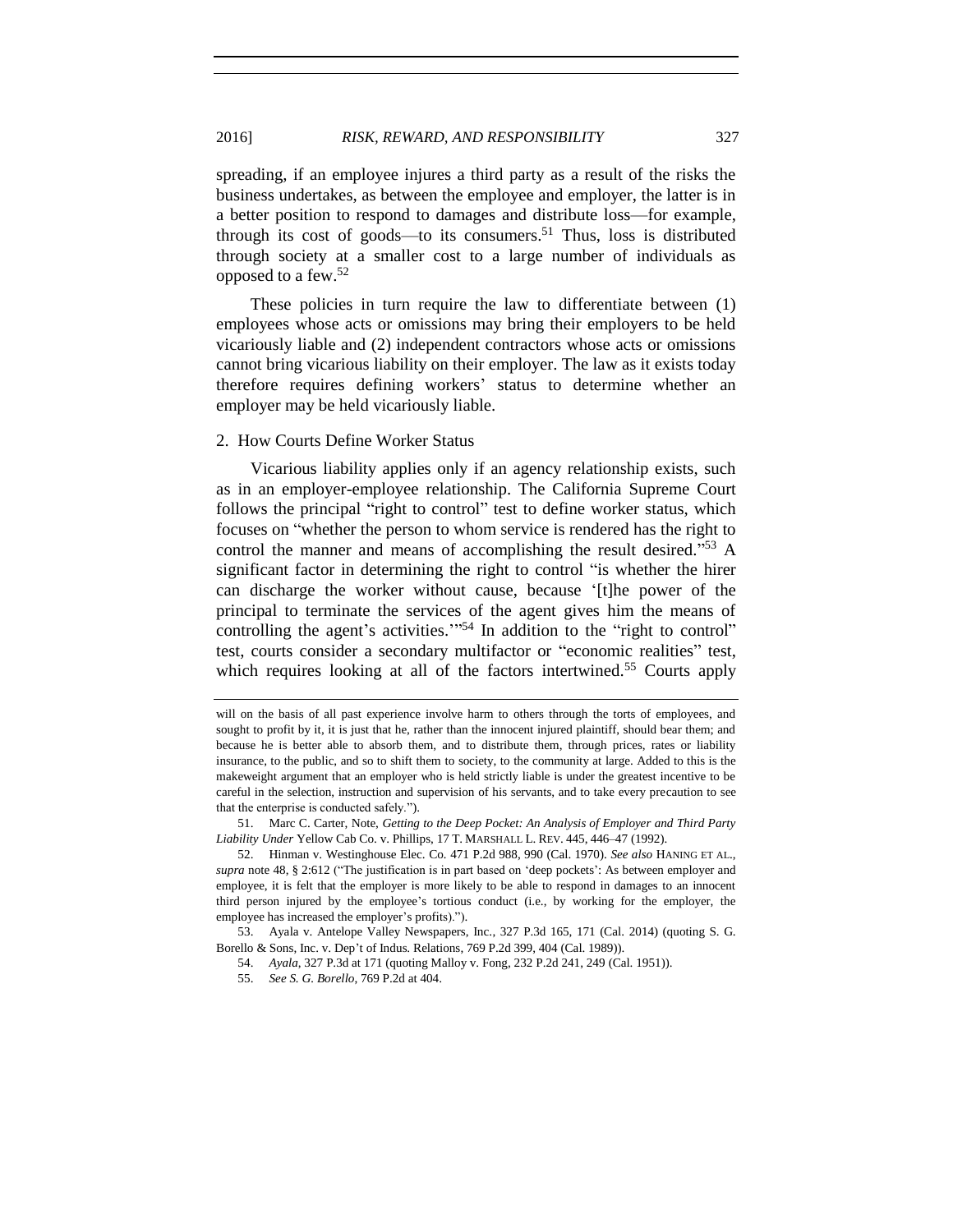spreading, if an employee injures a third party as a result of the risks the business undertakes, as between the employee and employer, the latter is in a better position to respond to damages and distribute loss—for example, through its cost of goods—to its consumers.[51] Thus, loss is distributed through society at a smaller cost to a large number of individuals as opposed to a few.[52]

These policies in turn require the law to differentiate between (1) employees whose acts or omissions may bring their employers to be held vicariously liable and (2) independent contractors whose acts or omissions cannot bring vicarious liability on their employer. The law as it exists today therefore requires defining workers' status to determine whether an employer may be held vicariously liable.

### 2. How Courts Define Worker Status

Vicarious liability applies only if an agency relationship exists, such as in an employer-employee relationship. The California Supreme Court follows the principal "right to control" test to define worker status, which focuses on "whether the person to whom service is rendered has the right to control the manner and means of accomplishing the result desired."[53] A significant factor in determining the right to control "is whether the hirer can discharge the worker without cause, because '[t]he power of the principal to terminate the services of the agent gives him the means of controlling the agent's activities.'"[54] In addition to the "right to control" test, courts consider a secondary multifactor or "economic realities" test, which requires looking at all of the factors intertwined.[55] Courts apply

---

will on the basis of all past experience involve harm to others through the torts of employees, and sought to profit by it, it is just that he, rather than the innocent injured plaintiff, should bear them; and because he is better able to absorb them, and to distribute them, through prices, rates or liability insurance, to the public, and so to shift them to society, to the community at large. Added to this is the makeweight argument that an employer who is held strictly liable is under the greatest incentive to be careful in the selection, instruction and supervision of his servants, and to take every precaution to see that the enterprise is conducted safely.").

51. Marc C. Carter, Note, *Getting to the Deep Pocket: An Analysis of Employer and Third Party Liability Under* Yellow Cab Co. v. Phillips, 17 T. MARSHALL L. REV. 445, 446–47 (1992).

52. Hinman v. Westinghouse Elec. Co. 471 P.2d 988, 990 (Cal. 1970). *See also* HANING ET AL., *supra* note 48, § 2:612 ("The justification is in part based on 'deep pockets': As between employer and employee, it is felt that the employer is more likely to be able to respond in damages to an innocent third person injured by the employee's tortious conduct (i.e., by working for the employer, the employee has increased the employer's profits).").

53. Ayala v. Antelope Valley Newspapers, Inc., 327 P.3d 165, 171 (Cal. 2014) (quoting S. G. Borello & Sons, Inc. v. Dep't of Indus. Relations, 769 P.2d 399, 404 (Cal. 1989)).

54. *Ayala*, 327 P.3d at 171 (quoting Malloy v. Fong, 232 P.2d 241, 249 (Cal. 1951)).

55. *See S. G. Borello*, 769 P.2d at 404.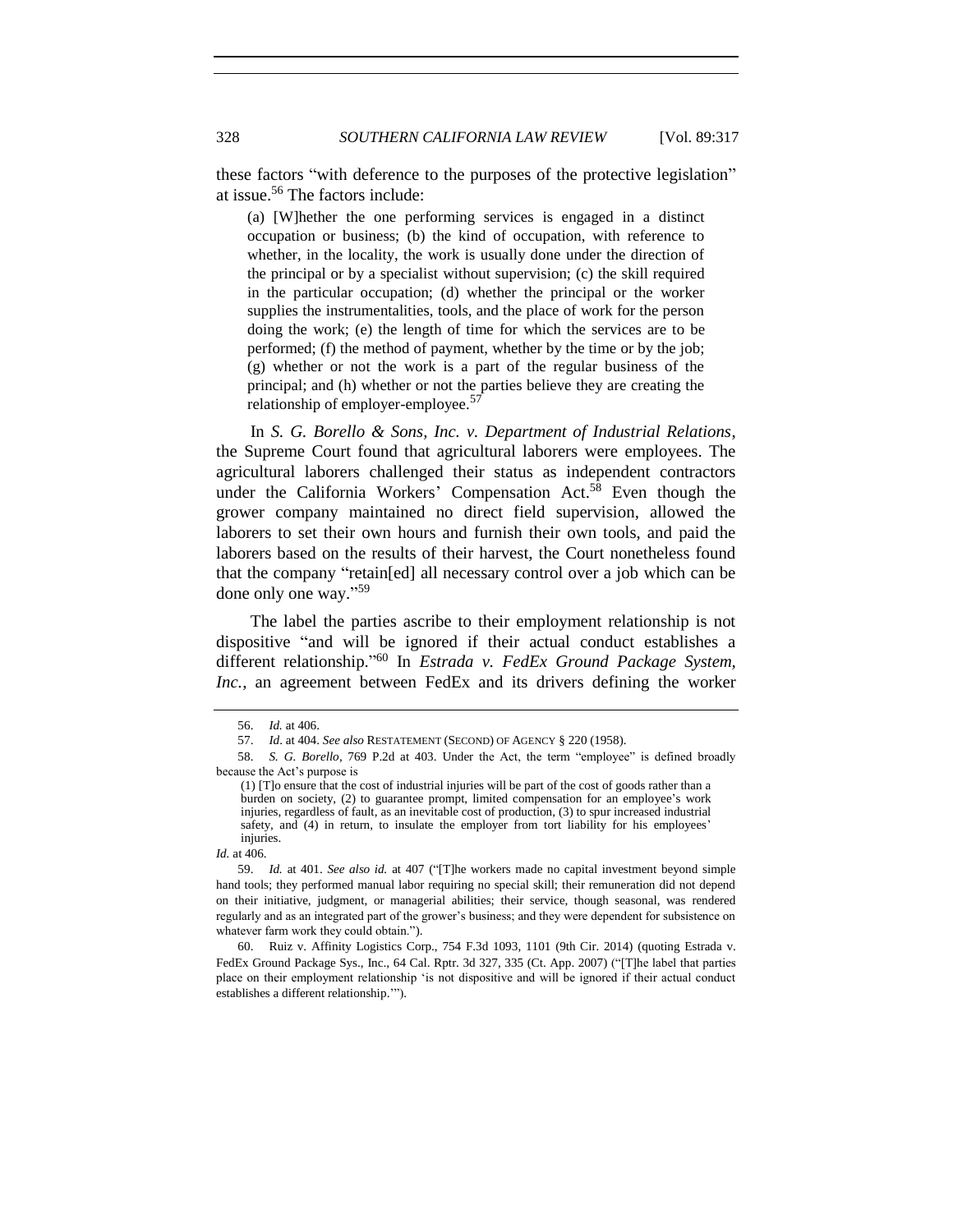these factors "with deference to the purposes of the protective legislation" at issue.[56] The factors include:

> (a) [W]hether the one performing services is engaged in a distinct occupation or business; (b) the kind of occupation, with reference to whether, in the locality, the work is usually done under the direction of the principal or by a specialist without supervision; (c) the skill required in the particular occupation; (d) whether the principal or the worker supplies the instrumentalities, tools, and the place of work for the person doing the work; (e) the length of time for which the services are to be performed; (f) the method of payment, whether by the time or by the job; (g) whether or not the work is a part of the regular business of the principal; and (h) whether or not the parties believe they are creating the relationship of employer-employee.[57]

In *S. G. Borello & Sons, Inc. v. Department of Industrial Relations*, the Supreme Court found that agricultural laborers were employees. The agricultural laborers challenged their status as independent contractors under the California Workers' Compensation Act.[58] Even though the grower company maintained no direct field supervision, allowed the laborers to set their own hours and furnish their own tools, and paid the laborers based on the results of their harvest, the Court nonetheless found that the company "retain[ed] all necessary control over a job which can be done only one way."[59]

The label the parties ascribe to their employment relationship is not dispositive "and will be ignored if their actual conduct establishes a different relationship."[60] In *Estrada v. FedEx Ground Package System, Inc.*, an agreement between FedEx and its drivers defining the worker

---

56. *Id.* at 406.

57. *Id*. at 404. *See also* RESTATEMENT (SECOND) OF AGENCY § 220 (1958).

58. *S. G. Borello*, 769 P.2d at 403. Under the Act, the term "employee" is defined broadly because the Act's purpose is

> (1) [T]o ensure that the cost of industrial injuries will be part of the cost of goods rather than a burden on society, (2) to guarantee prompt, limited compensation for an employee's work injuries, regardless of fault, as an inevitable cost of production, (3) to spur increased industrial safety, and (4) in return, to insulate the employer from tort liability for his employees' injuries.

*Id.* at 406.

59. *Id.* at 401. *See also id.* at 407 ("[T]he workers made no capital investment beyond simple hand tools; they performed manual labor requiring no special skill; their remuneration did not depend on their initiative, judgment, or managerial abilities; their service, though seasonal, was rendered regularly and as an integrated part of the grower's business; and they were dependent for subsistence on whatever farm work they could obtain.").

60. Ruiz v. Affinity Logistics Corp., 754 F.3d 1093, 1101 (9th Cir. 2014) (quoting Estrada v. FedEx Ground Package Sys., Inc., 64 Cal. Rptr. 3d 327, 335 (Ct. App. 2007) ("[T]he label that parties place on their employment relationship 'is not dispositive and will be ignored if their actual conduct establishes a different relationship.'").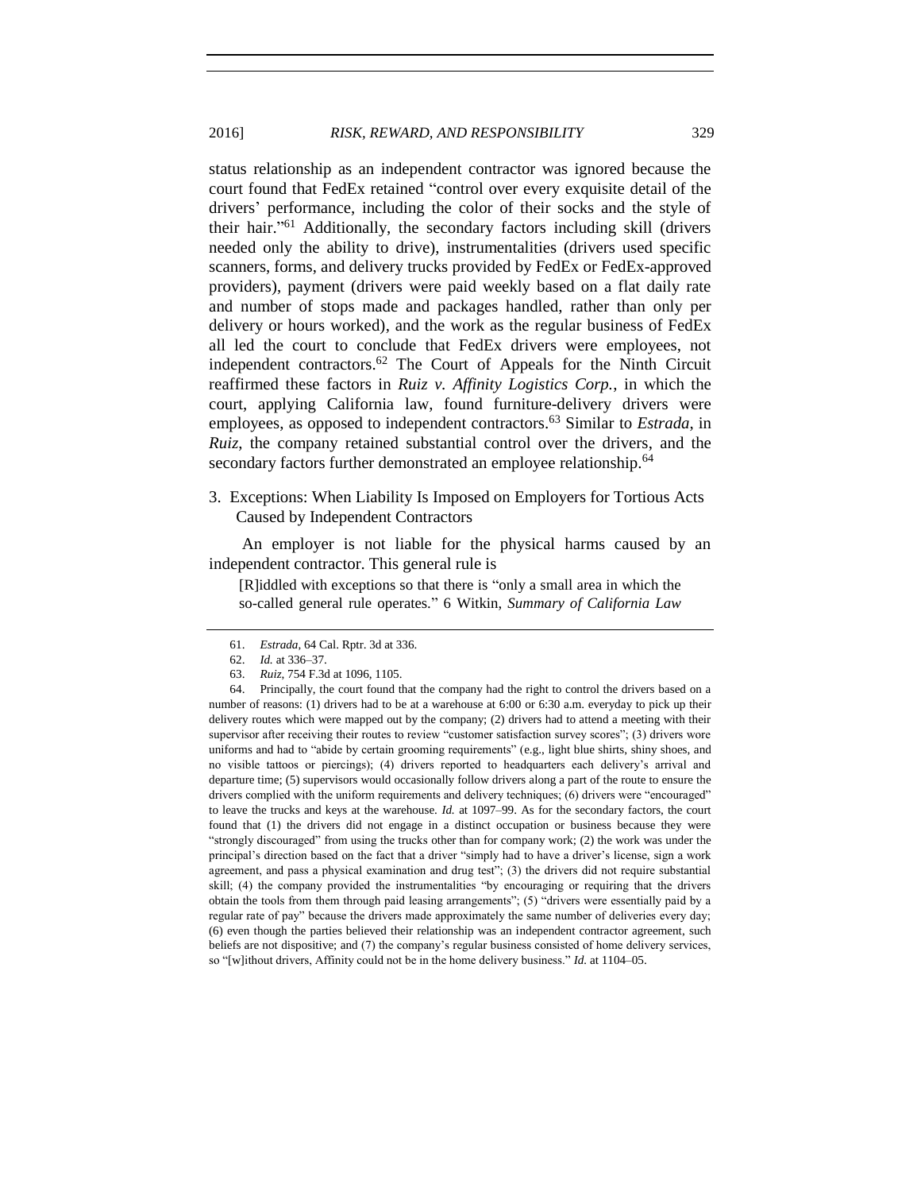status relationship as an independent contractor was ignored because the court found that FedEx retained "control over every exquisite detail of the drivers' performance, including the color of their socks and the style of their hair."[61] Additionally, the secondary factors including skill (drivers needed only the ability to drive), instrumentalities (drivers used specific scanners, forms, and delivery trucks provided by FedEx or FedEx-approved providers), payment (drivers were paid weekly based on a flat daily rate and number of stops made and packages handled, rather than only per delivery or hours worked), and the work as the regular business of FedEx all led the court to conclude that FedEx drivers were employees, not independent contractors.[62] The Court of Appeals for the Ninth Circuit reaffirmed these factors in *Ruiz v. Affinity Logistics Corp.*, in which the court, applying California law, found furniture-delivery drivers were employees, as opposed to independent contractors.[63] Similar to *Estrada*, in *Ruiz*, the company retained substantial control over the drivers, and the secondary factors further demonstrated an employee relationship.[64]

### 3. Exceptions: When Liability Is Imposed on Employers for Tortious Acts Caused by Independent Contractors

An employer is not liable for the physical harms caused by an independent contractor. This general rule is

> [R]iddled with exceptions so that there is "only a small area in which the so-called general rule operates." 6 Witkin, *Summary of California Law*

---

61. *Estrada*, 64 Cal. Rptr. 3d at 336.

62. *Id.* at 336–37.

63. *Ruiz*, 754 F.3d at 1096, 1105.

64. Principally, the court found that the company had the right to control the drivers based on a number of reasons: (1) drivers had to be at a warehouse at 6:00 or 6:30 a.m. everyday to pick up their delivery routes which were mapped out by the company; (2) drivers had to attend a meeting with their supervisor after receiving their routes to review "customer satisfaction survey scores"; (3) drivers wore uniforms and had to "abide by certain grooming requirements" (e.g., light blue shirts, shiny shoes, and no visible tattoos or piercings); (4) drivers reported to headquarters each delivery's arrival and departure time; (5) supervisors would occasionally follow drivers along a part of the route to ensure the drivers complied with the uniform requirements and delivery techniques; (6) drivers were "encouraged" to leave the trucks and keys at the warehouse. *Id.* at 1097–99. As for the secondary factors, the court found that (1) the drivers did not engage in a distinct occupation or business because they were "strongly discouraged" from using the trucks other than for company work; (2) the work was under the principal's direction based on the fact that a driver "simply had to have a driver's license, sign a work agreement, and pass a physical examination and drug test"; (3) the drivers did not require substantial skill; (4) the company provided the instrumentalities "by encouraging or requiring that the drivers obtain the tools from them through paid leasing arrangements"; (5) "drivers were essentially paid by a regular rate of pay" because the drivers made approximately the same number of deliveries every day; (6) even though the parties believed their relationship was an independent contractor agreement, such beliefs are not dispositive; and (7) the company's regular business consisted of home delivery services, so "[w]ithout drivers, Affinity could not be in the home delivery business." *Id.* at 1104–05.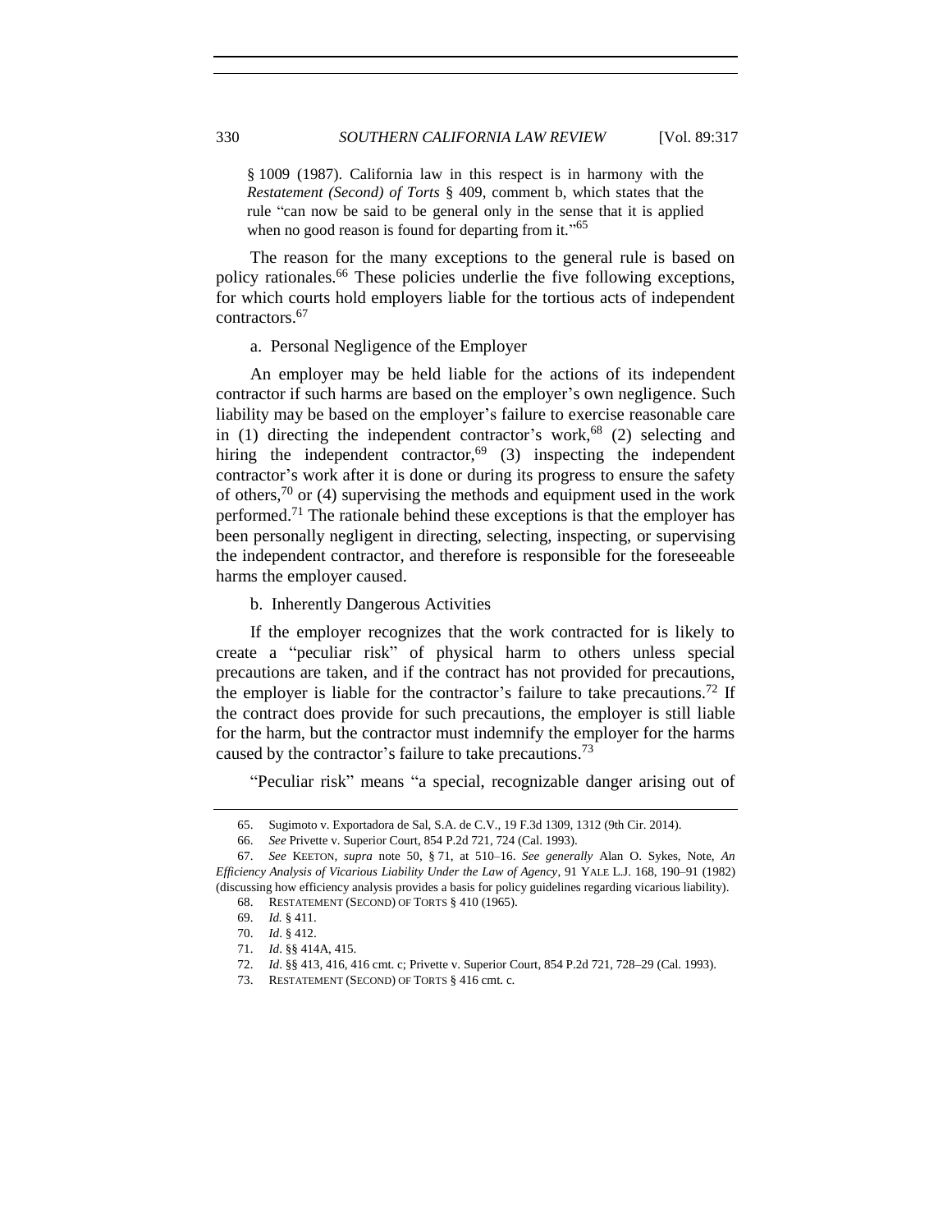§ 1009 (1987). California law in this respect is in harmony with the *Restatement (Second) of Torts* § 409, comment b, which states that the rule "can now be said to be general only in the sense that it is applied when no good reason is found for departing from it."[65]

The reason for the many exceptions to the general rule is based on policy rationales.[66] These policies underlie the five following exceptions, for which courts hold employers liable for the tortious acts of independent contractors.[67]

a. Personal Negligence of the Employer

An employer may be held liable for the actions of its independent contractor if such harms are based on the employer's own negligence. Such liability may be based on the employer's failure to exercise reasonable care in (1) directing the independent contractor's work,[68] (2) selecting and hiring the independent contractor,[69] (3) inspecting the independent contractor's work after it is done or during its progress to ensure the safety of others,[70] or (4) supervising the methods and equipment used in the work performed.[71] The rationale behind these exceptions is that the employer has been personally negligent in directing, selecting, inspecting, or supervising the independent contractor, and therefore is responsible for the foreseeable harms the employer caused.

b. Inherently Dangerous Activities

If the employer recognizes that the work contracted for is likely to create a "peculiar risk" of physical harm to others unless special precautions are taken, and if the contract has not provided for precautions, the employer is liable for the contractor's failure to take precautions.[72] If the contract does provide for such precautions, the employer is still liable for the harm, but the contractor must indemnify the employer for the harms caused by the contractor's failure to take precautions.[73]

"Peculiar risk" means "a special, recognizable danger arising out of

---

65. Sugimoto v. Exportadora de Sal, S.A. de C.V., 19 F.3d 1309, 1312 (9th Cir. 2014).

66. *See* Privette v. Superior Court, 854 P.2d 721, 724 (Cal. 1993).

67. *See* KEETON, *supra* note 50, § 71, at 510–16. *See generally* Alan O. Sykes, Note, *An Efficiency Analysis of Vicarious Liability Under the Law of Agency*, 91 YALE L.J. 168, 190–91 (1982) (discussing how efficiency analysis provides a basis for policy guidelines regarding vicarious liability).

68. RESTATEMENT (SECOND) OF TORTS § 410 (1965).

69. *Id.* § 411.

70. *Id*. § 412.

71. *Id*. §§ 414A, 415.

72. *Id*. §§ 413, 416, 416 cmt. c; Privette v. Superior Court, 854 P.2d 721, 728–29 (Cal. 1993).

73. RESTATEMENT (SECOND) OF TORTS § 416 cmt. c.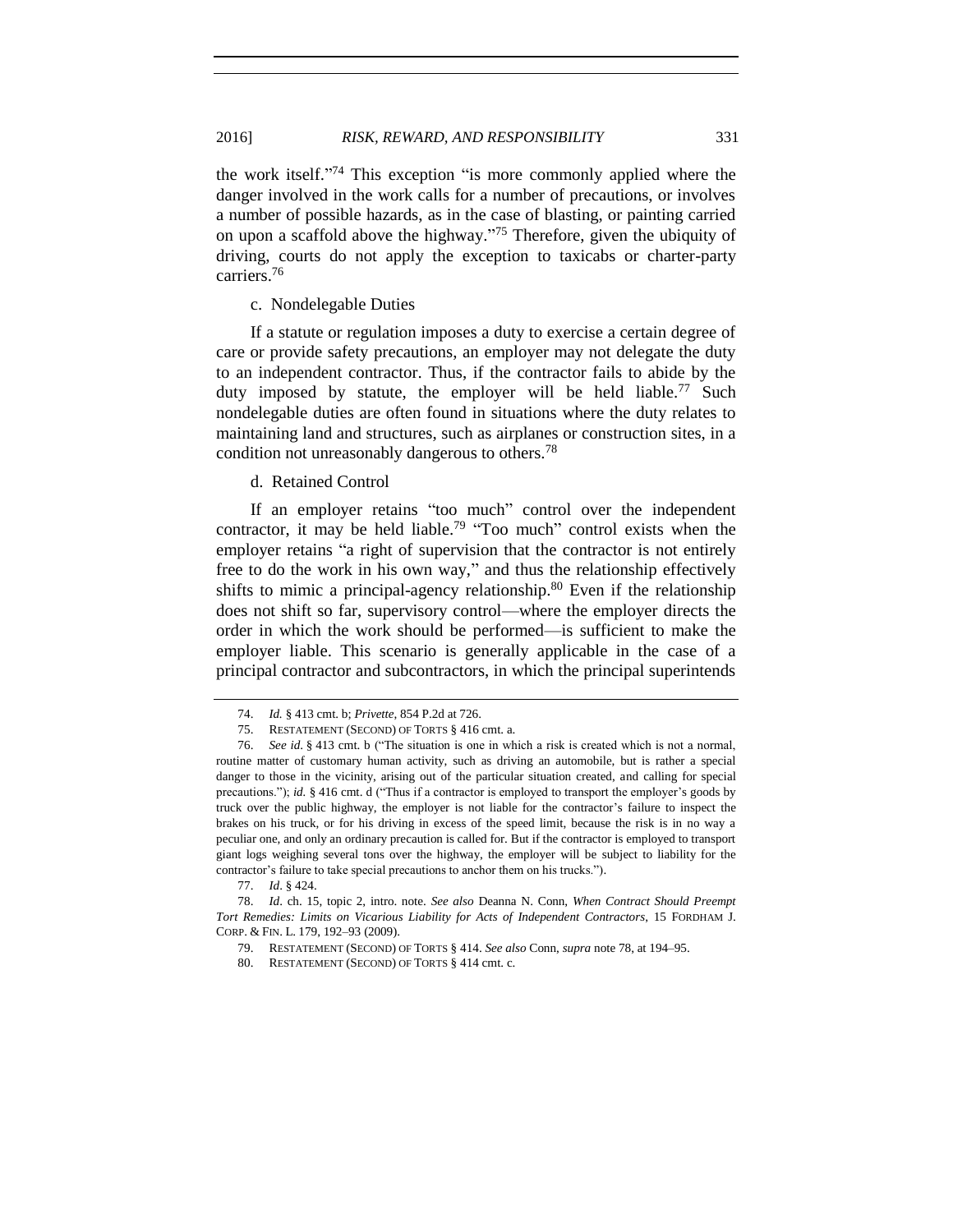the work itself."[74] This exception "is more commonly applied where the danger involved in the work calls for a number of precautions, or involves a number of possible hazards, as in the case of blasting, or painting carried on upon a scaffold above the highway."[75] Therefore, given the ubiquity of driving, courts do not apply the exception to taxicabs or charter-party carriers.[76]

#### c. Nondelegable Duties

If a statute or regulation imposes a duty to exercise a certain degree of care or provide safety precautions, an employer may not delegate the duty to an independent contractor. Thus, if the contractor fails to abide by the duty imposed by statute, the employer will be held liable.[77] Such nondelegable duties are often found in situations where the duty relates to maintaining land and structures, such as airplanes or construction sites, in a condition not unreasonably dangerous to others.[78]

#### d. Retained Control

If an employer retains "too much" control over the independent contractor, it may be held liable.[79] "Too much" control exists when the employer retains "a right of supervision that the contractor is not entirely free to do the work in his own way," and thus the relationship effectively shifts to mimic a principal-agency relationship.[80] Even if the relationship does not shift so far, supervisory control—where the employer directs the order in which the work should be performed—is sufficient to make the employer liable. This scenario is generally applicable in the case of a principal contractor and subcontractors, in which the principal superintends

---

74. *Id.* § 413 cmt. b; *Privette*, 854 P.2d at 726.

75. RESTATEMENT (SECOND) OF TORTS § 416 cmt. a.

76. *See id.* § 413 cmt. b ("The situation is one in which a risk is created which is not a normal, routine matter of customary human activity, such as driving an automobile, but is rather a special danger to those in the vicinity, arising out of the particular situation created, and calling for special precautions."); *id.* § 416 cmt. d ("Thus if a contractor is employed to transport the employer's goods by truck over the public highway, the employer is not liable for the contractor's failure to inspect the brakes on his truck, or for his driving in excess of the speed limit, because the risk is in no way a peculiar one, and only an ordinary precaution is called for. But if the contractor is employed to transport giant logs weighing several tons over the highway, the employer will be subject to liability for the contractor's failure to take special precautions to anchor them on his trucks.").

77. *Id*. § 424.

78. *Id*. ch. 15, topic 2, intro. note. *See also* Deanna N. Conn, *When Contract Should Preempt Tort Remedies: Limits on Vicarious Liability for Acts of Independent Contractors*, 15 FORDHAM J. CORP. & FIN. L. 179, 192–93 (2009).

79. RESTATEMENT (SECOND) OF TORTS § 414. *See also* Conn, *supra* note 78, at 194–95.

80. RESTATEMENT (SECOND) OF TORTS § 414 cmt. c.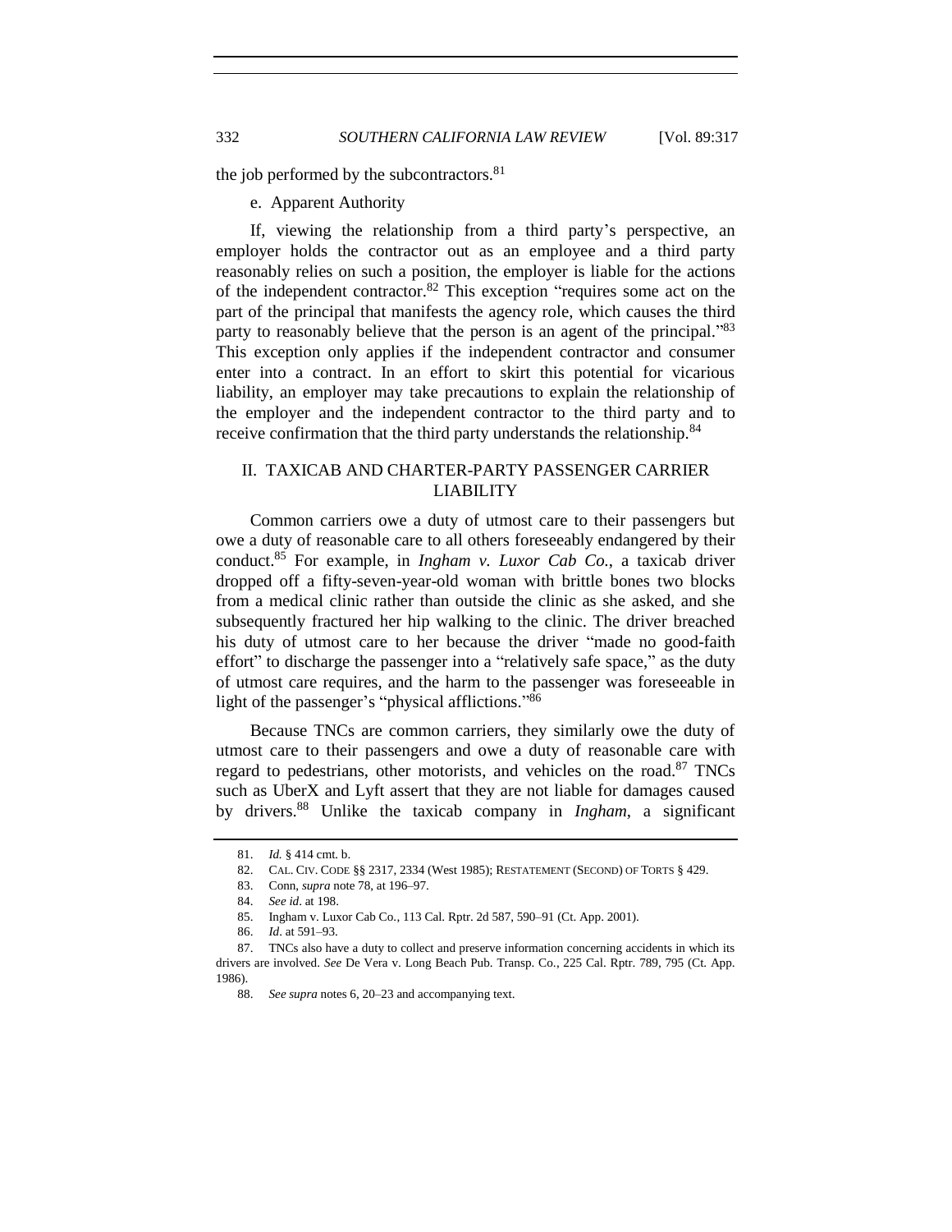the job performed by the subcontractors.[81]

e. Apparent Authority

If, viewing the relationship from a third party's perspective, an employer holds the contractor out as an employee and a third party reasonably relies on such a position, the employer is liable for the actions of the independent contractor.[82] This exception "requires some act on the part of the principal that manifests the agency role, which causes the third party to reasonably believe that the person is an agent of the principal."[83] This exception only applies if the independent contractor and consumer enter into a contract. In an effort to skirt this potential for vicarious liability, an employer may take precautions to explain the relationship of the employer and the independent contractor to the third party and to receive confirmation that the third party understands the relationship.[84]

## II. TAXICAB AND CHARTER-PARTY PASSENGER CARRIER LIABILITY

Common carriers owe a duty of utmost care to their passengers but owe a duty of reasonable care to all others foreseeably endangered by their conduct.[85] For example, in *Ingham v. Luxor Cab Co.*, a taxicab driver dropped off a fifty-seven-year-old woman with brittle bones two blocks from a medical clinic rather than outside the clinic as she asked, and she subsequently fractured her hip walking to the clinic. The driver breached his duty of utmost care to her because the driver "made no good-faith effort" to discharge the passenger into a "relatively safe space," as the duty of utmost care requires, and the harm to the passenger was foreseeable in light of the passenger's "physical afflictions."[86]

Because TNCs are common carriers, they similarly owe the duty of utmost care to their passengers and owe a duty of reasonable care with regard to pedestrians, other motorists, and vehicles on the road.[87] TNCs such as UberX and Lyft assert that they are not liable for damages caused by drivers.[88] Unlike the taxicab company in *Ingham*, a significant

---

81. *Id.* § 414 cmt. b.

82. CAL. CIV. CODE §§ 2317, 2334 (West 1985); RESTATEMENT (SECOND) OF TORTS § 429.

83. Conn, *supra* note 78, at 196–97.

84. *See id*. at 198.

85. Ingham v. Luxor Cab Co., 113 Cal. Rptr. 2d 587, 590–91 (Ct. App. 2001).

86. *Id*. at 591–93.

87. TNCs also have a duty to collect and preserve information concerning accidents in which its drivers are involved. *See* De Vera v. Long Beach Pub. Transp. Co., 225 Cal. Rptr. 789, 795 (Ct. App. 1986).

88. *See supra* notes 6, 20–23 and accompanying text.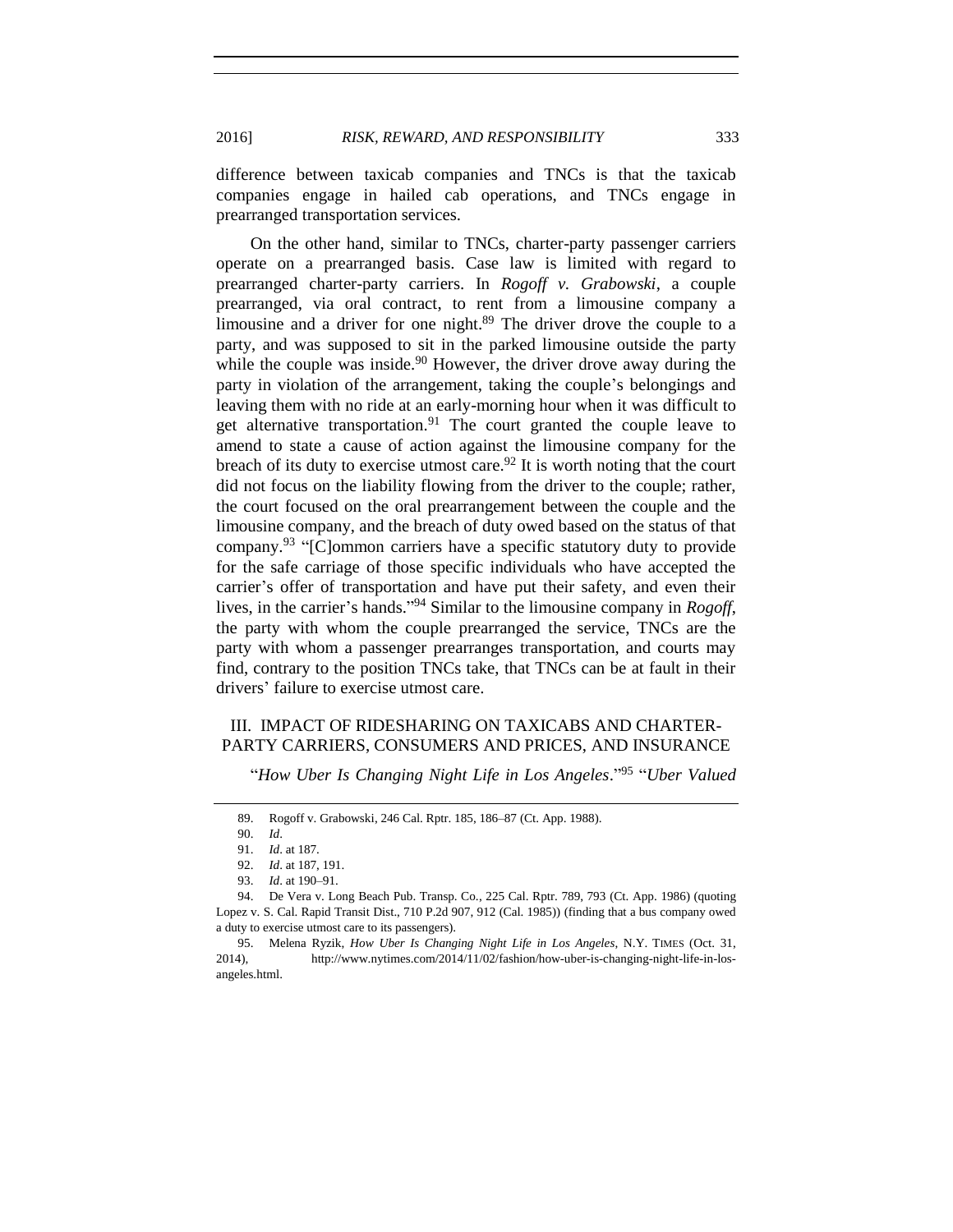difference between taxicab companies and TNCs is that the taxicab companies engage in hailed cab operations, and TNCs engage in prearranged transportation services.

On the other hand, similar to TNCs, charter-party passenger carriers operate on a prearranged basis. Case law is limited with regard to prearranged charter-party carriers. In *Rogoff v. Grabowski*, a couple prearranged, via oral contract, to rent from a limousine company a limousine and a driver for one night.[89] The driver drove the couple to a party, and was supposed to sit in the parked limousine outside the party while the couple was inside.[90] However, the driver drove away during the party in violation of the arrangement, taking the couple's belongings and leaving them with no ride at an early-morning hour when it was difficult to get alternative transportation.[91] The court granted the couple leave to amend to state a cause of action against the limousine company for the breach of its duty to exercise utmost care.[92] It is worth noting that the court did not focus on the liability flowing from the driver to the couple; rather, the court focused on the oral prearrangement between the couple and the limousine company, and the breach of duty owed based on the status of that company.[93] "[C]ommon carriers have a specific statutory duty to provide for the safe carriage of those specific individuals who have accepted the carrier's offer of transportation and have put their safety, and even their lives, in the carrier's hands."[94] Similar to the limousine company in *Rogoff*, the party with whom the couple prearranged the service, TNCs are the party with whom a passenger prearranges transportation, and courts may find, contrary to the position TNCs take, that TNCs can be at fault in their drivers' failure to exercise utmost care.

## III. IMPACT OF RIDESHARING ON TAXICABS AND CHARTER-PARTY CARRIERS, CONSUMERS AND PRICES, AND INSURANCE

"*How Uber Is Changing Night Life in Los Angeles*."[95] "*Uber Valued*

---

89. Rogoff v. Grabowski, 246 Cal. Rptr. 185, 186–87 (Ct. App. 1988).

90. *Id*.

91. *Id*. at 187.

92. *Id*. at 187, 191.

93. *Id*. at 190–91.

94. De Vera v. Long Beach Pub. Transp. Co., 225 Cal. Rptr. 789, 793 (Ct. App. 1986) (quoting Lopez v. S. Cal. Rapid Transit Dist., 710 P.2d 907, 912 (Cal. 1985)) (finding that a bus company owed a duty to exercise utmost care to its passengers).

95. Melena Ryzik, *How Uber Is Changing Night Life in Los Angeles*, N.Y. TIMES (Oct. 31, 2014), http://www.nytimes.com/2014/11/02/fashion/how-uber-is-changing-night-life-in-los-angeles.html.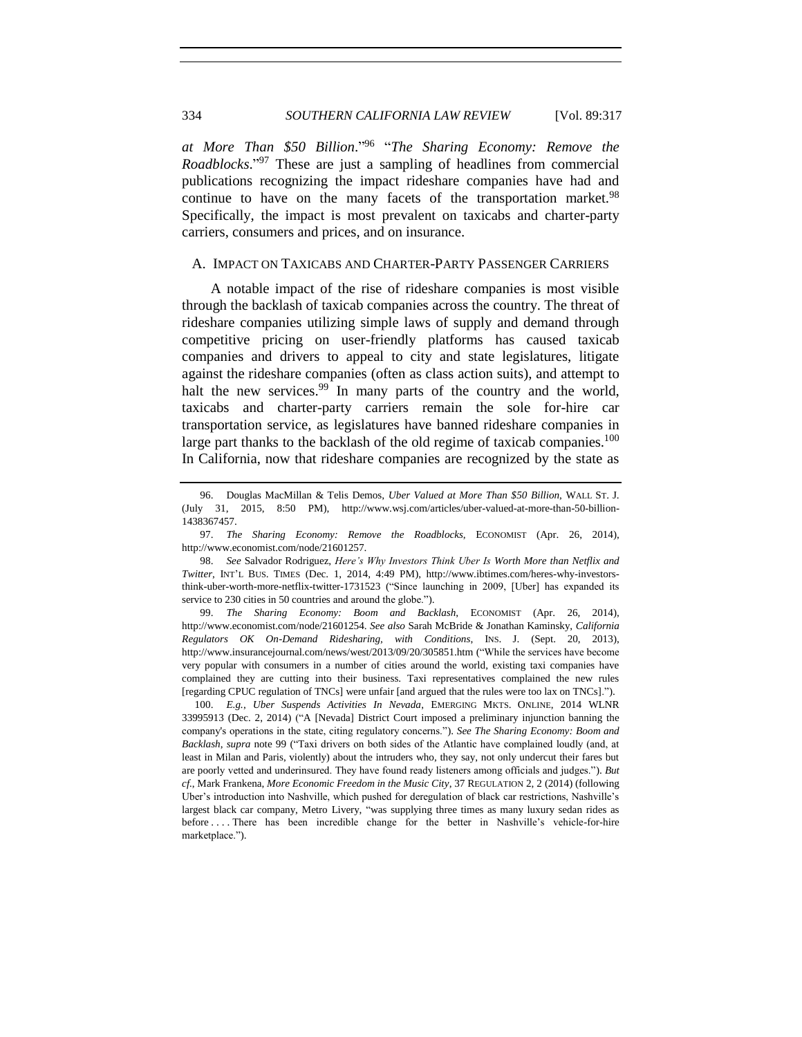*at More Than $50 Billion*."[96] "*The Sharing Economy: Remove the Roadblocks*."[97] These are just a sampling of headlines from commercial publications recognizing the impact rideshare companies have had and continue to have on the many facets of the transportation market.[98] Specifically, the impact is most prevalent on taxicabs and charter-party carriers, consumers and prices, and on insurance.

### A. IMPACT ON TAXICABS AND CHARTER-PARTY PASSENGER CARRIERS

A notable impact of the rise of rideshare companies is most visible through the backlash of taxicab companies across the country. The threat of rideshare companies utilizing simple laws of supply and demand through competitive pricing on user-friendly platforms has caused taxicab companies and drivers to appeal to city and state legislatures, litigate against the rideshare companies (often as class action suits), and attempt to halt the new services.[99] In many parts of the country and the world, taxicabs and charter-party carriers remain the sole for-hire car transportation service, as legislatures have banned rideshare companies in large part thanks to the backlash of the old regime of taxicab companies.[100] In California, now that rideshare companies are recognized by the state as

---

96. Douglas MacMillan & Telis Demos, *Uber Valued at More Than $50 Billion*, WALL ST. J. (July 31, 2015, 8:50 PM), http://www.wsj.com/articles/uber-valued-at-more-than-50-billion-1438367457.

97. *The Sharing Economy: Remove the Roadblocks*, ECONOMIST (Apr. 26, 2014), http://www.economist.com/node/21601257.

98. *See* Salvador Rodriguez, *Here's Why Investors Think Uber Is Worth More than Netflix and Twitter*, INT'L BUS. TIMES (Dec. 1, 2014, 4:49 PM), http://www.ibtimes.com/heres-why-investors-think-uber-worth-more-netflix-twitter-1731523 ("Since launching in 2009, [Uber] has expanded its service to 230 cities in 50 countries and around the globe.").

99. *The Sharing Economy: Boom and Backlash*, ECONOMIST (Apr. 26, 2014), http://www.economist.com/node/21601254. *See also* Sarah McBride & Jonathan Kaminsky, *California Regulators OK On-Demand Ridesharing, with Conditions*, INS. J. (Sept. 20, 2013), http://www.insurancejournal.com/news/west/2013/09/20/305851.htm ("While the services have become very popular with consumers in a number of cities around the world, existing taxi companies have complained they are cutting into their business. Taxi representatives complained the new rules [regarding CPUC regulation of TNCs] were unfair [and argued that the rules were too lax on TNCs].").

100. *E.g.*, *Uber Suspends Activities In Nevada*, EMERGING MKTS. ONLINE, 2014 WLNR 33995913 (Dec. 2, 2014) ("A [Nevada] District Court imposed a preliminary injunction banning the company's operations in the state, citing regulatory concerns."). *See The Sharing Economy: Boom and Backlash*, *supra* note 99 ("Taxi drivers on both sides of the Atlantic have complained loudly (and, at least in Milan and Paris, violently) about the intruders who, they say, not only undercut their fares but are poorly vetted and underinsured. They have found ready listeners among officials and judges."). *But cf.*, Mark Frankena, *More Economic Freedom in the Music City*, 37 REGULATION 2, 2 (2014) (following Uber's introduction into Nashville, which pushed for deregulation of black car restrictions, Nashville's largest black car company, Metro Livery, "was supplying three times as many luxury sedan rides as before . . . . There has been incredible change for the better in Nashville's vehicle-for-hire marketplace.").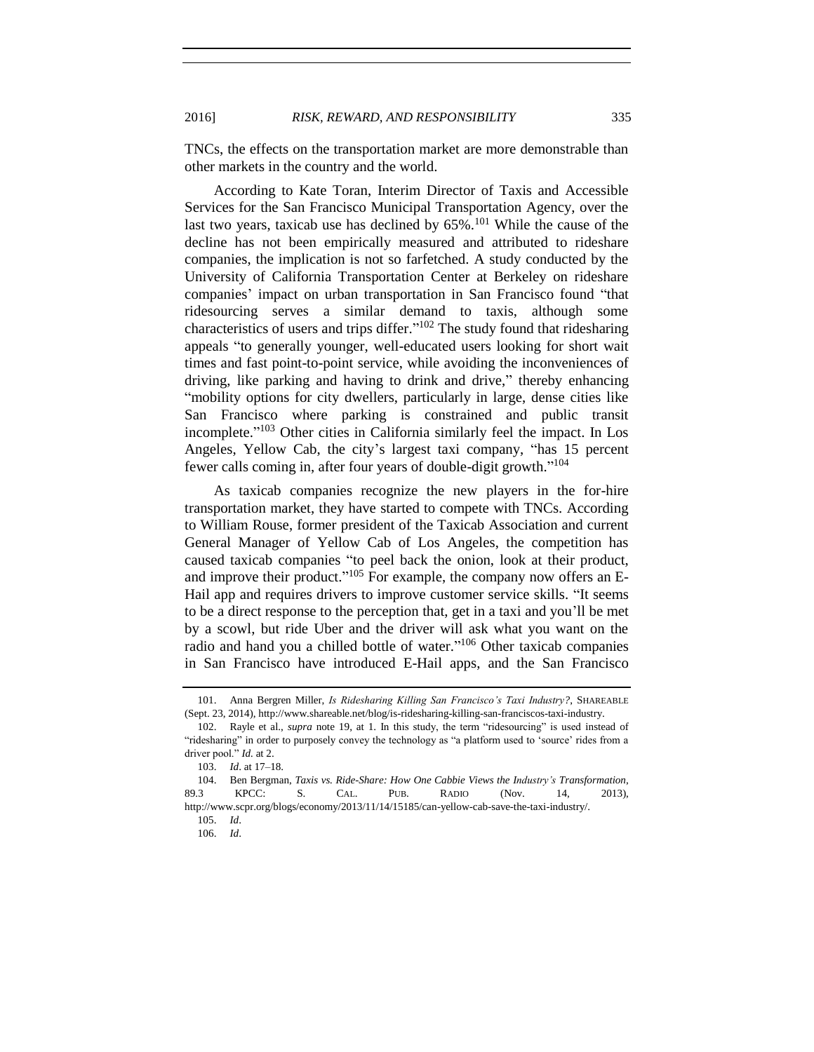TNCs, the effects on the transportation market are more demonstrable than other markets in the country and the world.

According to Kate Toran, Interim Director of Taxis and Accessible Services for the San Francisco Municipal Transportation Agency, over the last two years, taxicab use has declined by 65%.[101] While the cause of the decline has not been empirically measured and attributed to rideshare companies, the implication is not so farfetched. A study conducted by the University of California Transportation Center at Berkeley on rideshare companies' impact on urban transportation in San Francisco found "that ridesourcing serves a similar demand to taxis, although some characteristics of users and trips differ."[102] The study found that ridesharing appeals "to generally younger, well-educated users looking for short wait times and fast point-to-point service, while avoiding the inconveniences of driving, like parking and having to drink and drive," thereby enhancing "mobility options for city dwellers, particularly in large, dense cities like San Francisco where parking is constrained and public transit incomplete."[103] Other cities in California similarly feel the impact. In Los Angeles, Yellow Cab, the city's largest taxi company, "has 15 percent fewer calls coming in, after four years of double-digit growth."[104]

As taxicab companies recognize the new players in the for-hire transportation market, they have started to compete with TNCs. According to William Rouse, former president of the Taxicab Association and current General Manager of Yellow Cab of Los Angeles, the competition has caused taxicab companies "to peel back the onion, look at their product, and improve their product."[105] For example, the company now offers an E-Hail app and requires drivers to improve customer service skills. "It seems to be a direct response to the perception that, get in a taxi and you'll be met by a scowl, but ride Uber and the driver will ask what you want on the radio and hand you a chilled bottle of water."[106] Other taxicab companies in San Francisco have introduced E-Hail apps, and the San Francisco

---

101. Anna Bergren Miller, *Is Ridesharing Killing San Francisco's Taxi Industry?*, SHAREABLE (Sept. 23, 2014), http://www.shareable.net/blog/is-ridesharing-killing-san-franciscos-taxi-industry.

102. Rayle et al., *supra* note 19, at 1. In this study, the term "ridesourcing" is used instead of "ridesharing" in order to purposely convey the technology as "a platform used to 'source' rides from a driver pool." *Id.* at 2.

103. *Id.* at 17–18.

104. Ben Bergman, *Taxis vs. Ride-Share: How One Cabbie Views the Industry's Transformation*, 89.3 KPCC: S. CAL. PUB. RADIO (Nov. 14, 2013), http://www.scpr.org/blogs/economy/2013/11/14/15185/can-yellow-cab-save-the-taxi-industry/.

105. *Id.*

106. *Id.*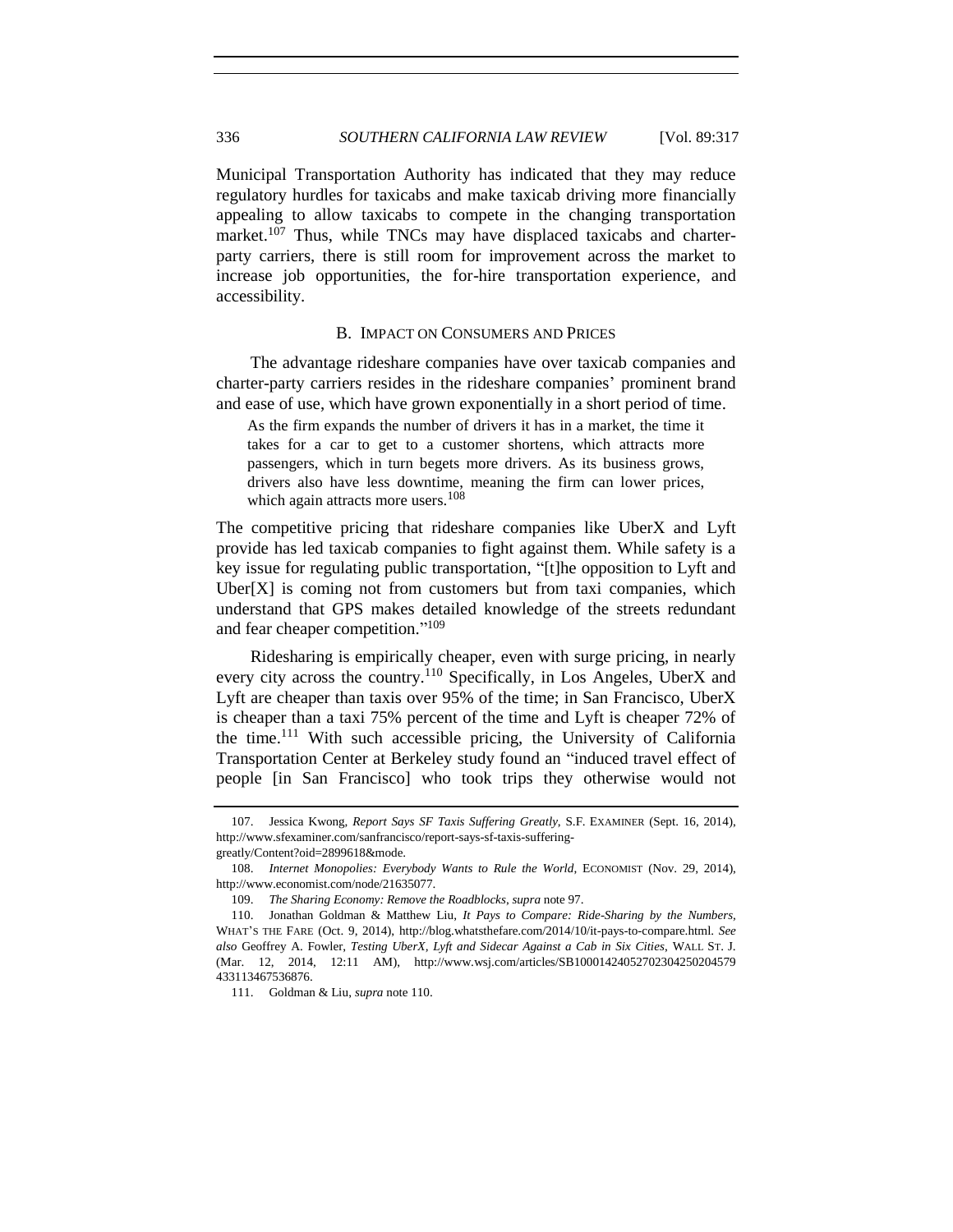Municipal Transportation Authority has indicated that they may reduce regulatory hurdles for taxicabs and make taxicab driving more financially appealing to allow taxicabs to compete in the changing transportation market.[107] Thus, while TNCs may have displaced taxicabs and charter-party carriers, there is still room for improvement across the market to increase job opportunities, the for-hire transportation experience, and accessibility.

### B. IMPACT ON CONSUMERS AND PRICES

The advantage rideshare companies have over taxicab companies and charter-party carriers resides in the rideshare companies' prominent brand and ease of use, which have grown exponentially in a short period of time.

> As the firm expands the number of drivers it has in a market, the time it takes for a car to get to a customer shortens, which attracts more passengers, which in turn begets more drivers. As its business grows, drivers also have less downtime, meaning the firm can lower prices, which again attracts more users.[108]

The competitive pricing that rideshare companies like UberX and Lyft provide has led taxicab companies to fight against them. While safety is a key issue for regulating public transportation, "[t]he opposition to Lyft and Uber[X] is coming not from customers but from taxi companies, which understand that GPS makes detailed knowledge of the streets redundant and fear cheaper competition."[109]

Ridesharing is empirically cheaper, even with surge pricing, in nearly every city across the country.[110] Specifically, in Los Angeles, UberX and Lyft are cheaper than taxis over 95% of the time; in San Francisco, UberX is cheaper than a taxi 75% percent of the time and Lyft is cheaper 72% of the time.[111] With such accessible pricing, the University of California Transportation Center at Berkeley study found an "induced travel effect of people [in San Francisco] who took trips they otherwise would not

---

107. Jessica Kwong, *Report Says SF Taxis Suffering Greatly*, S.F. EXAMINER (Sept. 16, 2014), http://www.sfexaminer.com/sanfrancisco/report-says-sf-taxis-suffering-greatly/Content?oid=2899618&mode.

108. *Internet Monopolies: Everybody Wants to Rule the World*, ECONOMIST (Nov. 29, 2014), http://www.economist.com/node/21635077.

109. *The Sharing Economy: Remove the Roadblocks*, *supra* note 97.

110. Jonathan Goldman & Matthew Liu, *It Pays to Compare: Ride-Sharing by the Numbers*, WHAT'S THE FARE (Oct. 9, 2014), http://blog.whatsthefare.com/2014/10/it-pays-to-compare.html. *See also* Geoffrey A. Fowler, *Testing UberX, Lyft and Sidecar Against a Cab in Six Cities*, WALL ST. J. (Mar. 12, 2014, 12:11 AM), http://www.wsj.com/articles/SB10001424052702304250204579433113467536876.

111. Goldman & Liu, *supra* note 110.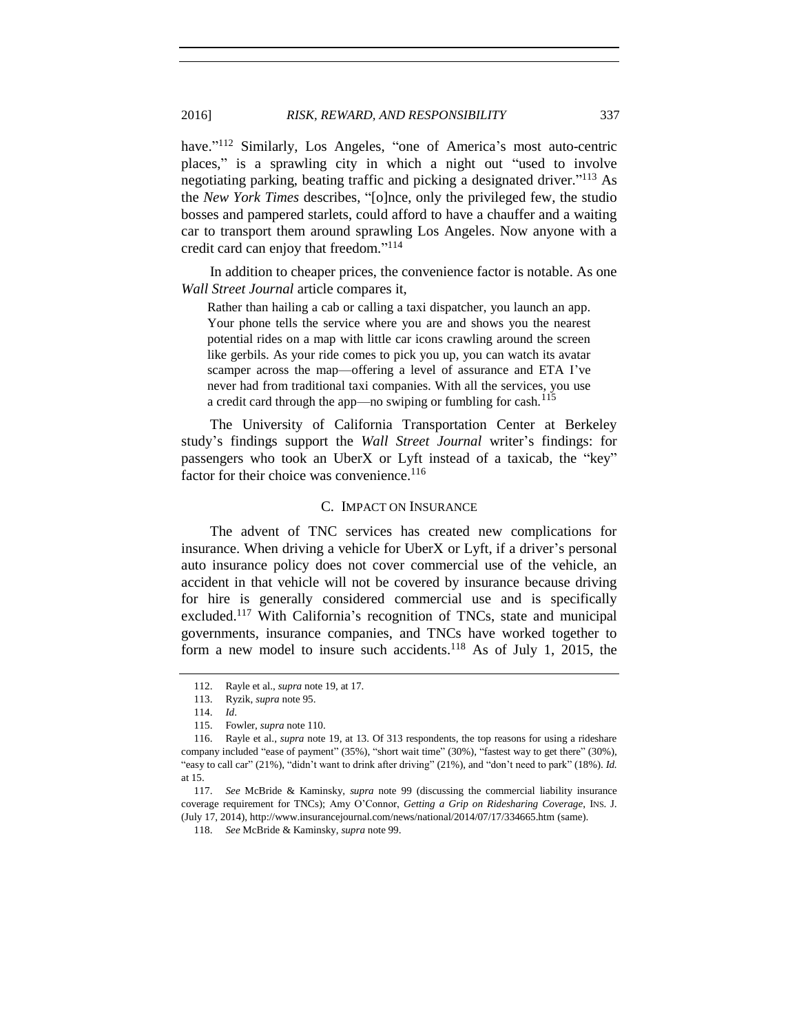have."[112] Similarly, Los Angeles, "one of America's most auto-centric places," is a sprawling city in which a night out "used to involve negotiating parking, beating traffic and picking a designated driver."[113] As the *New York Times* describes, "[o]nce, only the privileged few, the studio bosses and pampered starlets, could afford to have a chauffer and a waiting car to transport them around sprawling Los Angeles. Now anyone with a credit card can enjoy that freedom."[114]

In addition to cheaper prices, the convenience factor is notable. As one *Wall Street Journal* article compares it,

> Rather than hailing a cab or calling a taxi dispatcher, you launch an app. Your phone tells the service where you are and shows you the nearest potential rides on a map with little car icons crawling around the screen like gerbils. As your ride comes to pick you up, you can watch its avatar scamper across the map—offering a level of assurance and ETA I've never had from traditional taxi companies. With all the services, you use a credit card through the app—no swiping or fumbling for cash.[115]

The University of California Transportation Center at Berkeley study's findings support the *Wall Street Journal* writer's findings: for passengers who took an UberX or Lyft instead of a taxicab, the "key" factor for their choice was convenience.[116]

### C. Impact on Insurance

The advent of TNC services has created new complications for insurance. When driving a vehicle for UberX or Lyft, if a driver's personal auto insurance policy does not cover commercial use of the vehicle, an accident in that vehicle will not be covered by insurance because driving for hire is generally considered commercial use and is specifically excluded.[117] With California's recognition of TNCs, state and municipal governments, insurance companies, and TNCs have worked together to form a new model to insure such accidents.[118] As of July 1, 2015, the

---

112. Rayle et al., *supra* note 19, at 17.

113. Ryzik, *supra* note 95.

114. *Id*.

115. Fowler, *supra* note 110.

116. Rayle et al., *supra* note 19, at 13. Of 313 respondents, the top reasons for using a rideshare company included "ease of payment" (35%), "short wait time" (30%), "fastest way to get there" (30%), "easy to call car" (21%), "didn't want to drink after driving" (21%), and "don't need to park" (18%). *Id.* at 15.

117. *See* McBride & Kaminsky, *supra* note 99 (discussing the commercial liability insurance coverage requirement for TNCs); Amy O'Connor, *Getting a Grip on Ridesharing Coverage*, INS. J. (July 17, 2014), http://www.insurancejournal.com/news/national/2014/07/17/334665.htm (same).

118. *See* McBride & Kaminsky, *supra* note 99.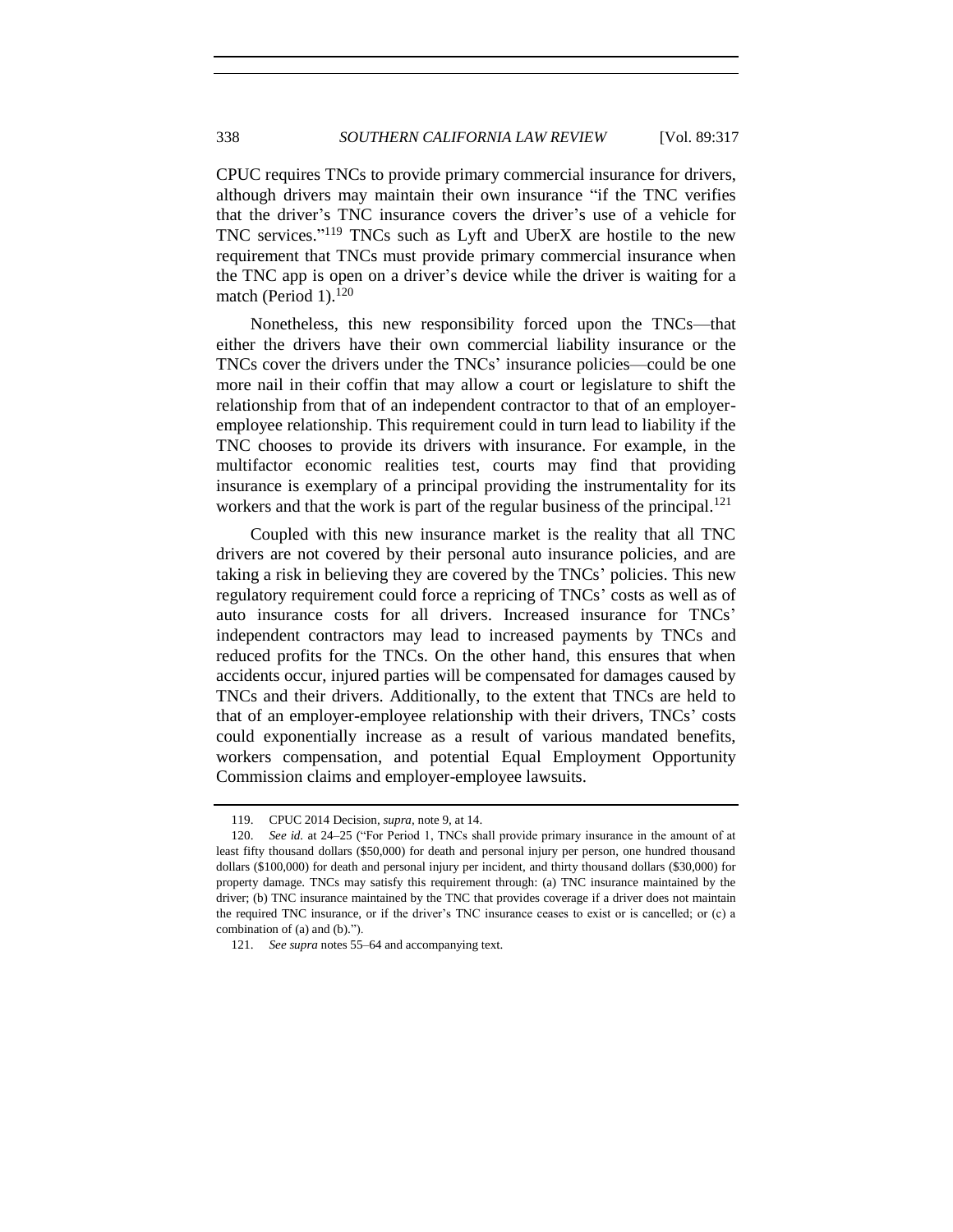CPUC requires TNCs to provide primary commercial insurance for drivers, although drivers may maintain their own insurance "if the TNC verifies that the driver's TNC insurance covers the driver's use of a vehicle for TNC services."[119] TNCs such as Lyft and UberX are hostile to the new requirement that TNCs must provide primary commercial insurance when the TNC app is open on a driver's device while the driver is waiting for a match (Period 1).[120]

Nonetheless, this new responsibility forced upon the TNCs—that either the drivers have their own commercial liability insurance or the TNCs cover the drivers under the TNCs' insurance policies—could be one more nail in their coffin that may allow a court or legislature to shift the relationship from that of an independent contractor to that of an employer-employee relationship. This requirement could in turn lead to liability if the TNC chooses to provide its drivers with insurance. For example, in the multifactor economic realities test, courts may find that providing insurance is exemplary of a principal providing the instrumentality for its workers and that the work is part of the regular business of the principal.[121]

Coupled with this new insurance market is the reality that all TNC drivers are not covered by their personal auto insurance policies, and are taking a risk in believing they are covered by the TNCs' policies. This new regulatory requirement could force a repricing of TNCs' costs as well as of auto insurance costs for all drivers. Increased insurance for TNCs' independent contractors may lead to increased payments by TNCs and reduced profits for the TNCs. On the other hand, this ensures that when accidents occur, injured parties will be compensated for damages caused by TNCs and their drivers. Additionally, to the extent that TNCs are held to that of an employer-employee relationship with their drivers, TNCs' costs could exponentially increase as a result of various mandated benefits, workers compensation, and potential Equal Employment Opportunity Commission claims and employer-employee lawsuits.

---

119. CPUC 2014 Decision, *supra*, note 9, at 14.

120. *See id.* at 24–25 ("For Period 1, TNCs shall provide primary insurance in the amount of at least fifty thousand dollars ($50,000) for death and personal injury per person, one hundred thousand dollars ($100,000) for death and personal injury per incident, and thirty thousand dollars ($30,000) for property damage. TNCs may satisfy this requirement through: (a) TNC insurance maintained by the driver; (b) TNC insurance maintained by the TNC that provides coverage if a driver does not maintain the required TNC insurance, or if the driver's TNC insurance ceases to exist or is cancelled; or (c) a combination of (a) and (b).").

121. *See supra* notes 55–64 and accompanying text.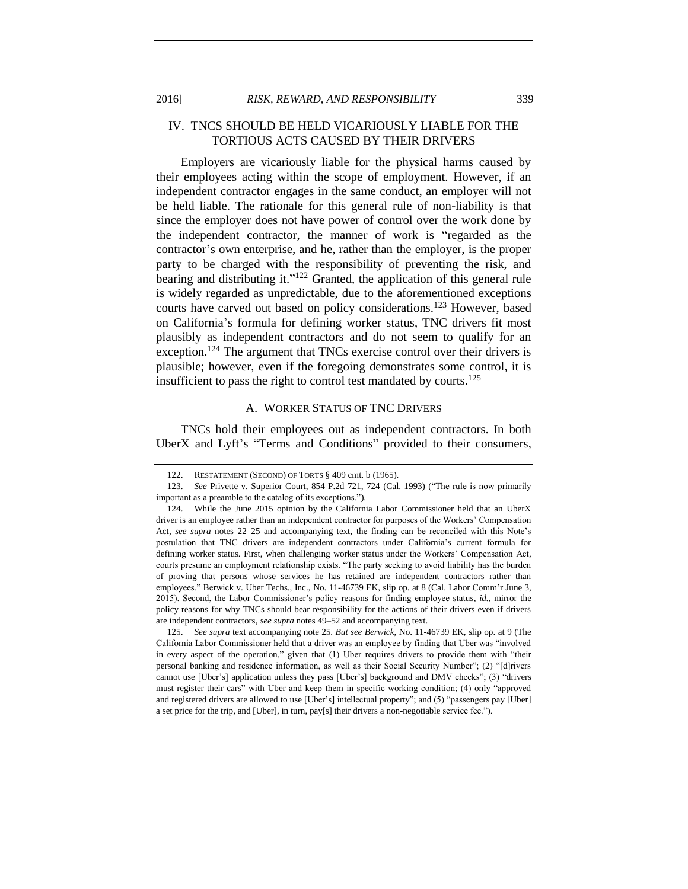## IV. TNCS SHOULD BE HELD VICARIOUSLY LIABLE FOR THE TORTIOUS ACTS CAUSED BY THEIR DRIVERS

Employers are vicariously liable for the physical harms caused by their employees acting within the scope of employment. However, if an independent contractor engages in the same conduct, an employer will not be held liable. The rationale for this general rule of non-liability is that since the employer does not have power of control over the work done by the independent contractor, the manner of work is "regarded as the contractor's own enterprise, and he, rather than the employer, is the proper party to be charged with the responsibility of preventing the risk, and bearing and distributing it."[122] Granted, the application of this general rule is widely regarded as unpredictable, due to the aforementioned exceptions courts have carved out based on policy considerations.[123] However, based on California's formula for defining worker status, TNC drivers fit most plausibly as independent contractors and do not seem to qualify for an exception.[124] The argument that TNCs exercise control over their drivers is plausible; however, even if the foregoing demonstrates some control, it is insufficient to pass the right to control test mandated by courts.[125]

### A. WORKER STATUS OF TNC DRIVERS

TNCs hold their employees out as independent contractors. In both UberX and Lyft's "Terms and Conditions" provided to their consumers,

---

122. RESTATEMENT (SECOND) OF TORTS § 409 cmt. b (1965).

123. *See* Privette v. Superior Court, 854 P.2d 721, 724 (Cal. 1993) ("The rule is now primarily important as a preamble to the catalog of its exceptions.").

124. While the June 2015 opinion by the California Labor Commissioner held that an UberX driver is an employee rather than an independent contractor for purposes of the Workers' Compensation Act, *see supra* notes 22–25 and accompanying text, the finding can be reconciled with this Note's postulation that TNC drivers are independent contractors under California's current formula for defining worker status. First, when challenging worker status under the Workers' Compensation Act, courts presume an employment relationship exists. "The party seeking to avoid liability has the burden of proving that persons whose services he has retained are independent contractors rather than employees." Berwick v. Uber Techs., Inc., No. 11-46739 EK, slip op. at 8 (Cal. Labor Comm'r June 3, 2015). Second, the Labor Commissioner's policy reasons for finding employee status, *id.*, mirror the policy reasons for why TNCs should bear responsibility for the actions of their drivers even if drivers are independent contractors, *see supra* notes 49–52 and accompanying text.

125. *See supra* text accompanying note 25. *But see Berwick*, No. 11-46739 EK, slip op. at 9 (The California Labor Commissioner held that a driver was an employee by finding that Uber was "involved in every aspect of the operation," given that (1) Uber requires drivers to provide them with "their personal banking and residence information, as well as their Social Security Number"; (2) "[d]rivers cannot use [Uber's] application unless they pass [Uber's] background and DMV checks"; (3) "drivers must register their cars" with Uber and keep them in specific working condition; (4) only "approved and registered drivers are allowed to use [Uber's] intellectual property"; and (5) "passengers pay [Uber] a set price for the trip, and [Uber], in turn, pay[s] their drivers a non-negotiable service fee.").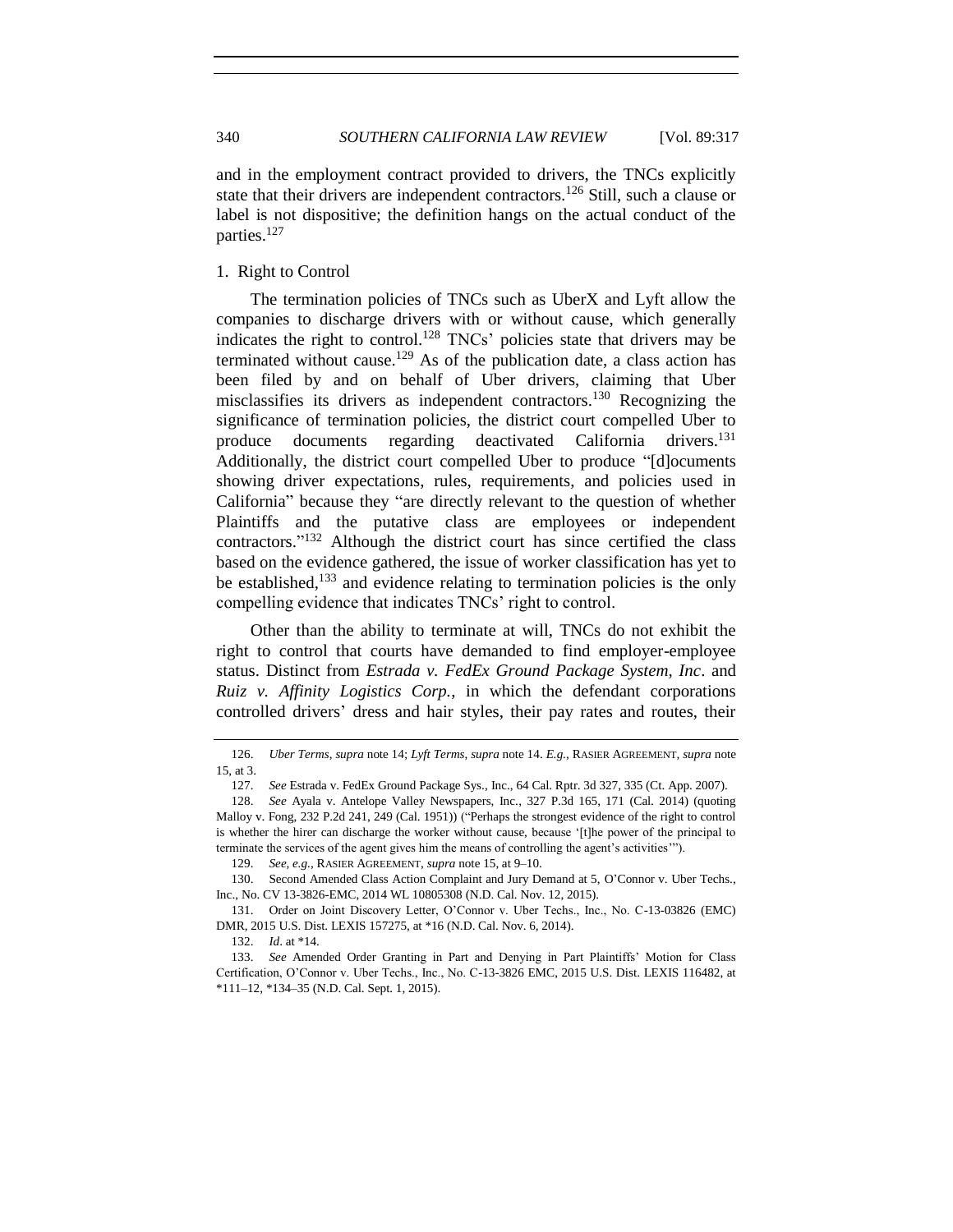and in the employment contract provided to drivers, the TNCs explicitly state that their drivers are independent contractors.[126] Still, such a clause or label is not dispositive; the definition hangs on the actual conduct of the parties.[127]

### 1. Right to Control

The termination policies of TNCs such as UberX and Lyft allow the companies to discharge drivers with or without cause, which generally indicates the right to control.[128] TNCs' policies state that drivers may be terminated without cause.[129] As of the publication date, a class action has been filed by and on behalf of Uber drivers, claiming that Uber misclassifies its drivers as independent contractors.[130] Recognizing the significance of termination policies, the district court compelled Uber to produce documents regarding deactivated California drivers.[131] Additionally, the district court compelled Uber to produce "[d]ocuments showing driver expectations, rules, requirements, and policies used in California" because they "are directly relevant to the question of whether Plaintiffs and the putative class are employees or independent contractors."[132] Although the district court has since certified the class based on the evidence gathered, the issue of worker classification has yet to be established,[133] and evidence relating to termination policies is the only compelling evidence that indicates TNCs' right to control.

Other than the ability to terminate at will, TNCs do not exhibit the right to control that courts have demanded to find employer-employee status. Distinct from *Estrada v. FedEx Ground Package System, Inc*. and *Ruiz v. Affinity Logistics Corp.*, in which the defendant corporations controlled drivers' dress and hair styles, their pay rates and routes, their

---

126. *Uber Terms*, *supra* note 14; *Lyft Terms*, *supra* note 14. *E.g.*, RASIER AGREEMENT, *supra* note 15, at 3.

127. *See* Estrada v. FedEx Ground Package Sys., Inc., 64 Cal. Rptr. 3d 327, 335 (Ct. App. 2007).

128. *See* Ayala v. Antelope Valley Newspapers, Inc., 327 P.3d 165, 171 (Cal. 2014) (quoting Malloy v. Fong, 232 P.2d 241, 249 (Cal. 1951)) ("Perhaps the strongest evidence of the right to control is whether the hirer can discharge the worker without cause, because '[t]he power of the principal to terminate the services of the agent gives him the means of controlling the agent's activities'").

129. *See, e.g.*, RASIER AGREEMENT, *supra* note 15, at 9–10.

130. Second Amended Class Action Complaint and Jury Demand at 5, O'Connor v. Uber Techs., Inc., No. CV 13-3826-EMC, 2014 WL 10805308 (N.D. Cal. Nov. 12, 2015).

131. Order on Joint Discovery Letter, O'Connor v. Uber Techs., Inc., No. C-13-03826 (EMC) DMR, 2015 U.S. Dist. LEXIS 157275, at *16 (N.D. Cal. Nov. 6, 2014).

132. *Id*. at *14.

133. *See* Amended Order Granting in Part and Denying in Part Plaintiffs' Motion for Class Certification, O'Connor v. Uber Techs., Inc., No. C-13-3826 EMC, 2015 U.S. Dist. LEXIS 116482, at *111–12, *134–35 (N.D. Cal. Sept. 1, 2015).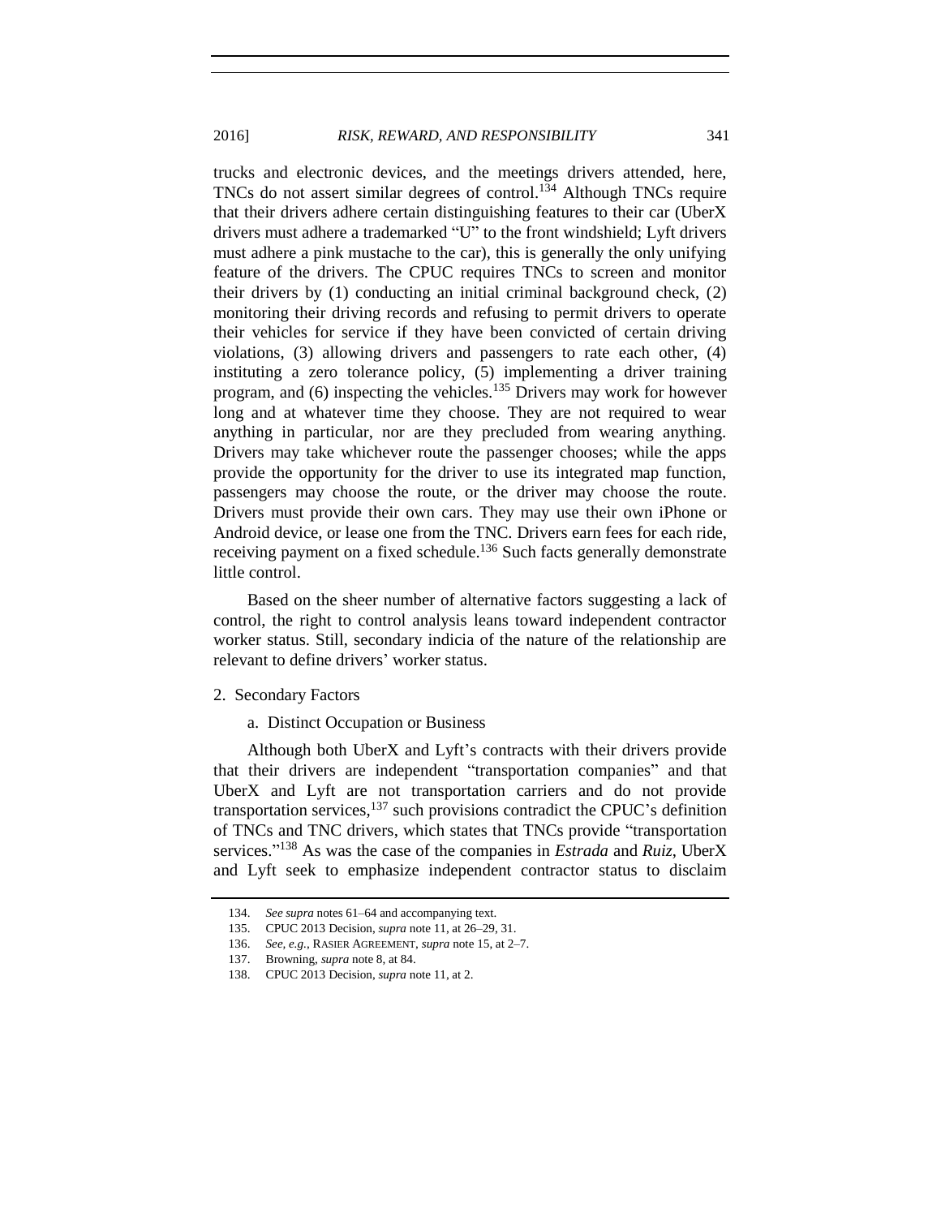trucks and electronic devices, and the meetings drivers attended, here, TNCs do not assert similar degrees of control.[134] Although TNCs require that their drivers adhere certain distinguishing features to their car (UberX drivers must adhere a trademarked "U" to the front windshield; Lyft drivers must adhere a pink mustache to the car), this is generally the only unifying feature of the drivers. The CPUC requires TNCs to screen and monitor their drivers by (1) conducting an initial criminal background check, (2) monitoring their driving records and refusing to permit drivers to operate their vehicles for service if they have been convicted of certain driving violations, (3) allowing drivers and passengers to rate each other, (4) instituting a zero tolerance policy, (5) implementing a driver training program, and (6) inspecting the vehicles.[135] Drivers may work for however long and at whatever time they choose. They are not required to wear anything in particular, nor are they precluded from wearing anything. Drivers may take whichever route the passenger chooses; while the apps provide the opportunity for the driver to use its integrated map function, passengers may choose the route, or the driver may choose the route. Drivers must provide their own cars. They may use their own iPhone or Android device, or lease one from the TNC. Drivers earn fees for each ride, receiving payment on a fixed schedule.[136] Such facts generally demonstrate little control.

Based on the sheer number of alternative factors suggesting a lack of control, the right to control analysis leans toward independent contractor worker status. Still, secondary indicia of the nature of the relationship are relevant to define drivers' worker status.

2. Secondary Factors

a. Distinct Occupation or Business

Although both UberX and Lyft's contracts with their drivers provide that their drivers are independent "transportation companies" and that UberX and Lyft are not transportation carriers and do not provide transportation services,[137] such provisions contradict the CPUC's definition of TNCs and TNC drivers, which states that TNCs provide "transportation services."[138] As was the case of the companies in *Estrada* and *Ruiz*, UberX and Lyft seek to emphasize independent contractor status to disclaim

---

134. *See supra* notes 61–64 and accompanying text.

135. CPUC 2013 Decision, *supra* note 11, at 26–29, 31.

136. *See, e.g.*, RASIER AGREEMENT, *supra* note 15, at 2–7.

137. Browning, *supra* note 8, at 84.

138. CPUC 2013 Decision, *supra* note 11, at 2.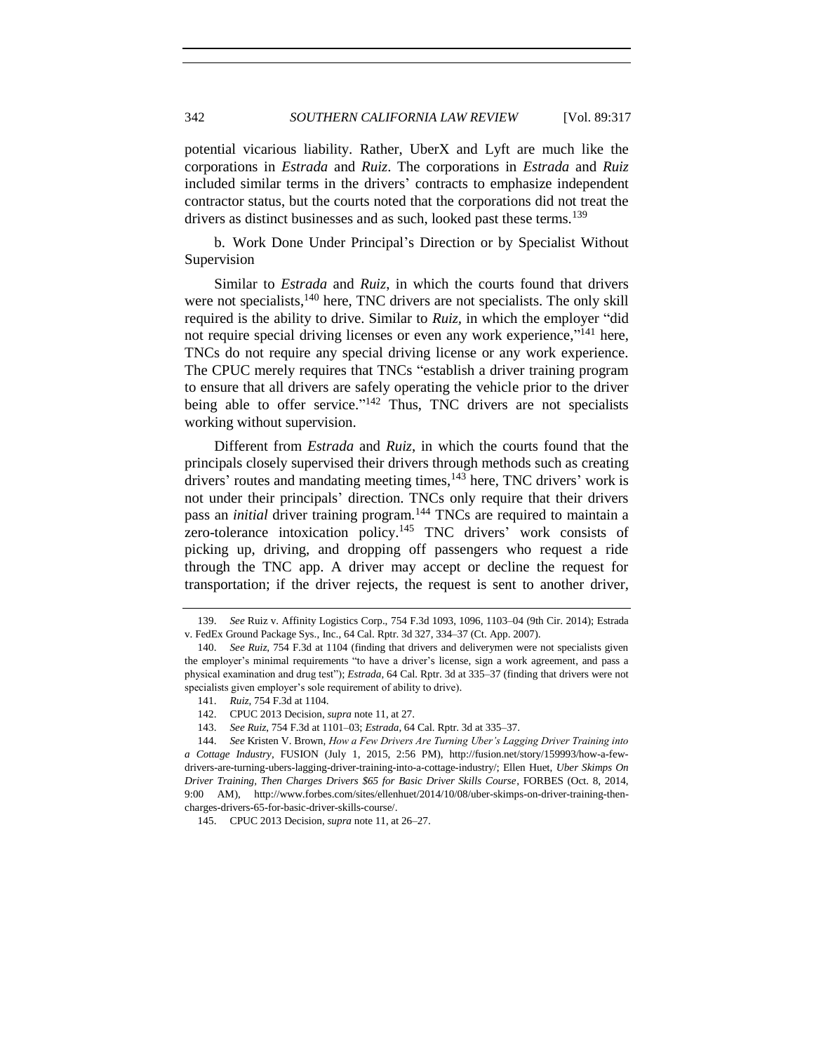potential vicarious liability. Rather, UberX and Lyft are much like the corporations in *Estrada* and *Ruiz*. The corporations in *Estrada* and *Ruiz* included similar terms in the drivers' contracts to emphasize independent contractor status, but the courts noted that the corporations did not treat the drivers as distinct businesses and as such, looked past these terms.[139]

b. Work Done Under Principal's Direction or by Specialist Without Supervision

Similar to *Estrada* and *Ruiz*, in which the courts found that drivers were not specialists,[140] here, TNC drivers are not specialists. The only skill required is the ability to drive. Similar to *Ruiz*, in which the employer "did not require special driving licenses or even any work experience,"[141] here, TNCs do not require any special driving license or any work experience. The CPUC merely requires that TNCs "establish a driver training program to ensure that all drivers are safely operating the vehicle prior to the driver being able to offer service."[142] Thus, TNC drivers are not specialists working without supervision.

Different from *Estrada* and *Ruiz*, in which the courts found that the principals closely supervised their drivers through methods such as creating drivers' routes and mandating meeting times,[143] here, TNC drivers' work is not under their principals' direction. TNCs only require that their drivers pass an *initial* driver training program.[144] TNCs are required to maintain a zero-tolerance intoxication policy.[145] TNC drivers' work consists of picking up, driving, and dropping off passengers who request a ride through the TNC app. A driver may accept or decline the request for transportation; if the driver rejects, the request is sent to another driver,

---

139. *See* Ruiz v. Affinity Logistics Corp., 754 F.3d 1093, 1096, 1103–04 (9th Cir. 2014); Estrada v. FedEx Ground Package Sys., Inc., 64 Cal. Rptr. 3d 327, 334–37 (Ct. App. 2007).

140. *See Ruiz*, 754 F.3d at 1104 (finding that drivers and deliverymen were not specialists given the employer's minimal requirements "to have a driver's license, sign a work agreement, and pass a physical examination and drug test"); *Estrada*, 64 Cal. Rptr. 3d at 335–37 (finding that drivers were not specialists given employer's sole requirement of ability to drive).

141. *Ruiz*, 754 F.3d at 1104.

142. CPUC 2013 Decision, *supra* note 11, at 27.

143. *See Ruiz*, 754 F.3d at 1101–03; *Estrada*, 64 Cal. Rptr. 3d at 335–37.

144. *See* Kristen V. Brown, *How a Few Drivers Are Turning Uber's Lagging Driver Training into a Cottage Industry*, FUSION (July 1, 2015, 2:56 PM), http://fusion.net/story/159993/how-a-few-drivers-are-turning-ubers-lagging-driver-training-into-a-cottage-industry/; Ellen Huet, *Uber Skimps On Driver Training, Then Charges Drivers $65 for Basic Driver Skills Course*, FORBES (Oct. 8, 2014, 9:00 AM), http://www.forbes.com/sites/ellenhuet/2014/10/08/uber-skimps-on-driver-training-then-charges-drivers-65-for-basic-driver-skills-course/.

145. CPUC 2013 Decision, *supra* note 11, at 26–27.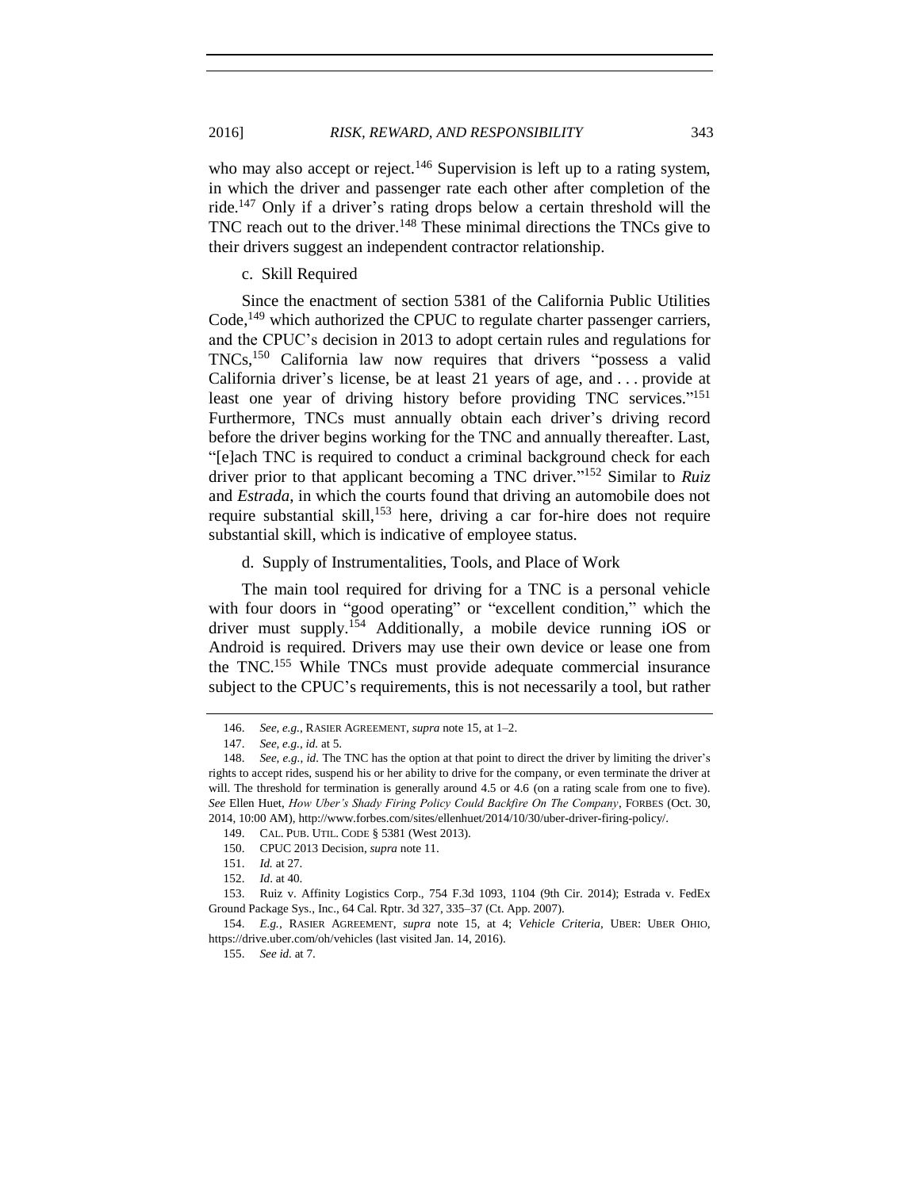who may also accept or reject.[146] Supervision is left up to a rating system, in which the driver and passenger rate each other after completion of the ride.[147] Only if a driver's rating drops below a certain threshold will the TNC reach out to the driver.[148] These minimal directions the TNCs give to their drivers suggest an independent contractor relationship.

c. Skill Required

Since the enactment of section 5381 of the California Public Utilities Code,[149] which authorized the CPUC to regulate charter passenger carriers, and the CPUC's decision in 2013 to adopt certain rules and regulations for TNCs,[150] California law now requires that drivers "possess a valid California driver's license, be at least 21 years of age, and . . . provide at least one year of driving history before providing TNC services."[151] Furthermore, TNCs must annually obtain each driver's driving record before the driver begins working for the TNC and annually thereafter. Last, "[e]ach TNC is required to conduct a criminal background check for each driver prior to that applicant becoming a TNC driver."[152] Similar to *Ruiz* and *Estrada*, in which the courts found that driving an automobile does not require substantial skill,[153] here, driving a car for-hire does not require substantial skill, which is indicative of employee status.

d. Supply of Instrumentalities, Tools, and Place of Work

The main tool required for driving for a TNC is a personal vehicle with four doors in "good operating" or "excellent condition," which the driver must supply.[154] Additionally, a mobile device running iOS or Android is required. Drivers may use their own device or lease one from the TNC.[155] While TNCs must provide adequate commercial insurance subject to the CPUC's requirements, this is not necessarily a tool, but rather

---

146. *See, e.g.*, RASIER AGREEMENT, *supra* note 15, at 1–2.

147. *See, e.g.*, *id.* at 5.

148. *See, e.g.*, *id*. The TNC has the option at that point to direct the driver by limiting the driver's rights to accept rides, suspend his or her ability to drive for the company, or even terminate the driver at will. The threshold for termination is generally around 4.5 or 4.6 (on a rating scale from one to five). *See* Ellen Huet, *How Uber's Shady Firing Policy Could Backfire On The Company*, FORBES (Oct. 30, 2014, 10:00 AM), http://www.forbes.com/sites/ellenhuet/2014/10/30/uber-driver-firing-policy/.

149. CAL. PUB. UTIL. CODE § 5381 (West 2013).

150. CPUC 2013 Decision, *supra* note 11.

151. *Id.* at 27.

152. *Id*. at 40.

153. Ruiz v. Affinity Logistics Corp., 754 F.3d 1093, 1104 (9th Cir. 2014); Estrada v. FedEx Ground Package Sys., Inc., 64 Cal. Rptr. 3d 327, 335–37 (Ct. App. 2007).

154. *E.g.*, RASIER AGREEMENT, *supra* note 15, at 4; *Vehicle Criteria*, UBER: UBER OHIO, https://drive.uber.com/oh/vehicles (last visited Jan. 14, 2016).

155. *See id.* at 7.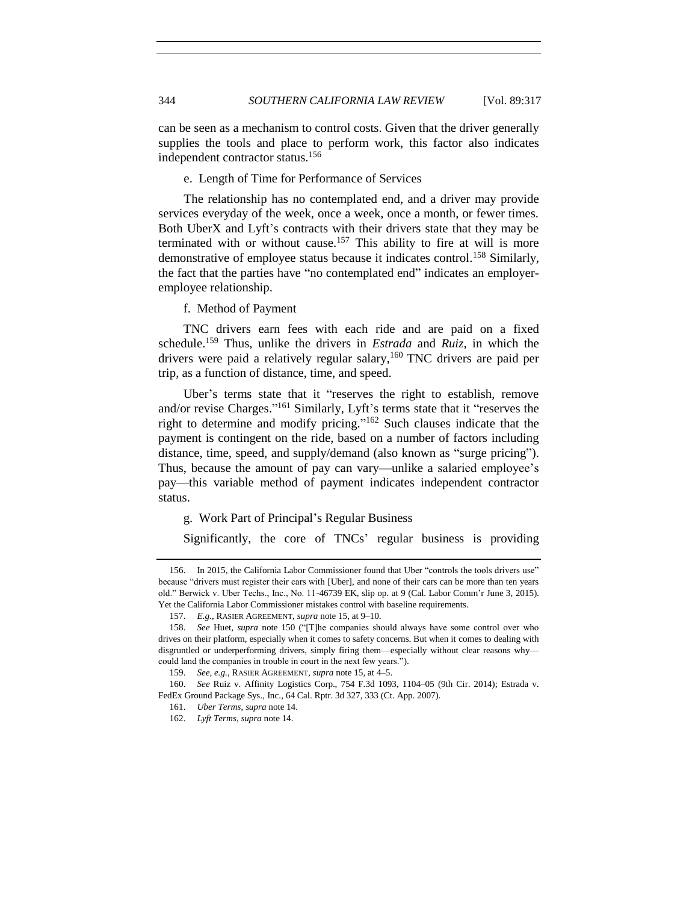can be seen as a mechanism to control costs. Given that the driver generally supplies the tools and place to perform work, this factor also indicates independent contractor status.[156]

#### e. Length of Time for Performance of Services

The relationship has no contemplated end, and a driver may provide services everyday of the week, once a week, once a month, or fewer times. Both UberX and Lyft's contracts with their drivers state that they may be terminated with or without cause.[157] This ability to fire at will is more demonstrative of employee status because it indicates control.[158] Similarly, the fact that the parties have "no contemplated end" indicates an employer-employee relationship.

#### f. Method of Payment

TNC drivers earn fees with each ride and are paid on a fixed schedule.[159] Thus, unlike the drivers in *Estrada* and *Ruiz*, in which the drivers were paid a relatively regular salary,[160] TNC drivers are paid per trip, as a function of distance, time, and speed.

Uber's terms state that it "reserves the right to establish, remove and/or revise Charges."[161] Similarly, Lyft's terms state that it "reserves the right to determine and modify pricing."[162] Such clauses indicate that the payment is contingent on the ride, based on a number of factors including distance, time, speed, and supply/demand (also known as "surge pricing"). Thus, because the amount of pay can vary—unlike a salaried employee's pay—this variable method of payment indicates independent contractor status.

#### g. Work Part of Principal's Regular Business

Significantly, the core of TNCs' regular business is providing

---

156. In 2015, the California Labor Commissioner found that Uber "controls the tools drivers use" because "drivers must register their cars with [Uber], and none of their cars can be more than ten years old." Berwick v. Uber Techs., Inc., No. 11-46739 EK, slip op. at 9 (Cal. Labor Comm'r June 3, 2015). Yet the California Labor Commissioner mistakes control with baseline requirements.

157. *E.g.*, RASIER AGREEMENT, *supra* note 15, at 9–10.

158. *See* Huet, *supra* note 150 ("[T]he companies should always have some control over who drives on their platform, especially when it comes to safety concerns. But when it comes to dealing with disgruntled or underperforming drivers, simply firing them—especially without clear reasons why—could land the companies in trouble in court in the next few years.").

159. *See, e.g.*, RASIER AGREEMENT, *supra* note 15, at 4–5.

160. *See* Ruiz v. Affinity Logistics Corp., 754 F.3d 1093, 1104–05 (9th Cir. 2014); Estrada v. FedEx Ground Package Sys., Inc., 64 Cal. Rptr. 3d 327, 333 (Ct. App. 2007).

161. *Uber Terms*, *supra* note 14.

162. *Lyft Terms*, *supra* note 14.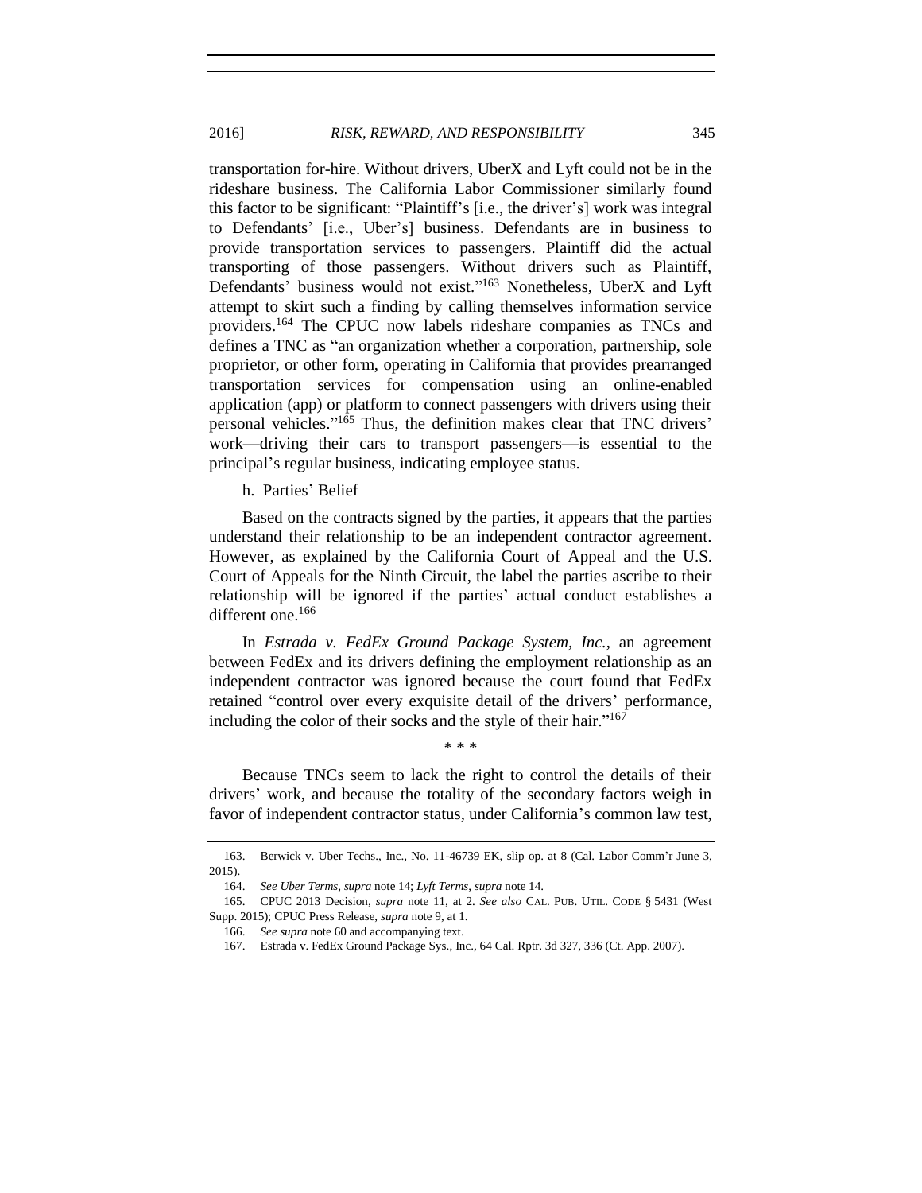transportation for-hire. Without drivers, UberX and Lyft could not be in the rideshare business. The California Labor Commissioner similarly found this factor to be significant: "Plaintiff's [i.e., the driver's] work was integral to Defendants' [i.e., Uber's] business. Defendants are in business to provide transportation services to passengers. Plaintiff did the actual transporting of those passengers. Without drivers such as Plaintiff, Defendants' business would not exist."[163] Nonetheless, UberX and Lyft attempt to skirt such a finding by calling themselves information service providers.[164] The CPUC now labels rideshare companies as TNCs and defines a TNC as "an organization whether a corporation, partnership, sole proprietor, or other form, operating in California that provides prearranged transportation services for compensation using an online-enabled application (app) or platform to connect passengers with drivers using their personal vehicles."[165] Thus, the definition makes clear that TNC drivers' work—driving their cars to transport passengers—is essential to the principal's regular business, indicating employee status.

h. Parties' Belief

Based on the contracts signed by the parties, it appears that the parties understand their relationship to be an independent contractor agreement. However, as explained by the California Court of Appeal and the U.S. Court of Appeals for the Ninth Circuit, the label the parties ascribe to their relationship will be ignored if the parties' actual conduct establishes a different one.[166]

In *Estrada v. FedEx Ground Package System, Inc.*, an agreement between FedEx and its drivers defining the employment relationship as an independent contractor was ignored because the court found that FedEx retained "control over every exquisite detail of the drivers' performance, including the color of their socks and the style of their hair."[167]

\* \* \*

Because TNCs seem to lack the right to control the details of their drivers' work, and because the totality of the secondary factors weigh in favor of independent contractor status, under California's common law test,

---

163. Berwick v. Uber Techs., Inc., No. 11-46739 EK, slip op. at 8 (Cal. Labor Comm'r June 3, 2015).

164. *See Uber Terms*, *supra* note 14; *Lyft Terms*, *supra* note 14.

165. CPUC 2013 Decision, *supra* note 11, at 2. *See also* CAL. PUB. UTIL. CODE § 5431 (West Supp. 2015); CPUC Press Release, *supra* note 9, at 1.

166. *See supra* note 60 and accompanying text.

167. Estrada v. FedEx Ground Package Sys., Inc., 64 Cal. Rptr. 3d 327, 336 (Ct. App. 2007).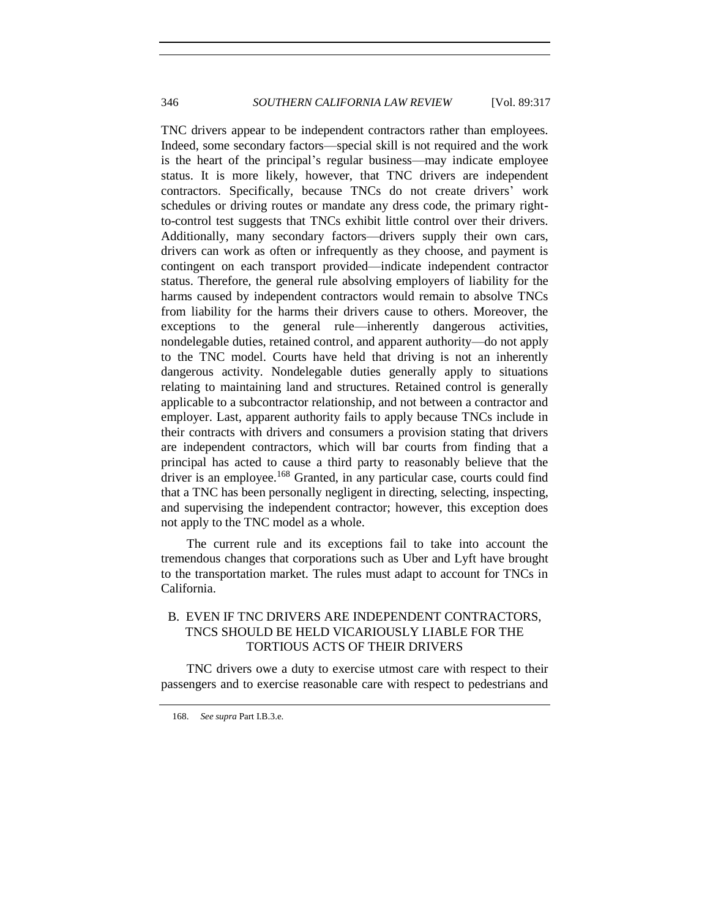TNC drivers appear to be independent contractors rather than employees. Indeed, some secondary factors—special skill is not required and the work is the heart of the principal's regular business—may indicate employee status. It is more likely, however, that TNC drivers are independent contractors. Specifically, because TNCs do not create drivers' work schedules or driving routes or mandate any dress code, the primary right-to-control test suggests that TNCs exhibit little control over their drivers. Additionally, many secondary factors—drivers supply their own cars, drivers can work as often or infrequently as they choose, and payment is contingent on each transport provided—indicate independent contractor status. Therefore, the general rule absolving employers of liability for the harms caused by independent contractors would remain to absolve TNCs from liability for the harms their drivers cause to others. Moreover, the exceptions to the general rule—inherently dangerous activities, nondelegable duties, retained control, and apparent authority—do not apply to the TNC model. Courts have held that driving is not an inherently dangerous activity. Nondelegable duties generally apply to situations relating to maintaining land and structures. Retained control is generally applicable to a subcontractor relationship, and not between a contractor and employer. Last, apparent authority fails to apply because TNCs include in their contracts with drivers and consumers a provision stating that drivers are independent contractors, which will bar courts from finding that a principal has acted to cause a third party to reasonably believe that the driver is an employee.[168] Granted, in any particular case, courts could find that a TNC has been personally negligent in directing, selecting, inspecting, and supervising the independent contractor; however, this exception does not apply to the TNC model as a whole.

The current rule and its exceptions fail to take into account the tremendous changes that corporations such as Uber and Lyft have brought to the transportation market. The rules must adapt to account for TNCs in California.

## B. EVEN IF TNC DRIVERS ARE INDEPENDENT CONTRACTORS, TNCS SHOULD BE HELD VICARIOUSLY LIABLE FOR THE TORTIOUS ACTS OF THEIR DRIVERS

TNC drivers owe a duty to exercise utmost care with respect to their passengers and to exercise reasonable care with respect to pedestrians and

---

168. *See supra* Part I.B.3.e.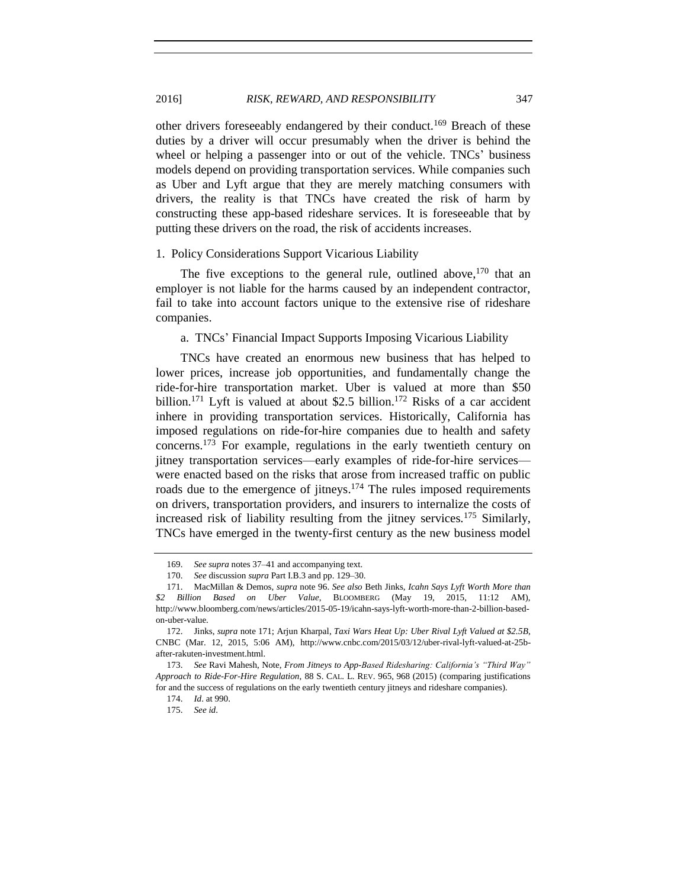other drivers foreseeably endangered by their conduct.[169] Breach of these duties by a driver will occur presumably when the driver is behind the wheel or helping a passenger into or out of the vehicle. TNCs' business models depend on providing transportation services. While companies such as Uber and Lyft argue that they are merely matching consumers with drivers, the reality is that TNCs have created the risk of harm by constructing these app-based rideshare services. It is foreseeable that by putting these drivers on the road, the risk of accidents increases.

### 1. Policy Considerations Support Vicarious Liability

The five exceptions to the general rule, outlined above,[170] that an employer is not liable for the harms caused by an independent contractor, fail to take into account factors unique to the extensive rise of rideshare companies.

#### a. TNCs' Financial Impact Supports Imposing Vicarious Liability

TNCs have created an enormous new business that has helped to lower prices, increase job opportunities, and fundamentally change the ride-for-hire transportation market. Uber is valued at more than $50 billion.[171] Lyft is valued at about $2.5 billion.[172] Risks of a car accident inhere in providing transportation services. Historically, California has imposed regulations on ride-for-hire companies due to health and safety concerns.[173] For example, regulations in the early twentieth century on jitney transportation services—early examples of ride-for-hire services—were enacted based on the risks that arose from increased traffic on public roads due to the emergence of jitneys.[174] The rules imposed requirements on drivers, transportation providers, and insurers to internalize the costs of increased risk of liability resulting from the jitney services.[175] Similarly, TNCs have emerged in the twenty-first century as the new business model

---

169. *See supra* notes 37–41 and accompanying text.

170. *See* discussion *supra* Part I.B.3 and pp. 129–30.

171. MacMillan & Demos, *supra* note 96. *See also* Beth Jinks, *Icahn Says Lyft Worth More than $2 Billion Based on Uber Value*, BLOOMBERG (May 19, 2015, 11:12 AM), http://www.bloomberg.com/news/articles/2015-05-19/icahn-says-lyft-worth-more-than-2-billion-based-on-uber-value.

172. Jinks, *supra* note 171; Arjun Kharpal, *Taxi Wars Heat Up: Uber Rival Lyft Valued at $2.5B*, CNBC (Mar. 12, 2015, 5:06 AM), http://www.cnbc.com/2015/03/12/uber-rival-lyft-valued-at-25b-after-rakuten-investment.html.

173. *See* Ravi Mahesh, Note, *From Jitneys to App-Based Ridesharing: California's "Third Way" Approach to Ride-For-Hire Regulation*, 88 S. CAL. L. REV. 965, 968 (2015) (comparing justifications for and the success of regulations on the early twentieth century jitneys and rideshare companies).

174. *Id*. at 990.

175. *See id*.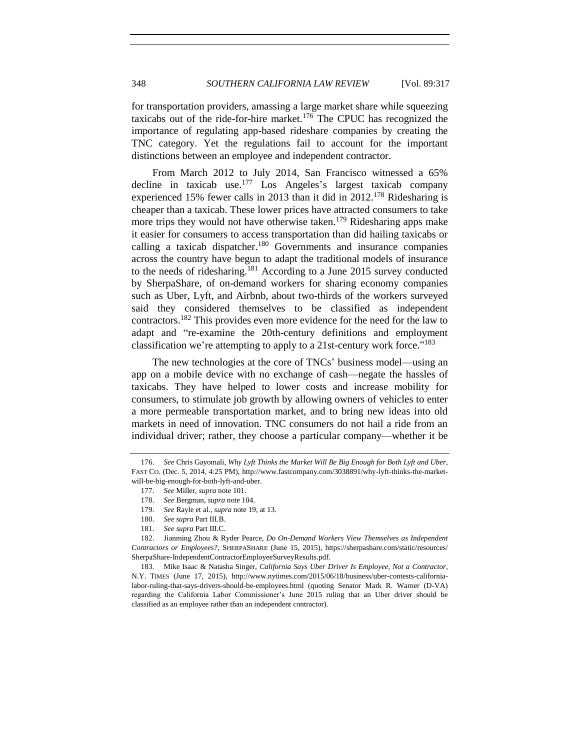for transportation providers, amassing a large market share while squeezing taxicabs out of the ride-for-hire market.[176] The CPUC has recognized the importance of regulating app-based rideshare companies by creating the TNC category. Yet the regulations fail to account for the important distinctions between an employee and independent contractor.

From March 2012 to July 2014, San Francisco witnessed a 65% decline in taxicab use.[177] Los Angeles's largest taxicab company experienced 15% fewer calls in 2013 than it did in 2012.[178] Ridesharing is cheaper than a taxicab. These lower prices have attracted consumers to take more trips they would not have otherwise taken.[179] Ridesharing apps make it easier for consumers to access transportation than did hailing taxicabs or calling a taxicab dispatcher.[180] Governments and insurance companies across the country have begun to adapt the traditional models of insurance to the needs of ridesharing.[181] According to a June 2015 survey conducted by SherpaShare, of on-demand workers for sharing economy companies such as Uber, Lyft, and Airbnb, about two-thirds of the workers surveyed said they considered themselves to be classified as independent contractors.[182] This provides even more evidence for the need for the law to adapt and "re-examine the 20th-century definitions and employment classification we're attempting to apply to a 21st-century work force."[183]

The new technologies at the core of TNCs' business model—using an app on a mobile device with no exchange of cash—negate the hassles of taxicabs. They have helped to lower costs and increase mobility for consumers, to stimulate job growth by allowing owners of vehicles to enter a more permeable transportation market, and to bring new ideas into old markets in need of innovation. TNC consumers do not hail a ride from an individual driver; rather, they choose a particular company—whether it be

---

176. *See* Chris Gayomali, *Why Lyft Thinks the Market Will Be Big Enough for Both Lyft and Uber*, FAST CO. (Dec. 5, 2014, 4:25 PM), http://www.fastcompany.com/3038891/why-lyft-thinks-the-market-will-be-big-enough-for-both-lyft-and-uber.

177. *See* Miller, *supra* note 101.

178. *See* Bergman, *supra* note 104.

179. *See* Rayle et al., *supra* note 19, at 13.

180. *See supra* Part III.B.

181. *See supra* Part III.C.

182. Jianming Zhou & Ryder Pearce, *Do On-Demand Workers View Themselves as Independent Contractors or Employees?*, SHERPASHARE (June 15, 2015), https://sherpashare.com/static/resources/SherpaShare-IndependentContractorEmployeeSurveyResults.pdf.

183. Mike Isaac & Natasha Singer, *California Says Uber Driver Is Employee, Not a Contractor*, N.Y. TIMES (June 17, 2015), http://www.nytimes.com/2015/06/18/business/uber-contests-california-labor-ruling-that-says-drivers-should-be-employees.html (quoting Senator Mark R. Warner (D-VA) regarding the California Labor Commissioner's June 2015 ruling that an Uber driver should be classified as an employee rather than an independent contractor).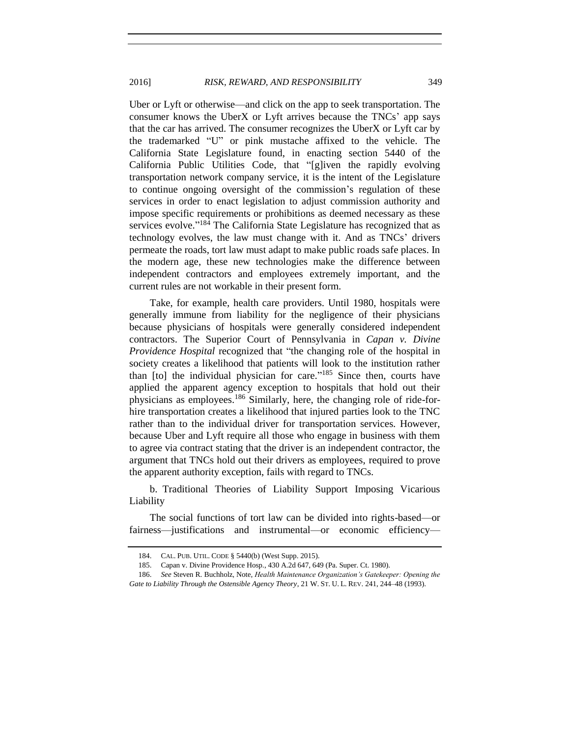Uber or Lyft or otherwise—and click on the app to seek transportation. The consumer knows the UberX or Lyft arrives because the TNCs' app says that the car has arrived. The consumer recognizes the UberX or Lyft car by the trademarked "U" or pink mustache affixed to the vehicle. The California State Legislature found, in enacting section 5440 of the California Public Utilities Code, that "[g]iven the rapidly evolving transportation network company service, it is the intent of the Legislature to continue ongoing oversight of the commission's regulation of these services in order to enact legislation to adjust commission authority and impose specific requirements or prohibitions as deemed necessary as these services evolve."[184] The California State Legislature has recognized that as technology evolves, the law must change with it. And as TNCs' drivers permeate the roads, tort law must adapt to make public roads safe places. In the modern age, these new technologies make the difference between independent contractors and employees extremely important, and the current rules are not workable in their present form.

Take, for example, health care providers. Until 1980, hospitals were generally immune from liability for the negligence of their physicians because physicians of hospitals were generally considered independent contractors. The Superior Court of Pennsylvania in *Capan v. Divine Providence Hospital* recognized that "the changing role of the hospital in society creates a likelihood that patients will look to the institution rather than [to] the individual physician for care."[185] Since then, courts have applied the apparent agency exception to hospitals that hold out their physicians as employees.[186] Similarly, here, the changing role of ride-for-hire transportation creates a likelihood that injured parties look to the TNC rather than to the individual driver for transportation services. However, because Uber and Lyft require all those who engage in business with them to agree via contract stating that the driver is an independent contractor, the argument that TNCs hold out their drivers as employees, required to prove the apparent authority exception, fails with regard to TNCs.

b. Traditional Theories of Liability Support Imposing Vicarious Liability

The social functions of tort law can be divided into rights-based—or fairness—justifications and instrumental—or economic efficiency—

184. CAL. PUB. UTIL. CODE § 5440(b) (West Supp. 2015).

185. Capan v. Divine Providence Hosp., 430 A.2d 647, 649 (Pa. Super. Ct. 1980).

186. *See* Steven R. Buchholz, Note, *Health Maintenance Organization's Gatekeeper: Opening the Gate to Liability Through the Ostensible Agency Theory*, 21 W. ST. U. L. REV. 241, 244–48 (1993).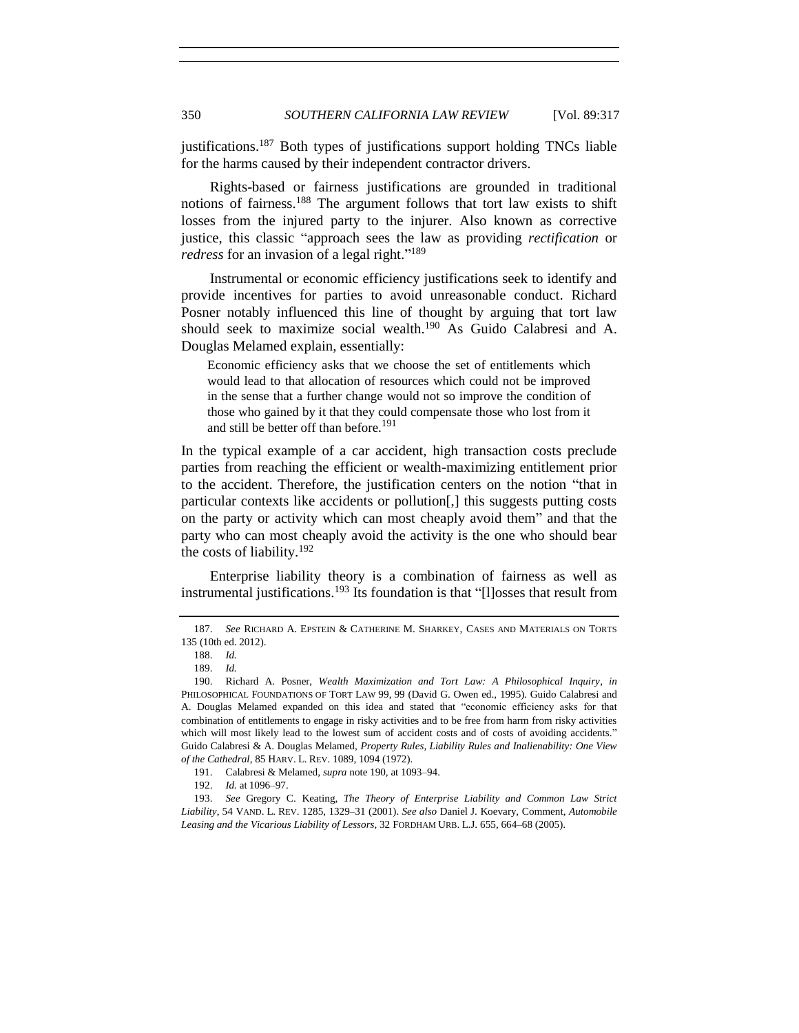justifications.[187] Both types of justifications support holding TNCs liable for the harms caused by their independent contractor drivers.

Rights-based or fairness justifications are grounded in traditional notions of fairness.[188] The argument follows that tort law exists to shift losses from the injured party to the injurer. Also known as corrective justice, this classic "approach sees the law as providing *rectification* or *redress* for an invasion of a legal right."[189]

Instrumental or economic efficiency justifications seek to identify and provide incentives for parties to avoid unreasonable conduct. Richard Posner notably influenced this line of thought by arguing that tort law should seek to maximize social wealth.[190] As Guido Calabresi and A. Douglas Melamed explain, essentially:

> Economic efficiency asks that we choose the set of entitlements which would lead to that allocation of resources which could not be improved in the sense that a further change would not so improve the condition of those who gained by it that they could compensate those who lost from it and still be better off than before.[191]

In the typical example of a car accident, high transaction costs preclude parties from reaching the efficient or wealth-maximizing entitlement prior to the accident. Therefore, the justification centers on the notion "that in particular contexts like accidents or pollution[,] this suggests putting costs on the party or activity which can most cheaply avoid them" and that the party who can most cheaply avoid the activity is the one who should bear the costs of liability.[192]

Enterprise liability theory is a combination of fairness as well as instrumental justifications.[193] Its foundation is that "[l]osses that result from

---

187. *See* RICHARD A. EPSTEIN & CATHERINE M. SHARKEY, CASES AND MATERIALS ON TORTS 135 (10th ed. 2012).

188. *Id.*

189. *Id.*

190. Richard A. Posner, *Wealth Maximization and Tort Law: A Philosophical Inquiry*, *in* PHILOSOPHICAL FOUNDATIONS OF TORT LAW 99, 99 (David G. Owen ed., 1995). Guido Calabresi and A. Douglas Melamed expanded on this idea and stated that "economic efficiency asks for that combination of entitlements to engage in risky activities and to be free from harm from risky activities which will most likely lead to the lowest sum of accident costs and of costs of avoiding accidents." Guido Calabresi & A. Douglas Melamed, *Property Rules, Liability Rules and Inalienability: One View of the Cathedral*, 85 HARV. L. REV. 1089, 1094 (1972).

191. Calabresi & Melamed, *supra* note 190, at 1093–94.

192. *Id.* at 1096–97.

193. *See* Gregory C. Keating, *The Theory of Enterprise Liability and Common Law Strict Liability*, 54 VAND. L. REV. 1285, 1329–31 (2001). *See also* Daniel J. Koevary, Comment, *Automobile Leasing and the Vicarious Liability of Lessors*, 32 FORDHAM URB. L.J. 655, 664–68 (2005).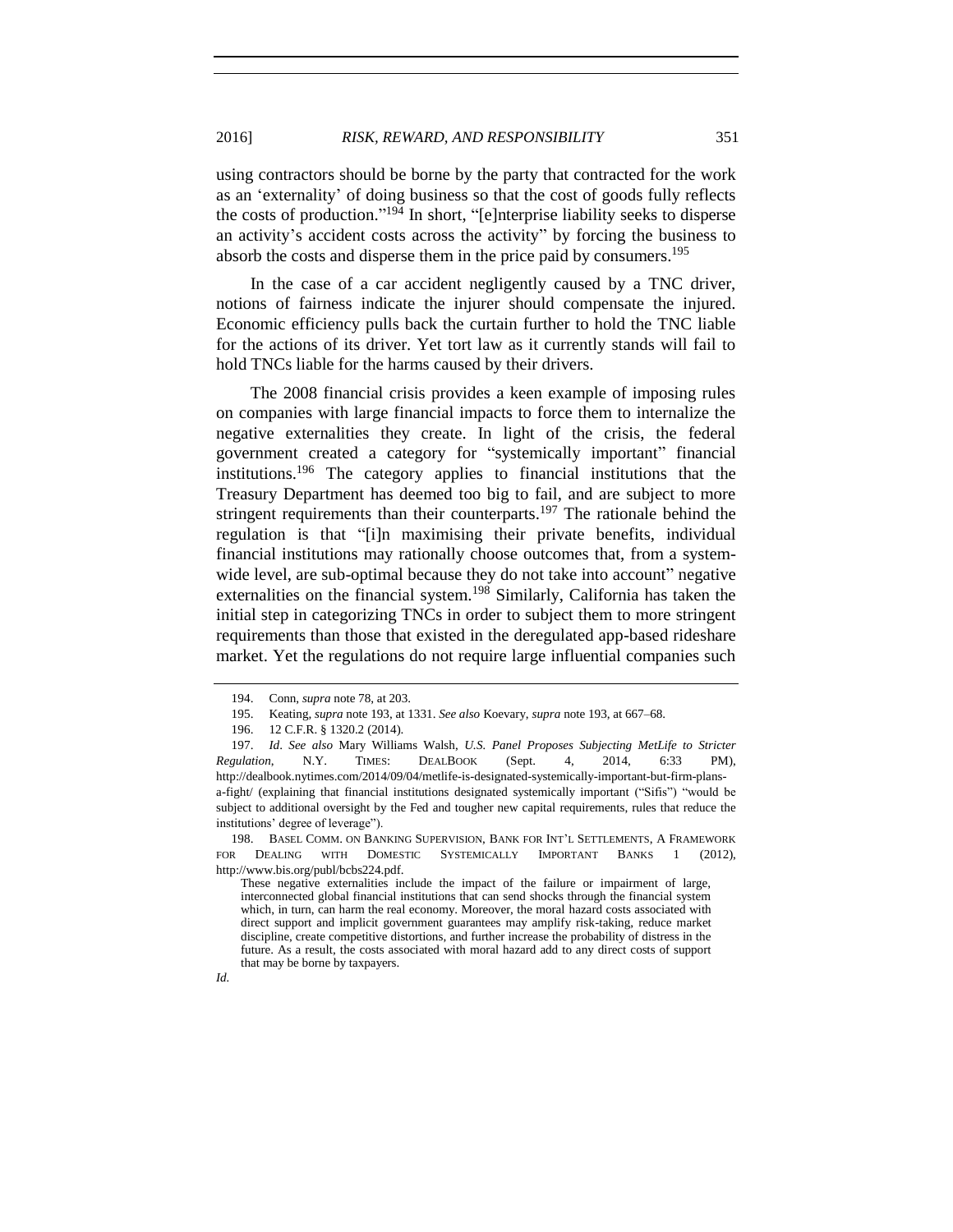using contractors should be borne by the party that contracted for the work as an 'externality' of doing business so that the cost of goods fully reflects the costs of production."[194] In short, "[e]nterprise liability seeks to disperse an activity's accident costs across the activity" by forcing the business to absorb the costs and disperse them in the price paid by consumers.[195]

In the case of a car accident negligently caused by a TNC driver, notions of fairness indicate the injurer should compensate the injured. Economic efficiency pulls back the curtain further to hold the TNC liable for the actions of its driver. Yet tort law as it currently stands will fail to hold TNCs liable for the harms caused by their drivers.

The 2008 financial crisis provides a keen example of imposing rules on companies with large financial impacts to force them to internalize the negative externalities they create. In light of the crisis, the federal government created a category for "systemically important" financial institutions.[196] The category applies to financial institutions that the Treasury Department has deemed too big to fail, and are subject to more stringent requirements than their counterparts.[197] The rationale behind the regulation is that "[i]n maximising their private benefits, individual financial institutions may rationally choose outcomes that, from a system-wide level, are sub-optimal because they do not take into account" negative externalities on the financial system.[198] Similarly, California has taken the initial step in categorizing TNCs in order to subject them to more stringent requirements than those that existed in the deregulated app-based rideshare market. Yet the regulations do not require large influential companies such

---

194. Conn, *supra* note 78, at 203.

195. Keating, *supra* note 193, at 1331. *See also* Koevary, *supra* note 193, at 667–68.

196. 12 C.F.R. § 1320.2 (2014).

197. *Id*. *See also* Mary Williams Walsh, *U.S. Panel Proposes Subjecting MetLife to Stricter Regulation*, N.Y. TIMES: DEALBOOK (Sept. 4, 2014, 6:33 PM), http://dealbook.nytimes.com/2014/09/04/metlife-is-designated-systemically-important-but-firm-plans-a-fight/ (explaining that financial institutions designated systemically important ("Sifis") "would be subject to additional oversight by the Fed and tougher new capital requirements, rules that reduce the institutions' degree of leverage").

198. BASEL COMM. ON BANKING SUPERVISION, BANK FOR INT'L SETTLEMENTS, A FRAMEWORK FOR DEALING WITH DOMESTIC SYSTEMICALLY IMPORTANT BANKS 1 (2012), http://www.bis.org/publ/bcbs224.pdf.

> These negative externalities include the impact of the failure or impairment of large, interconnected global financial institutions that can send shocks through the financial system which, in turn, can harm the real economy. Moreover, the moral hazard costs associated with direct support and implicit government guarantees may amplify risk-taking, reduce market discipline, create competitive distortions, and further increase the probability of distress in the future. As a result, the costs associated with moral hazard add to any direct costs of support that may be borne by taxpayers.

*Id.*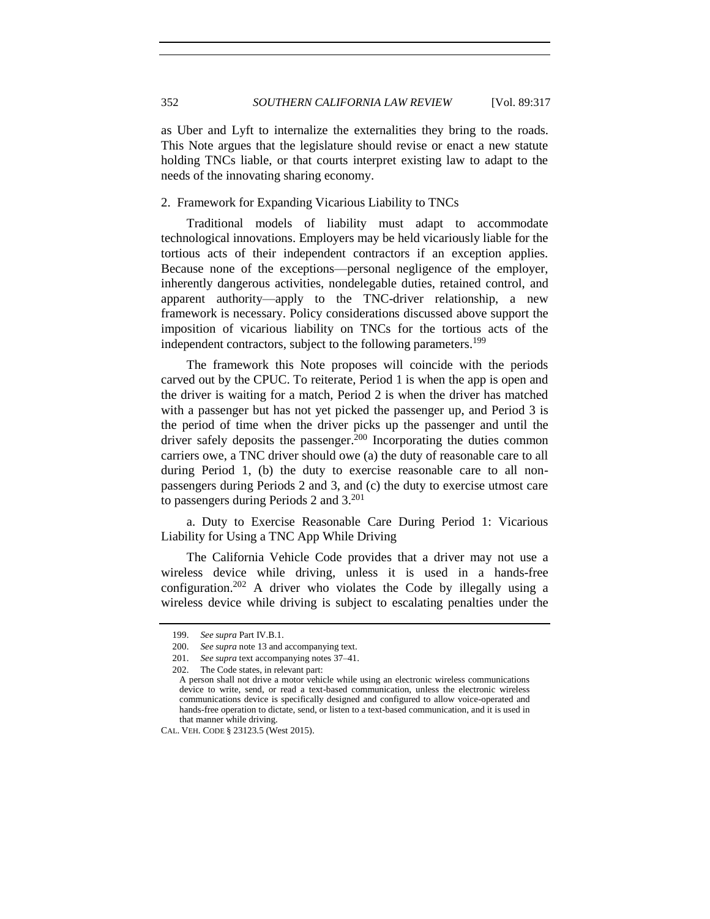as Uber and Lyft to internalize the externalities they bring to the roads. This Note argues that the legislature should revise or enact a new statute holding TNCs liable, or that courts interpret existing law to adapt to the needs of the innovating sharing economy.

### 2. Framework for Expanding Vicarious Liability to TNCs

Traditional models of liability must adapt to accommodate technological innovations. Employers may be held vicariously liable for the tortious acts of their independent contractors if an exception applies. Because none of the exceptions—personal negligence of the employer, inherently dangerous activities, nondelegable duties, retained control, and apparent authority—apply to the TNC-driver relationship, a new framework is necessary. Policy considerations discussed above support the imposition of vicarious liability on TNCs for the tortious acts of the independent contractors, subject to the following parameters.[199]

The framework this Note proposes will coincide with the periods carved out by the CPUC. To reiterate, Period 1 is when the app is open and the driver is waiting for a match, Period 2 is when the driver has matched with a passenger but has not yet picked the passenger up, and Period 3 is the period of time when the driver picks up the passenger and until the driver safely deposits the passenger.[200] Incorporating the duties common carriers owe, a TNC driver should owe (a) the duty of reasonable care to all during Period 1, (b) the duty to exercise reasonable care to all non-passengers during Periods 2 and 3, and (c) the duty to exercise utmost care to passengers during Periods 2 and 3.[201]

#### a. Duty to Exercise Reasonable Care During Period 1: Vicarious Liability for Using a TNC App While Driving

The California Vehicle Code provides that a driver may not use a wireless device while driving, unless it is used in a hands-free configuration.[202] A driver who violates the Code by illegally using a wireless device while driving is subject to escalating penalties under the

---

199. *See supra* Part IV.B.1.

200. *See supra* note 13 and accompanying text.

201. *See supra* text accompanying notes 37–41.

202. The Code states, in relevant part:

> A person shall not drive a motor vehicle while using an electronic wireless communications device to write, send, or read a text-based communication, unless the electronic wireless communications device is specifically designed and configured to allow voice-operated and hands-free operation to dictate, send, or listen to a text-based communication, and it is used in that manner while driving.

CAL. VEH. CODE § 23123.5 (West 2015).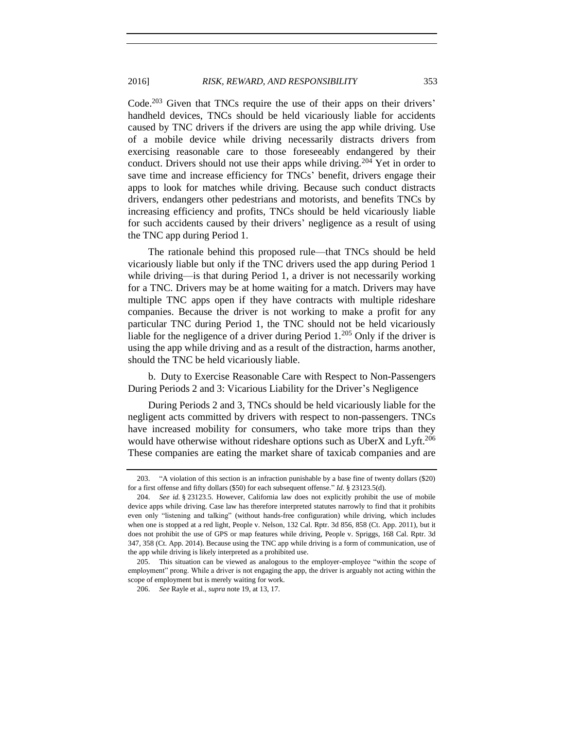Code.[203] Given that TNCs require the use of their apps on their drivers' handheld devices, TNCs should be held vicariously liable for accidents caused by TNC drivers if the drivers are using the app while driving. Use of a mobile device while driving necessarily distracts drivers from exercising reasonable care to those foreseeably endangered by their conduct. Drivers should not use their apps while driving.[204] Yet in order to save time and increase efficiency for TNCs' benefit, drivers engage their apps to look for matches while driving. Because such conduct distracts drivers, endangers other pedestrians and motorists, and benefits TNCs by increasing efficiency and profits, TNCs should be held vicariously liable for such accidents caused by their drivers' negligence as a result of using the TNC app during Period 1.

The rationale behind this proposed rule—that TNCs should be held vicariously liable but only if the TNC drivers used the app during Period 1 while driving—is that during Period 1, a driver is not necessarily working for a TNC. Drivers may be at home waiting for a match. Drivers may have multiple TNC apps open if they have contracts with multiple rideshare companies. Because the driver is not working to make a profit for any particular TNC during Period 1, the TNC should not be held vicariously liable for the negligence of a driver during Period 1.[205] Only if the driver is using the app while driving and as a result of the distraction, harms another, should the TNC be held vicariously liable.

b. Duty to Exercise Reasonable Care with Respect to Non-Passengers During Periods 2 and 3: Vicarious Liability for the Driver's Negligence

During Periods 2 and 3, TNCs should be held vicariously liable for the negligent acts committed by drivers with respect to non-passengers. TNCs have increased mobility for consumers, who take more trips than they would have otherwise without rideshare options such as UberX and Lyft.[206] These companies are eating the market share of taxicab companies and are

203. "A violation of this section is an infraction punishable by a base fine of twenty dollars ($20) for a first offense and fifty dollars ($50) for each subsequent offense." *Id.* § 23123.5(d).

204. *See id.* § 23123.5. However, California law does not explicitly prohibit the use of mobile device apps while driving. Case law has therefore interpreted statutes narrowly to find that it prohibits even only "listening and talking" (without hands-free configuration) while driving, which includes when one is stopped at a red light, People v. Nelson, 132 Cal. Rptr. 3d 856, 858 (Ct. App. 2011), but it does not prohibit the use of GPS or map features while driving, People v. Spriggs, 168 Cal. Rptr. 3d 347, 358 (Ct. App. 2014). Because using the TNC app while driving is a form of communication, use of the app while driving is likely interpreted as a prohibited use.

205. This situation can be viewed as analogous to the employer-employee "within the scope of employment" prong. While a driver is not engaging the app, the driver is arguably not acting within the scope of employment but is merely waiting for work.

206. *See* Rayle et al., *supra* note 19, at 13, 17.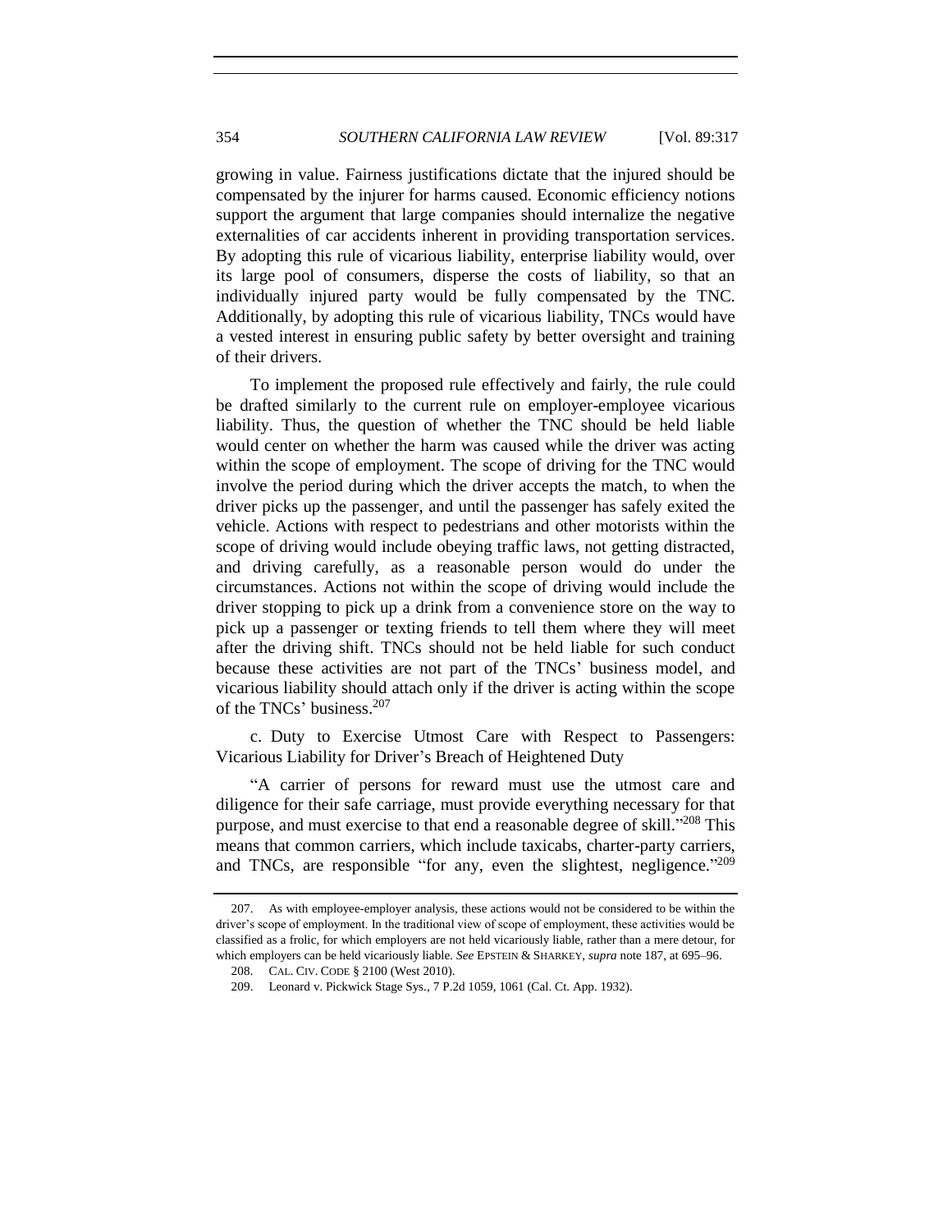growing in value. Fairness justifications dictate that the injured should be compensated by the injurer for harms caused. Economic efficiency notions support the argument that large companies should internalize the negative externalities of car accidents inherent in providing transportation services. By adopting this rule of vicarious liability, enterprise liability would, over its large pool of consumers, disperse the costs of liability, so that an individually injured party would be fully compensated by the TNC. Additionally, by adopting this rule of vicarious liability, TNCs would have a vested interest in ensuring public safety by better oversight and training of their drivers.

To implement the proposed rule effectively and fairly, the rule could be drafted similarly to the current rule on employer-employee vicarious liability. Thus, the question of whether the TNC should be held liable would center on whether the harm was caused while the driver was acting within the scope of employment. The scope of driving for the TNC would involve the period during which the driver accepts the match, to when the driver picks up the passenger, and until the passenger has safely exited the vehicle. Actions with respect to pedestrians and other motorists within the scope of driving would include obeying traffic laws, not getting distracted, and driving carefully, as a reasonable person would do under the circumstances. Actions not within the scope of driving would include the driver stopping to pick up a drink from a convenience store on the way to pick up a passenger or texting friends to tell them where they will meet after the driving shift. TNCs should not be held liable for such conduct because these activities are not part of the TNCs' business model, and vicarious liability should attach only if the driver is acting within the scope of the TNCs' business.[207]

c. Duty to Exercise Utmost Care with Respect to Passengers: Vicarious Liability for Driver's Breach of Heightened Duty

"A carrier of persons for reward must use the utmost care and diligence for their safe carriage, must provide everything necessary for that purpose, and must exercise to that end a reasonable degree of skill."[208] This means that common carriers, which include taxicabs, charter-party carriers, and TNCs, are responsible "for any, even the slightest, negligence."[209]

---

207. As with employee-employer analysis, these actions would not be considered to be within the driver's scope of employment. In the traditional view of scope of employment, these activities would be classified as a frolic, for which employers are not held vicariously liable, rather than a mere detour, for which employers can be held vicariously liable. *See* EPSTEIN & SHARKEY, *supra* note 187, at 695–96.

208. CAL. CIV. CODE § 2100 (West 2010).

209. Leonard v. Pickwick Stage Sys., 7 P.2d 1059, 1061 (Cal. Ct. App. 1932).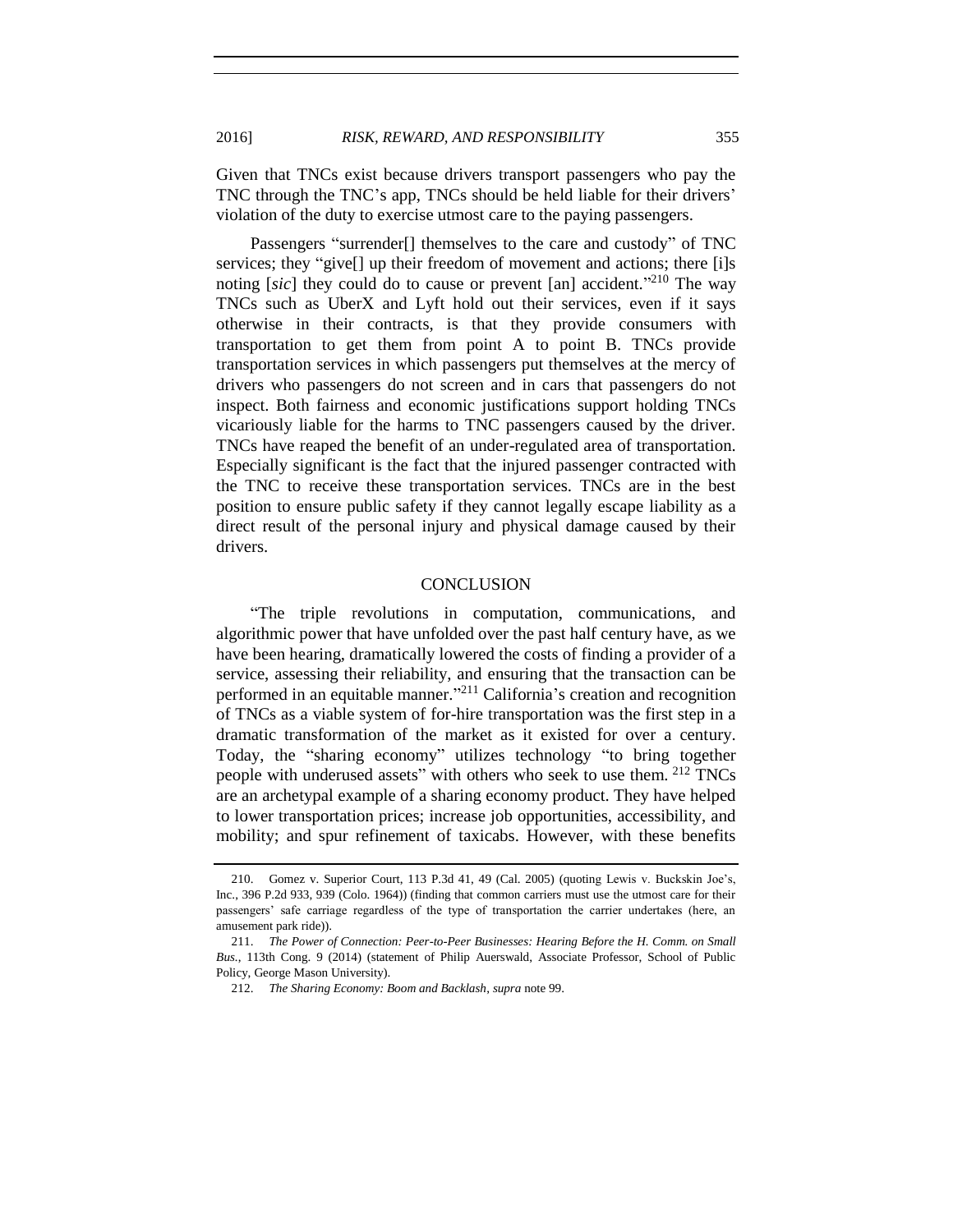Given that TNCs exist because drivers transport passengers who pay the TNC through the TNC's app, TNCs should be held liable for their drivers' violation of the duty to exercise utmost care to the paying passengers.

Passengers "surrender[] themselves to the care and custody" of TNC services; they "give[] up their freedom of movement and actions; there [i]s noting [*sic*] they could do to cause or prevent [an] accident."[210] The way TNCs such as UberX and Lyft hold out their services, even if it says otherwise in their contracts, is that they provide consumers with transportation to get them from point A to point B. TNCs provide transportation services in which passengers put themselves at the mercy of drivers who passengers do not screen and in cars that passengers do not inspect. Both fairness and economic justifications support holding TNCs vicariously liable for the harms to TNC passengers caused by the driver. TNCs have reaped the benefit of an under-regulated area of transportation. Especially significant is the fact that the injured passenger contracted with the TNC to receive these transportation services. TNCs are in the best position to ensure public safety if they cannot legally escape liability as a direct result of the personal injury and physical damage caused by their drivers.

## CONCLUSION

"The triple revolutions in computation, communications, and algorithmic power that have unfolded over the past half century have, as we have been hearing, dramatically lowered the costs of finding a provider of a service, assessing their reliability, and ensuring that the transaction can be performed in an equitable manner."[211] California's creation and recognition of TNCs as a viable system of for-hire transportation was the first step in a dramatic transformation of the market as it existed for over a century. Today, the "sharing economy" utilizes technology "to bring together people with underused assets" with others who seek to use them.[212] TNCs are an archetypal example of a sharing economy product. They have helped to lower transportation prices; increase job opportunities, accessibility, and mobility; and spur refinement of taxicabs. However, with these benefits

---

210. Gomez v. Superior Court, 113 P.3d 41, 49 (Cal. 2005) (quoting Lewis v. Buckskin Joe's, Inc., 396 P.2d 933, 939 (Colo. 1964)) (finding that common carriers must use the utmost care for their passengers' safe carriage regardless of the type of transportation the carrier undertakes (here, an amusement park ride)).

211. *The Power of Connection: Peer-to-Peer Businesses: Hearing Before the H. Comm. on Small Bus.*, 113th Cong. 9 (2014) (statement of Philip Auerswald, Associate Professor, School of Public Policy, George Mason University).

212. *The Sharing Economy: Boom and Backlash*, *supra* note 99.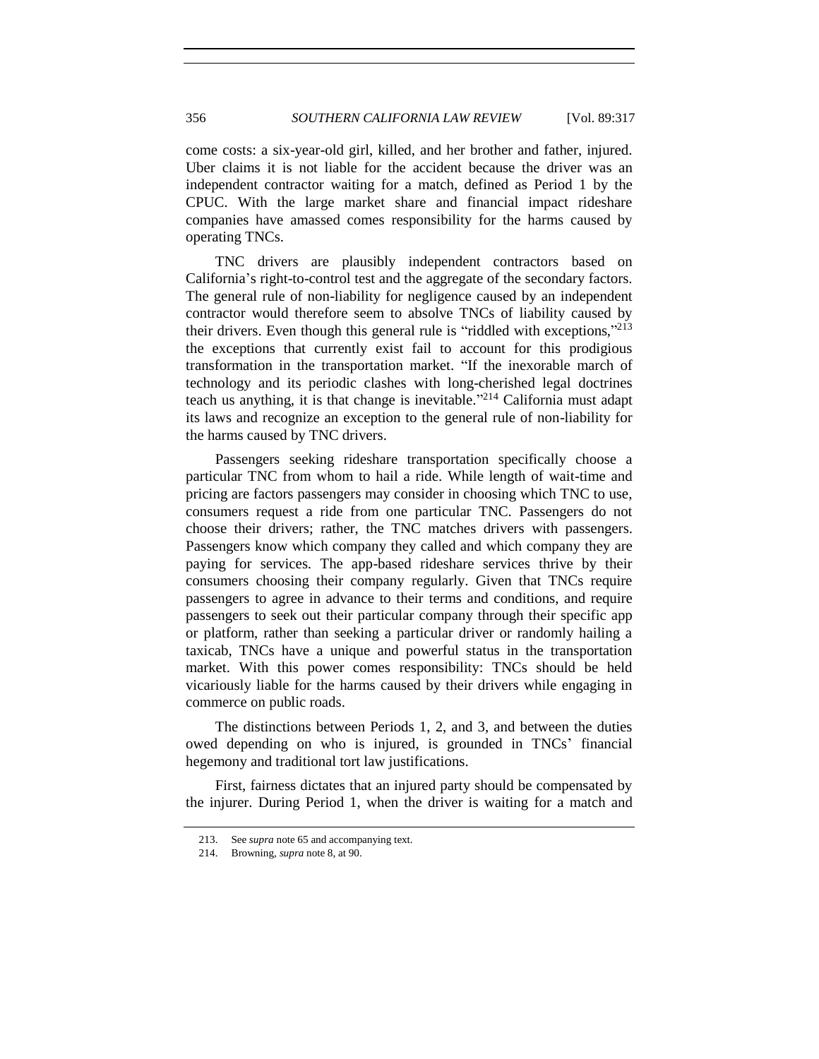come costs: a six-year-old girl, killed, and her brother and father, injured. Uber claims it is not liable for the accident because the driver was an independent contractor waiting for a match, defined as Period 1 by the CPUC. With the large market share and financial impact rideshare companies have amassed comes responsibility for the harms caused by operating TNCs.

TNC drivers are plausibly independent contractors based on California's right-to-control test and the aggregate of the secondary factors. The general rule of non-liability for negligence caused by an independent contractor would therefore seem to absolve TNCs of liability caused by their drivers. Even though this general rule is "riddled with exceptions,"[213] the exceptions that currently exist fail to account for this prodigious transformation in the transportation market. "If the inexorable march of technology and its periodic clashes with long-cherished legal doctrines teach us anything, it is that change is inevitable."[214] California must adapt its laws and recognize an exception to the general rule of non-liability for the harms caused by TNC drivers.

Passengers seeking rideshare transportation specifically choose a particular TNC from whom to hail a ride. While length of wait-time and pricing are factors passengers may consider in choosing which TNC to use, consumers request a ride from one particular TNC. Passengers do not choose their drivers; rather, the TNC matches drivers with passengers. Passengers know which company they called and which company they are paying for services. The app-based rideshare services thrive by their consumers choosing their company regularly. Given that TNCs require passengers to agree in advance to their terms and conditions, and require passengers to seek out their particular company through their specific app or platform, rather than seeking a particular driver or randomly hailing a taxicab, TNCs have a unique and powerful status in the transportation market. With this power comes responsibility: TNCs should be held vicariously liable for the harms caused by their drivers while engaging in commerce on public roads.

The distinctions between Periods 1, 2, and 3, and between the duties owed depending on who is injured, is grounded in TNCs' financial hegemony and traditional tort law justifications.

First, fairness dictates that an injured party should be compensated by the injurer. During Period 1, when the driver is waiting for a match and

---

213. See *supra* note 65 and accompanying text.

214. Browning, *supra* note 8, at 90.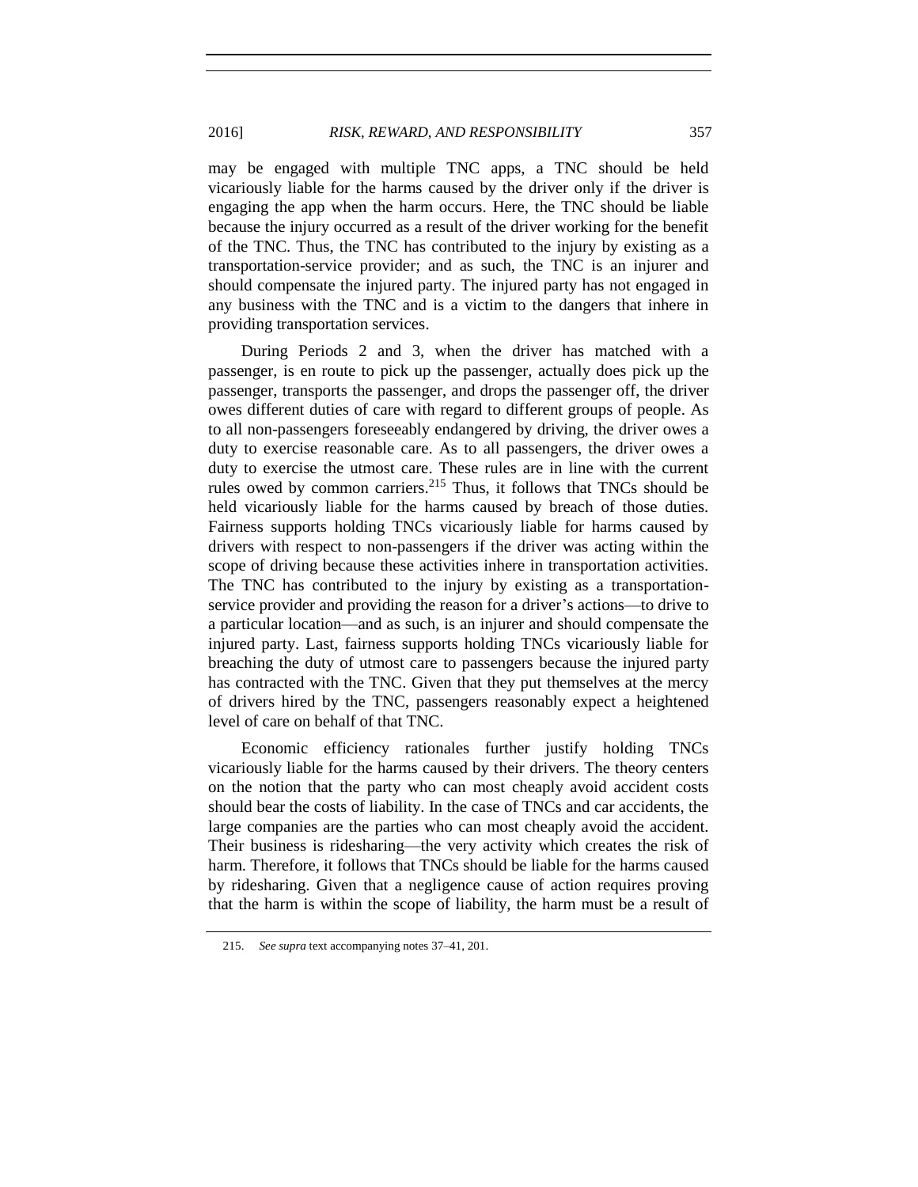may be engaged with multiple TNC apps, a TNC should be held vicariously liable for the harms caused by the driver only if the driver is engaging the app when the harm occurs. Here, the TNC should be liable because the injury occurred as a result of the driver working for the benefit of the TNC. Thus, the TNC has contributed to the injury by existing as a transportation-service provider; and as such, the TNC is an injurer and should compensate the injured party. The injured party has not engaged in any business with the TNC and is a victim to the dangers that inhere in providing transportation services.

During Periods 2 and 3, when the driver has matched with a passenger, is en route to pick up the passenger, actually does pick up the passenger, transports the passenger, and drops the passenger off, the driver owes different duties of care with regard to different groups of people. As to all non-passengers foreseeably endangered by driving, the driver owes a duty to exercise reasonable care. As to all passengers, the driver owes a duty to exercise the utmost care. These rules are in line with the current rules owed by common carriers.[215] Thus, it follows that TNCs should be held vicariously liable for the harms caused by breach of those duties. Fairness supports holding TNCs vicariously liable for harms caused by drivers with respect to non-passengers if the driver was acting within the scope of driving because these activities inhere in transportation activities. The TNC has contributed to the injury by existing as a transportation-service provider and providing the reason for a driver's actions—to drive to a particular location—and as such, is an injurer and should compensate the injured party. Last, fairness supports holding TNCs vicariously liable for breaching the duty of utmost care to passengers because the injured party has contracted with the TNC. Given that they put themselves at the mercy of drivers hired by the TNC, passengers reasonably expect a heightened level of care on behalf of that TNC.

Economic efficiency rationales further justify holding TNCs vicariously liable for the harms caused by their drivers. The theory centers on the notion that the party who can most cheaply avoid accident costs should bear the costs of liability. In the case of TNCs and car accidents, the large companies are the parties who can most cheaply avoid the accident. Their business is ridesharing—the very activity which creates the risk of harm. Therefore, it follows that TNCs should be liable for the harms caused by ridesharing. Given that a negligence cause of action requires proving that the harm is within the scope of liability, the harm must be a result of

215. *See supra* text accompanying notes 37–41, 201.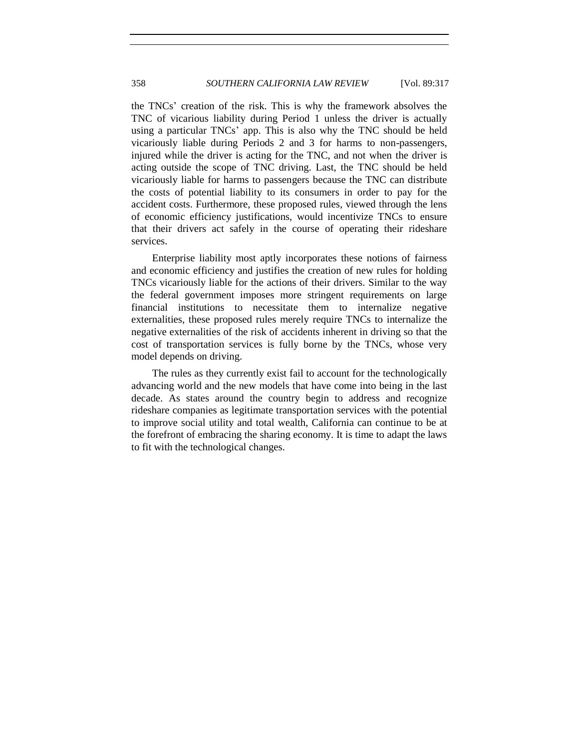the TNCs' creation of the risk. This is why the framework absolves the TNC of vicarious liability during Period 1 unless the driver is actually using a particular TNCs' app. This is also why the TNC should be held vicariously liable during Periods 2 and 3 for harms to non-passengers, injured while the driver is acting for the TNC, and not when the driver is acting outside the scope of TNC driving. Last, the TNC should be held vicariously liable for harms to passengers because the TNC can distribute the costs of potential liability to its consumers in order to pay for the accident costs. Furthermore, these proposed rules, viewed through the lens of economic efficiency justifications, would incentivize TNCs to ensure that their drivers act safely in the course of operating their rideshare services.

Enterprise liability most aptly incorporates these notions of fairness and economic efficiency and justifies the creation of new rules for holding TNCs vicariously liable for the actions of their drivers. Similar to the way the federal government imposes more stringent requirements on large financial institutions to necessitate them to internalize negative externalities, these proposed rules merely require TNCs to internalize the negative externalities of the risk of accidents inherent in driving so that the cost of transportation services is fully borne by the TNCs, whose very model depends on driving.

The rules as they currently exist fail to account for the technologically advancing world and the new models that have come into being in the last decade. As states around the country begin to address and recognize rideshare companies as legitimate transportation services with the potential to improve social utility and total wealth, California can continue to be at the forefront of embracing the sharing economy. It is time to adapt the laws to fit with the technological changes.